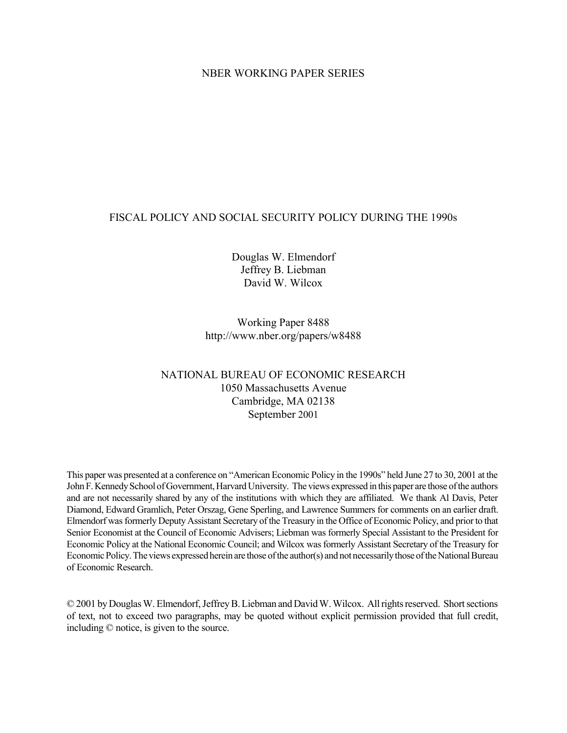NBER WORKING PAPER SERIES

# FISCAL POLICY AND SOCIAL SECURITY POLICY DURING THE 1990s

Douglas W. Elmendorf
Jeffrey B. Liebman
David W. Wilcox

Working Paper 8488
http://www.nber.org/papers/w8488

NATIONAL BUREAU OF ECONOMIC RESEARCH
1050 Massachusetts Avenue
Cambridge, MA 02138
September 2001

This paper was presented at a conference on "American Economic Policy in the 1990s" held June 27 to 30, 2001 at the John F. Kennedy School of Government, Harvard University. The views expressed in this paper are those of the authors and are not necessarily shared by any of the institutions with which they are affiliated. We thank Al Davis, Peter Diamond, Edward Gramlich, Peter Orszag, Gene Sperling, and Lawrence Summers for comments on an earlier draft. Elmendorf was formerly Deputy Assistant Secretary of the Treasury in the Office of Economic Policy, and prior to that Senior Economist at the Council of Economic Advisers; Liebman was formerly Special Assistant to the President for Economic Policy at the National Economic Council; and Wilcox was formerly Assistant Secretary of the Treasury for Economic Policy. The views expressed herein are those of the author(s) and not necessarily those of the National Bureau of Economic Research.

© 2001 by Douglas W. Elmendorf, Jeffrey B. Liebman and David W. Wilcox. All rights reserved. Short sections of text, not to exceed two paragraphs, may be quoted without explicit permission provided that full credit, including © notice, is given to the source.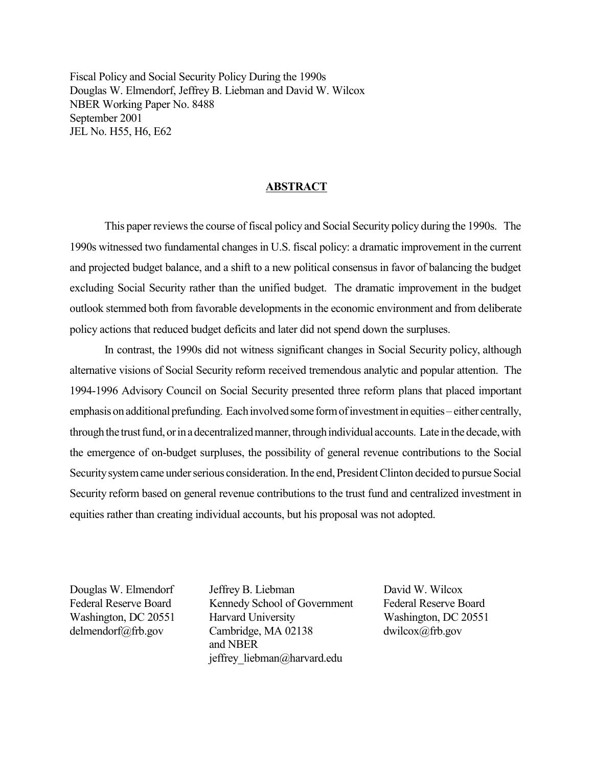Fiscal Policy and Social Security Policy During the 1990s
Douglas W. Elmendorf, Jeffrey B. Liebman and David W. Wilcox
NBER Working Paper No. 8488
September 2001
JEL No. H55, H6, E62

## ABSTRACT

This paper reviews the course of fiscal policy and Social Security policy during the 1990s. The 1990s witnessed two fundamental changes in U.S. fiscal policy: a dramatic improvement in the current and projected budget balance, and a shift to a new political consensus in favor of balancing the budget excluding Social Security rather than the unified budget. The dramatic improvement in the budget outlook stemmed both from favorable developments in the economic environment and from deliberate policy actions that reduced budget deficits and later did not spend down the surpluses.

In contrast, the 1990s did not witness significant changes in Social Security policy, although alternative visions of Social Security reform received tremendous analytic and popular attention. The 1994-1996 Advisory Council on Social Security presented three reform plans that placed important emphasis on additional prefunding. Each involved some form of investment in equities – either centrally, through the trust fund, or in a decentralized manner, through individual accounts. Late in the decade, with the emergence of on-budget surpluses, the possibility of general revenue contributions to the Social Security system came under serious consideration. In the end, President Clinton decided to pursue Social Security reform based on general revenue contributions to the trust fund and centralized investment in equities rather than creating individual accounts, but his proposal was not adopted.

Douglas W. Elmendorf
Federal Reserve Board
Washington, DC 20551
delmendorf@frb.gov

Jeffrey B. Liebman
Kennedy School of Government
Harvard University
Cambridge, MA 02138
and NBER
jeffrey_liebman@harvard.edu

David W. Wilcox
Federal Reserve Board
Washington, DC 20551
dwilcox@frb.gov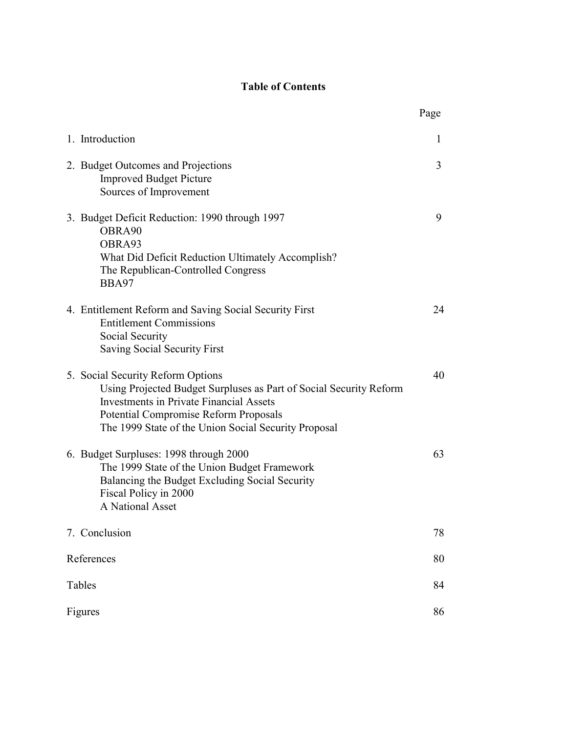# Table of Contents

| | Page |
|---|---|
| 1. Introduction | 1 |
| 2. Budget Outcomes and Projections | 3 |
| Improved Budget Picture | |
| Sources of Improvement | |
| 3. Budget Deficit Reduction: 1990 through 1997 | 9 |
| OBRA90 | |
| OBRA93 | |
| What Did Deficit Reduction Ultimately Accomplish? | |
| The Republican-Controlled Congress | |
| BBA97 | |
| 4. Entitlement Reform and Saving Social Security First | 24 |
| Entitlement Commissions | |
| Social Security | |
| Saving Social Security First | |
| 5. Social Security Reform Options | 40 |
| Using Projected Budget Surpluses as Part of Social Security Reform | |
| Investments in Private Financial Assets | |
| Potential Compromise Reform Proposals | |
| The 1999 State of the Union Social Security Proposal | |
| 6. Budget Surpluses: 1998 through 2000 | 63 |
| The 1999 State of the Union Budget Framework | |
| Balancing the Budget Excluding Social Security | |
| Fiscal Policy in 2000 | |
| A National Asset | |
| 7. Conclusion | 78 |
| References | 80 |
| Tables | 84 |
| Figures | 86 |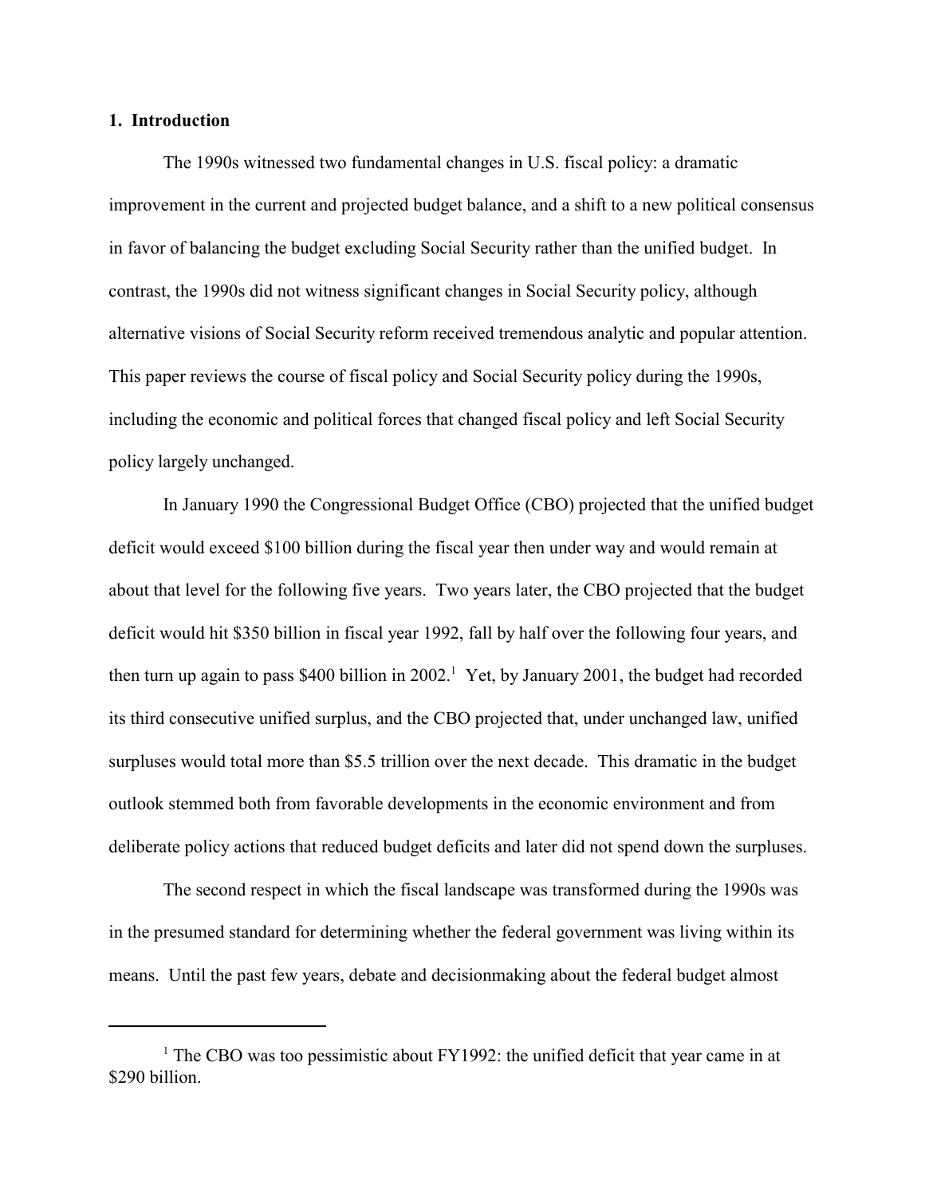## 1. Introduction

The 1990s witnessed two fundamental changes in U.S. fiscal policy: a dramatic improvement in the current and projected budget balance, and a shift to a new political consensus in favor of balancing the budget excluding Social Security rather than the unified budget. In contrast, the 1990s did not witness significant changes in Social Security policy, although alternative visions of Social Security reform received tremendous analytic and popular attention. This paper reviews the course of fiscal policy and Social Security policy during the 1990s, including the economic and political forces that changed fiscal policy and left Social Security policy largely unchanged.

In January 1990 the Congressional Budget Office (CBO) projected that the unified budget deficit would exceed $100 billion during the fiscal year then under way and would remain at about that level for the following five years. Two years later, the CBO projected that the budget deficit would hit $350 billion in fiscal year 1992, fall by half over the following four years, and then turn up again to pass $400 billion in 2002.[1] Yet, by January 2001, the budget had recorded its third consecutive unified surplus, and the CBO projected that, under unchanged law, unified surpluses would total more than $5.5 trillion over the next decade. This dramatic in the budget outlook stemmed both from favorable developments in the economic environment and from deliberate policy actions that reduced budget deficits and later did not spend down the surpluses.

The second respect in which the fiscal landscape was transformed during the 1990s was in the presumed standard for determining whether the federal government was living within its means. Until the past few years, debate and decisionmaking about the federal budget almost

---

[1] The CBO was too pessimistic about FY1992: the unified deficit that year came in at $290 billion.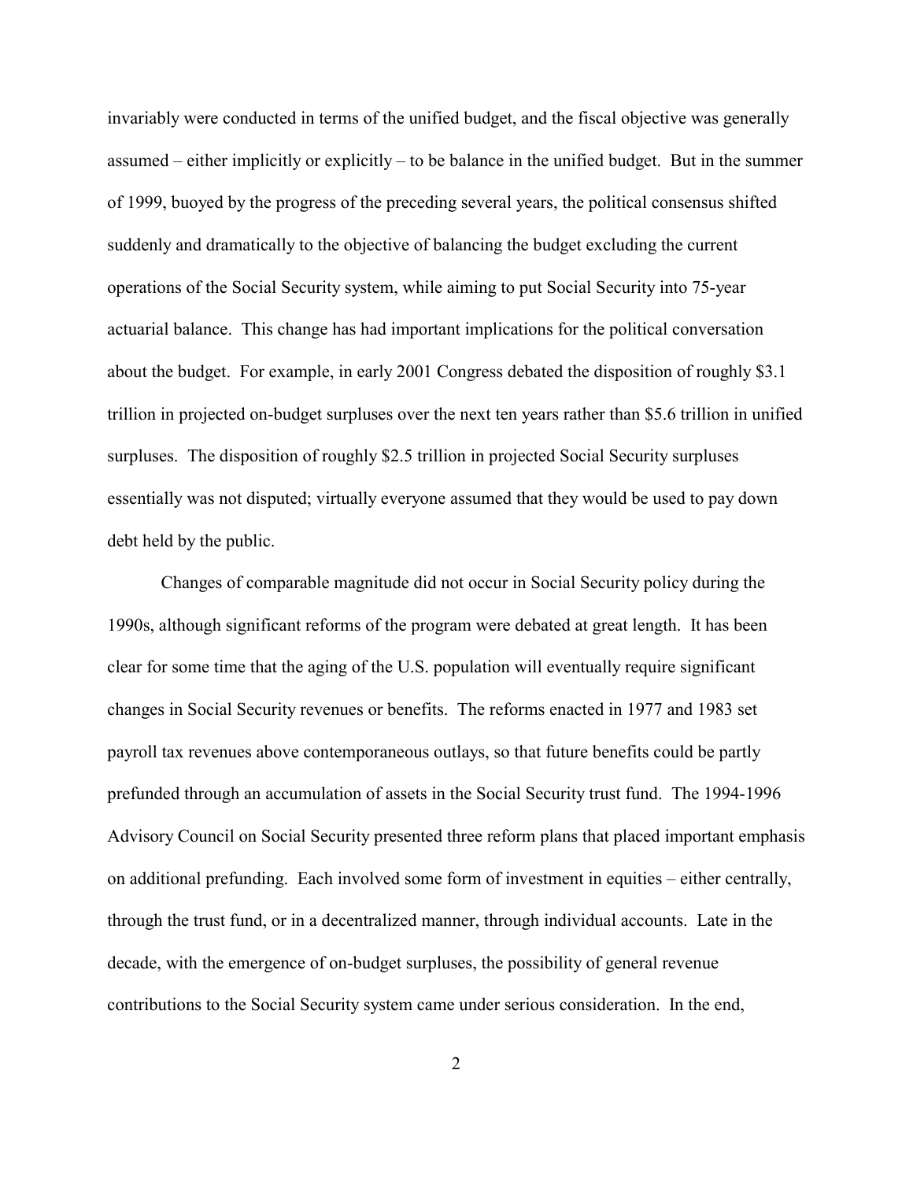invariably were conducted in terms of the unified budget, and the fiscal objective was generally assumed – either implicitly or explicitly – to be balance in the unified budget. But in the summer of 1999, buoyed by the progress of the preceding several years, the political consensus shifted suddenly and dramatically to the objective of balancing the budget excluding the current operations of the Social Security system, while aiming to put Social Security into 75-year actuarial balance. This change has had important implications for the political conversation about the budget. For example, in early 2001 Congress debated the disposition of roughly $3.1 trillion in projected on-budget surpluses over the next ten years rather than $5.6 trillion in unified surpluses. The disposition of roughly $2.5 trillion in projected Social Security surpluses essentially was not disputed; virtually everyone assumed that they would be used to pay down debt held by the public.

Changes of comparable magnitude did not occur in Social Security policy during the 1990s, although significant reforms of the program were debated at great length. It has been clear for some time that the aging of the U.S. population will eventually require significant changes in Social Security revenues or benefits. The reforms enacted in 1977 and 1983 set payroll tax revenues above contemporaneous outlays, so that future benefits could be partly prefunded through an accumulation of assets in the Social Security trust fund. The 1994-1996 Advisory Council on Social Security presented three reform plans that placed important emphasis on additional prefunding. Each involved some form of investment in equities – either centrally, through the trust fund, or in a decentralized manner, through individual accounts. Late in the decade, with the emergence of on-budget surpluses, the possibility of general revenue contributions to the Social Security system came under serious consideration. In the end,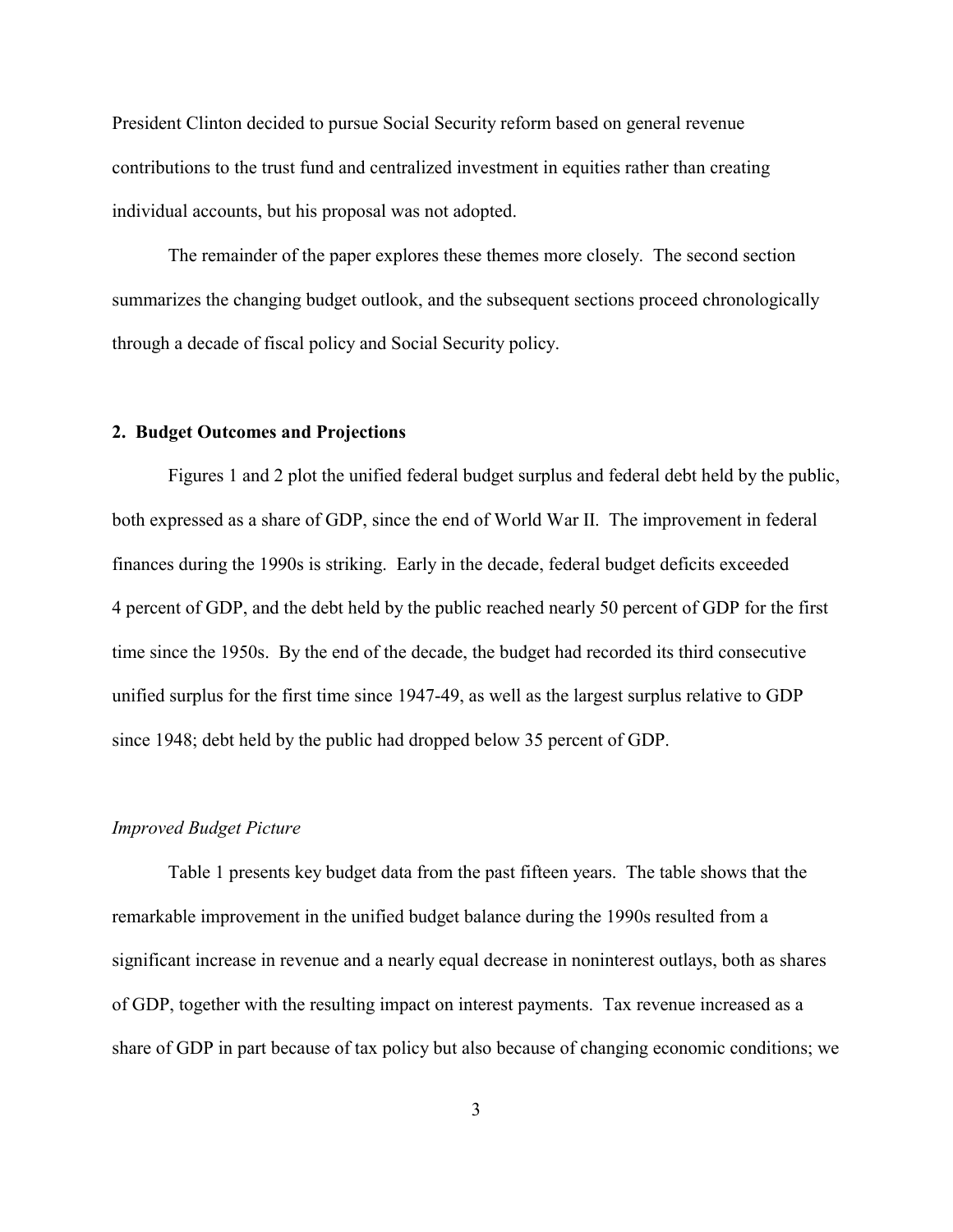President Clinton decided to pursue Social Security reform based on general revenue contributions to the trust fund and centralized investment in equities rather than creating individual accounts, but his proposal was not adopted.

The remainder of the paper explores these themes more closely. The second section summarizes the changing budget outlook, and the subsequent sections proceed chronologically through a decade of fiscal policy and Social Security policy.

## 2. Budget Outcomes and Projections

Figures 1 and 2 plot the unified federal budget surplus and federal debt held by the public, both expressed as a share of GDP, since the end of World War II. The improvement in federal finances during the 1990s is striking. Early in the decade, federal budget deficits exceeded 4 percent of GDP, and the debt held by the public reached nearly 50 percent of GDP for the first time since the 1950s. By the end of the decade, the budget had recorded its third consecutive unified surplus for the first time since 1947-49, as well as the largest surplus relative to GDP since 1948; debt held by the public had dropped below 35 percent of GDP.

### *Improved Budget Picture*

Table 1 presents key budget data from the past fifteen years. The table shows that the remarkable improvement in the unified budget balance during the 1990s resulted from a significant increase in revenue and a nearly equal decrease in noninterest outlays, both as shares of GDP, together with the resulting impact on interest payments. Tax revenue increased as a share of GDP in part because of tax policy but also because of changing economic conditions; we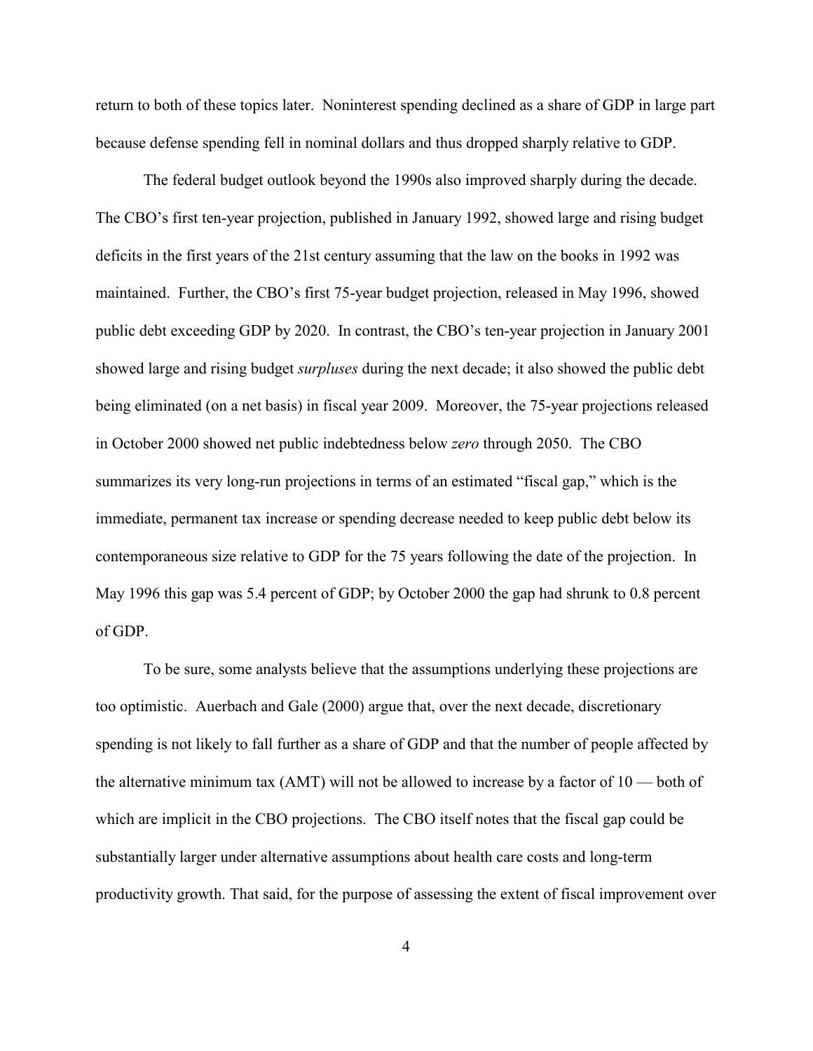return to both of these topics later. Noninterest spending declined as a share of GDP in large part because defense spending fell in nominal dollars and thus dropped sharply relative to GDP.

The federal budget outlook beyond the 1990s also improved sharply during the decade. The CBO's first ten-year projection, published in January 1992, showed large and rising budget deficits in the first years of the 21st century assuming that the law on the books in 1992 was maintained. Further, the CBO's first 75-year budget projection, released in May 1996, showed public debt exceeding GDP by 2020. In contrast, the CBO's ten-year projection in January 2001 showed large and rising budget *surpluses* during the next decade; it also showed the public debt being eliminated (on a net basis) in fiscal year 2009. Moreover, the 75-year projections released in October 2000 showed net public indebtedness below *zero* through 2050. The CBO summarizes its very long-run projections in terms of an estimated "fiscal gap," which is the immediate, permanent tax increase or spending decrease needed to keep public debt below its contemporaneous size relative to GDP for the 75 years following the date of the projection. In May 1996 this gap was 5.4 percent of GDP; by October 2000 the gap had shrunk to 0.8 percent of GDP.

To be sure, some analysts believe that the assumptions underlying these projections are too optimistic. Auerbach and Gale (2000) argue that, over the next decade, discretionary spending is not likely to fall further as a share of GDP and that the number of people affected by the alternative minimum tax (AMT) will not be allowed to increase by a factor of 10 — both of which are implicit in the CBO projections. The CBO itself notes that the fiscal gap could be substantially larger under alternative assumptions about health care costs and long-term productivity growth. That said, for the purpose of assessing the extent of fiscal improvement over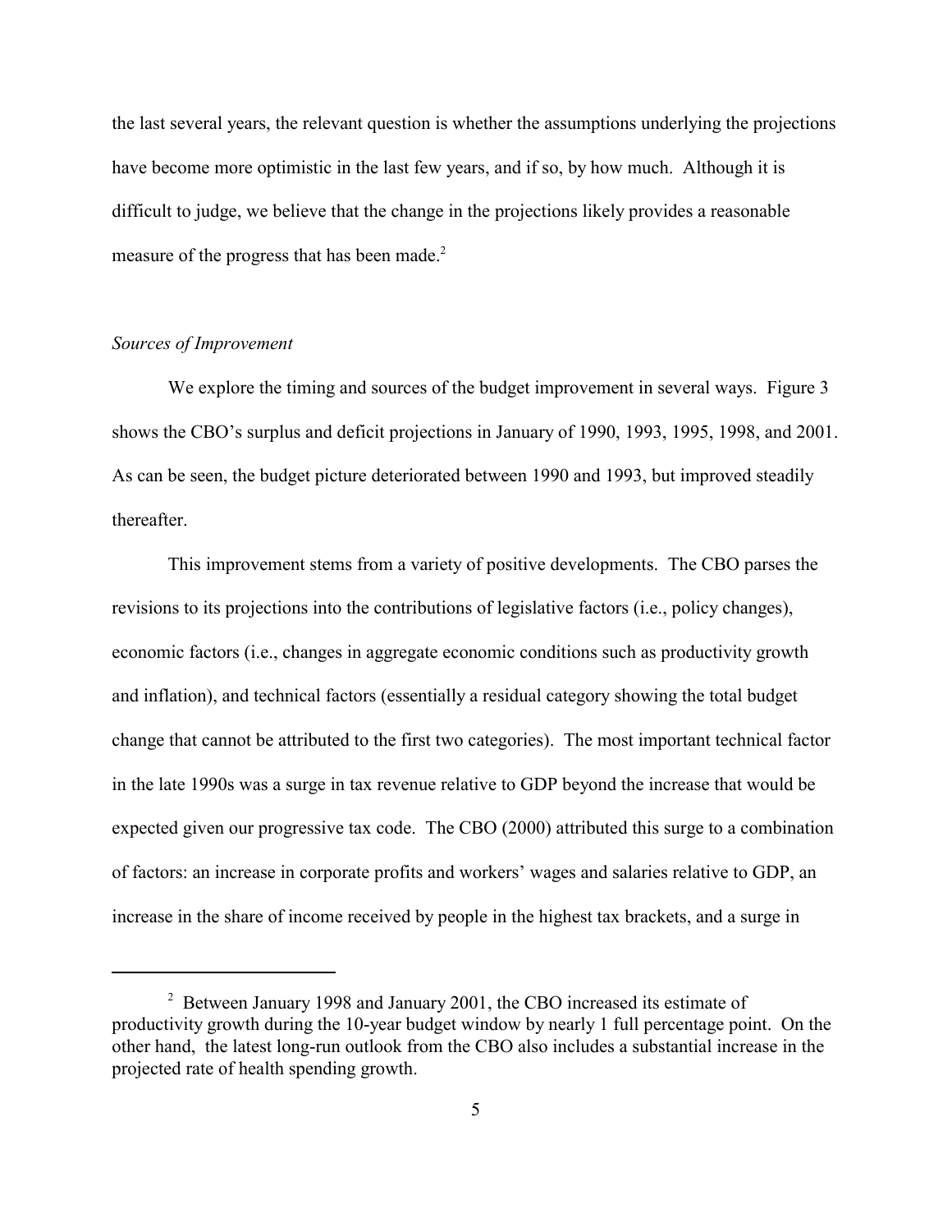the last several years, the relevant question is whether the assumptions underlying the projections have become more optimistic in the last few years, and if so, by how much. Although it is difficult to judge, we believe that the change in the projections likely provides a reasonable measure of the progress that has been made.[2]

*Sources of Improvement*

We explore the timing and sources of the budget improvement in several ways. Figure 3 shows the CBO's surplus and deficit projections in January of 1990, 1993, 1995, 1998, and 2001. As can be seen, the budget picture deteriorated between 1990 and 1993, but improved steadily thereafter.

This improvement stems from a variety of positive developments. The CBO parses the revisions to its projections into the contributions of legislative factors (i.e., policy changes), economic factors (i.e., changes in aggregate economic conditions such as productivity growth and inflation), and technical factors (essentially a residual category showing the total budget change that cannot be attributed to the first two categories). The most important technical factor in the late 1990s was a surge in tax revenue relative to GDP beyond the increase that would be expected given our progressive tax code. The CBO (2000) attributed this surge to a combination of factors: an increase in corporate profits and workers' wages and salaries relative to GDP, an increase in the share of income received by people in the highest tax brackets, and a surge in

---

[2] Between January 1998 and January 2001, the CBO increased its estimate of productivity growth during the 10-year budget window by nearly 1 full percentage point. On the other hand, the latest long-run outlook from the CBO also includes a substantial increase in the projected rate of health spending growth.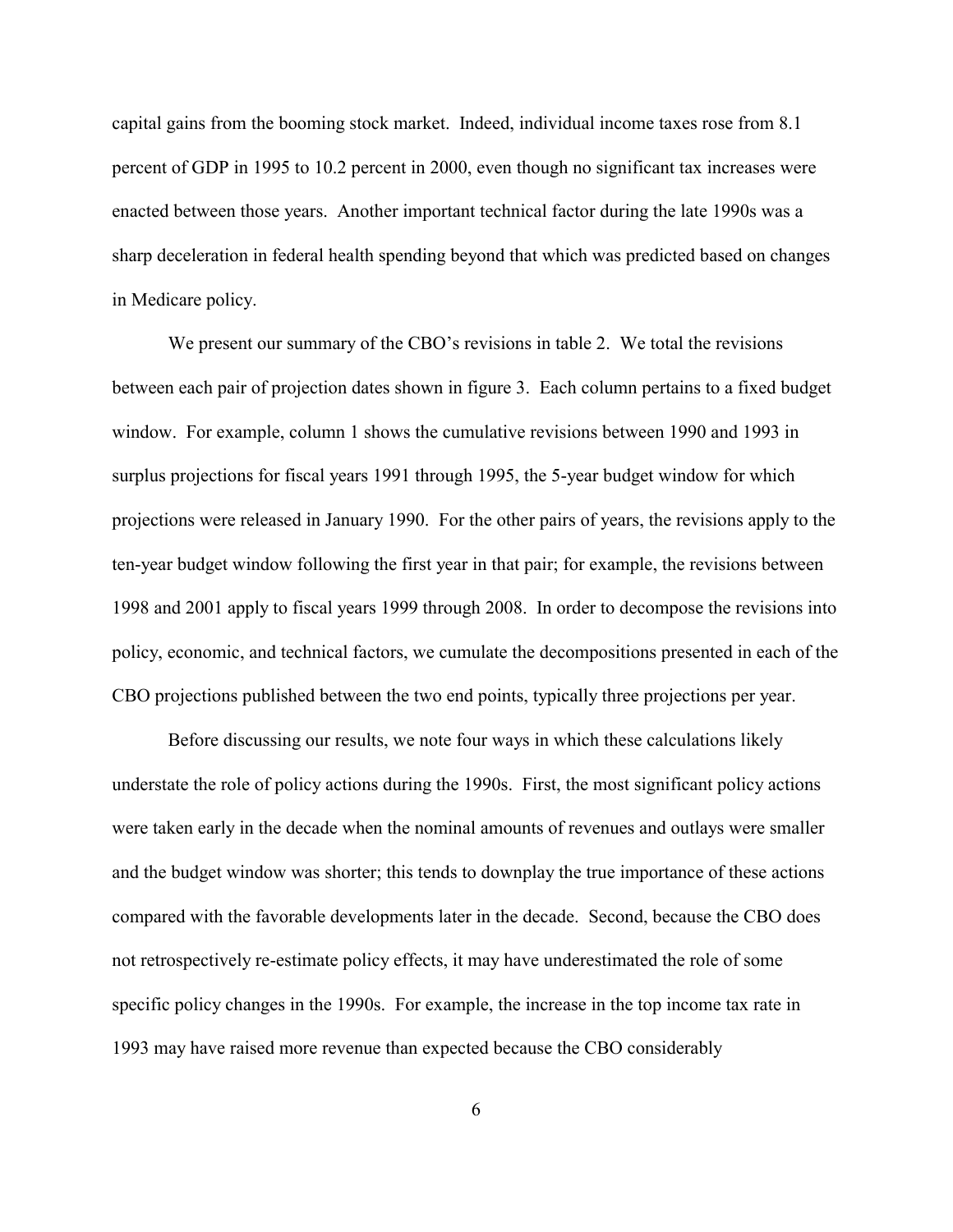capital gains from the booming stock market. Indeed, individual income taxes rose from 8.1 percent of GDP in 1995 to 10.2 percent in 2000, even though no significant tax increases were enacted between those years. Another important technical factor during the late 1990s was a sharp deceleration in federal health spending beyond that which was predicted based on changes in Medicare policy.

We present our summary of the CBO's revisions in table 2. We total the revisions between each pair of projection dates shown in figure 3. Each column pertains to a fixed budget window. For example, column 1 shows the cumulative revisions between 1990 and 1993 in surplus projections for fiscal years 1991 through 1995, the 5-year budget window for which projections were released in January 1990. For the other pairs of years, the revisions apply to the ten-year budget window following the first year in that pair; for example, the revisions between 1998 and 2001 apply to fiscal years 1999 through 2008. In order to decompose the revisions into policy, economic, and technical factors, we cumulate the decompositions presented in each of the CBO projections published between the two end points, typically three projections per year.

Before discussing our results, we note four ways in which these calculations likely understate the role of policy actions during the 1990s. First, the most significant policy actions were taken early in the decade when the nominal amounts of revenues and outlays were smaller and the budget window was shorter; this tends to downplay the true importance of these actions compared with the favorable developments later in the decade. Second, because the CBO does not retrospectively re-estimate policy effects, it may have underestimated the role of some specific policy changes in the 1990s. For example, the increase in the top income tax rate in 1993 may have raised more revenue than expected because the CBO considerably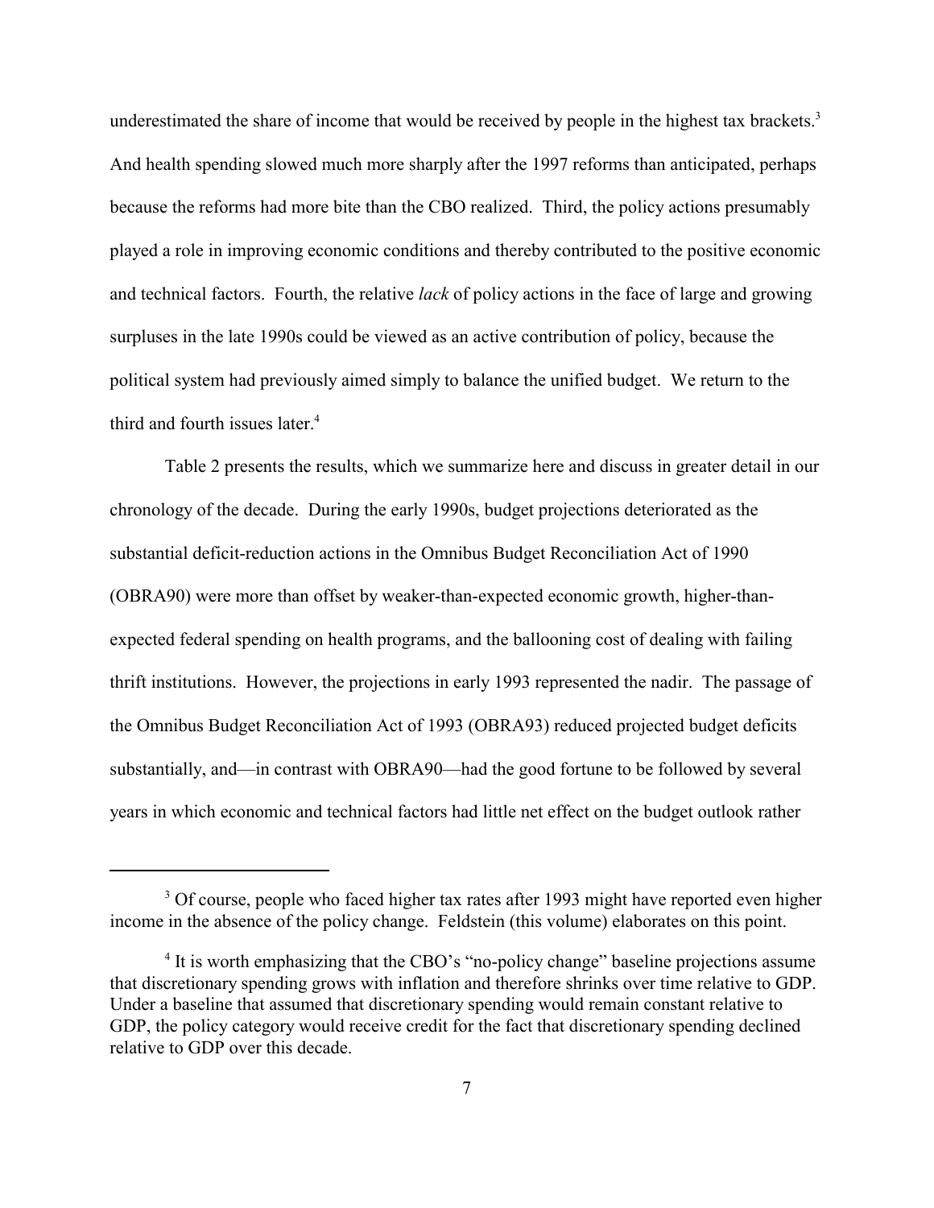underestimated the share of income that would be received by people in the highest tax brackets.[3] And health spending slowed much more sharply after the 1997 reforms than anticipated, perhaps because the reforms had more bite than the CBO realized. Third, the policy actions presumably played a role in improving economic conditions and thereby contributed to the positive economic and technical factors. Fourth, the relative *lack* of policy actions in the face of large and growing surpluses in the late 1990s could be viewed as an active contribution of policy, because the political system had previously aimed simply to balance the unified budget. We return to the third and fourth issues later.[4]

Table 2 presents the results, which we summarize here and discuss in greater detail in our chronology of the decade. During the early 1990s, budget projections deteriorated as the substantial deficit-reduction actions in the Omnibus Budget Reconciliation Act of 1990 (OBRA90) were more than offset by weaker-than-expected economic growth, higher-than-expected federal spending on health programs, and the ballooning cost of dealing with failing thrift institutions. However, the projections in early 1993 represented the nadir. The passage of the Omnibus Budget Reconciliation Act of 1993 (OBRA93) reduced projected budget deficits substantially, and—in contrast with OBRA90—had the good fortune to be followed by several years in which economic and technical factors had little net effect on the budget outlook rather

---

[3] Of course, people who faced higher tax rates after 1993 might have reported even higher income in the absence of the policy change. Feldstein (this volume) elaborates on this point.

[4] It is worth emphasizing that the CBO's "no-policy change" baseline projections assume that discretionary spending grows with inflation and therefore shrinks over time relative to GDP. Under a baseline that assumed that discretionary spending would remain constant relative to GDP, the policy category would receive credit for the fact that discretionary spending declined relative to GDP over this decade.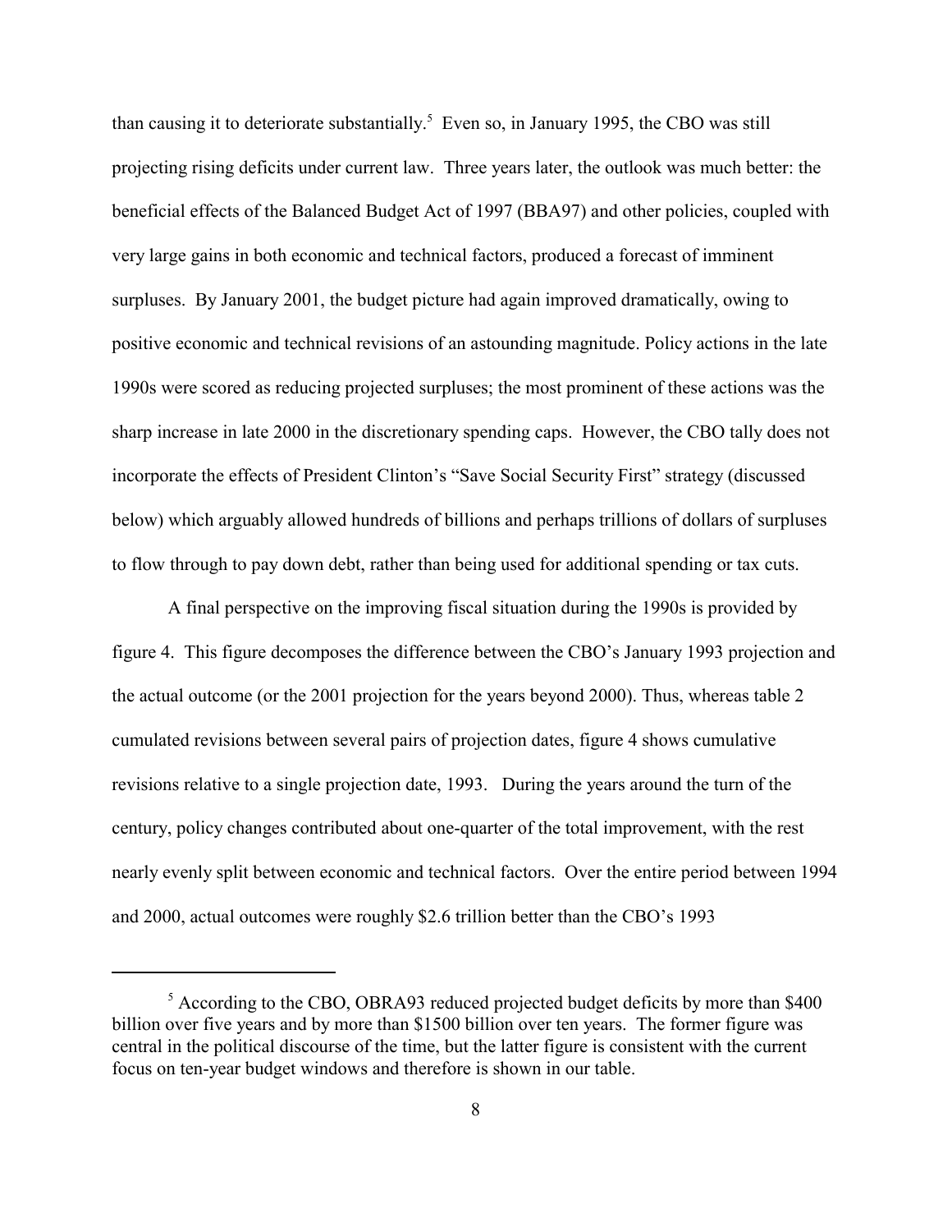than causing it to deteriorate substantially.[5] Even so, in January 1995, the CBO was still projecting rising deficits under current law. Three years later, the outlook was much better: the beneficial effects of the Balanced Budget Act of 1997 (BBA97) and other policies, coupled with very large gains in both economic and technical factors, produced a forecast of imminent surpluses. By January 2001, the budget picture had again improved dramatically, owing to positive economic and technical revisions of an astounding magnitude. Policy actions in the late 1990s were scored as reducing projected surpluses; the most prominent of these actions was the sharp increase in late 2000 in the discretionary spending caps. However, the CBO tally does not incorporate the effects of President Clinton's "Save Social Security First" strategy (discussed below) which arguably allowed hundreds of billions and perhaps trillions of dollars of surpluses to flow through to pay down debt, rather than being used for additional spending or tax cuts.

A final perspective on the improving fiscal situation during the 1990s is provided by figure 4. This figure decomposes the difference between the CBO's January 1993 projection and the actual outcome (or the 2001 projection for the years beyond 2000). Thus, whereas table 2 cumulated revisions between several pairs of projection dates, figure 4 shows cumulative revisions relative to a single projection date, 1993. During the years around the turn of the century, policy changes contributed about one-quarter of the total improvement, with the rest nearly evenly split between economic and technical factors. Over the entire period between 1994 and 2000, actual outcomes were roughly \$2.6 trillion better than the CBO's 1993

[5] According to the CBO, OBRA93 reduced projected budget deficits by more than \$400 billion over five years and by more than \$1500 billion over ten years. The former figure was central in the political discourse of the time, but the latter figure is consistent with the current focus on ten-year budget windows and therefore is shown in our table.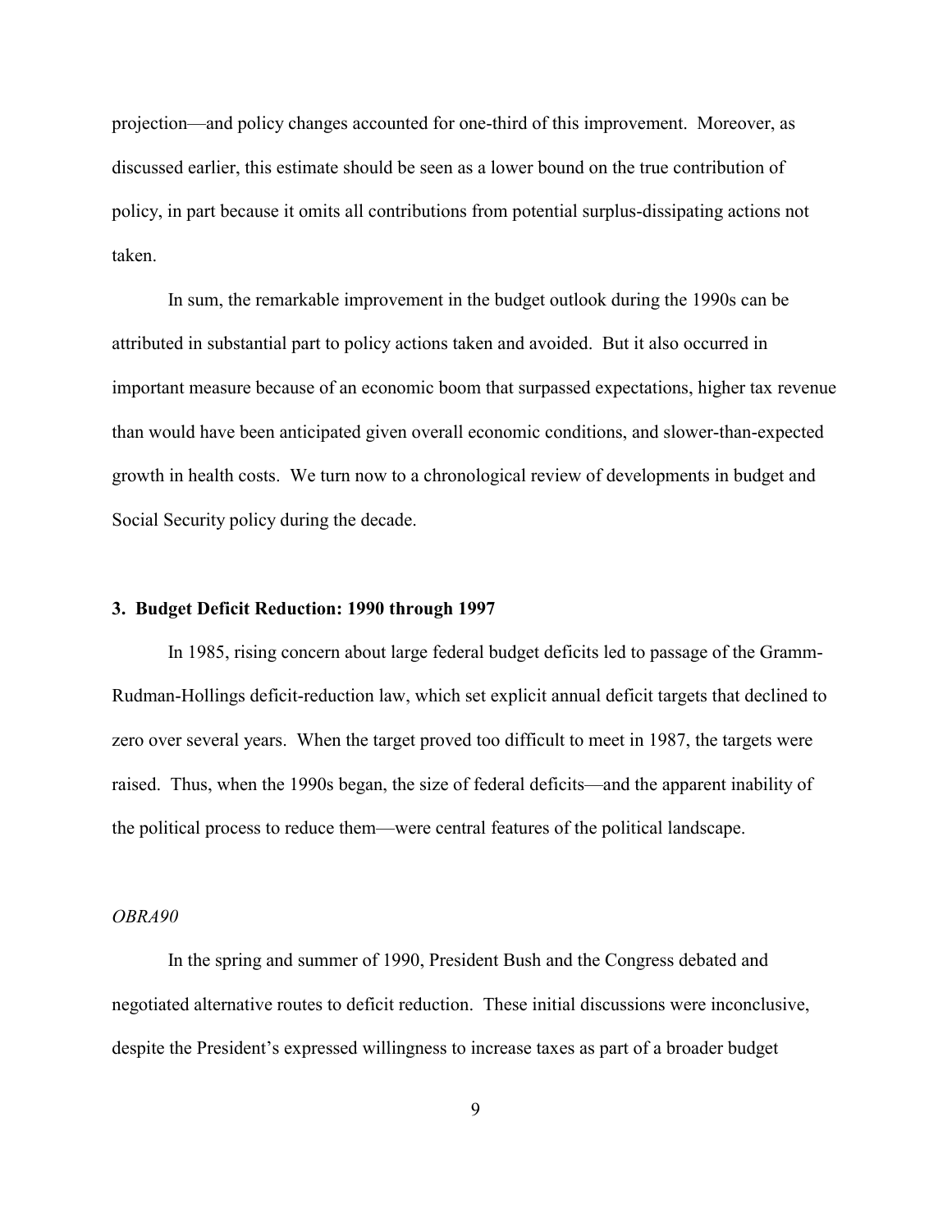projection—and policy changes accounted for one-third of this improvement. Moreover, as discussed earlier, this estimate should be seen as a lower bound on the true contribution of policy, in part because it omits all contributions from potential surplus-dissipating actions not taken.

In sum, the remarkable improvement in the budget outlook during the 1990s can be attributed in substantial part to policy actions taken and avoided. But it also occurred in important measure because of an economic boom that surpassed expectations, higher tax revenue than would have been anticipated given overall economic conditions, and slower-than-expected growth in health costs. We turn now to a chronological review of developments in budget and Social Security policy during the decade.

## 3. Budget Deficit Reduction: 1990 through 1997

In 1985, rising concern about large federal budget deficits led to passage of the Gramm-Rudman-Hollings deficit-reduction law, which set explicit annual deficit targets that declined to zero over several years. When the target proved too difficult to meet in 1987, the targets were raised. Thus, when the 1990s began, the size of federal deficits—and the apparent inability of the political process to reduce them—were central features of the political landscape.

### *OBRA90*

In the spring and summer of 1990, President Bush and the Congress debated and negotiated alternative routes to deficit reduction. These initial discussions were inconclusive, despite the President's expressed willingness to increase taxes as part of a broader budget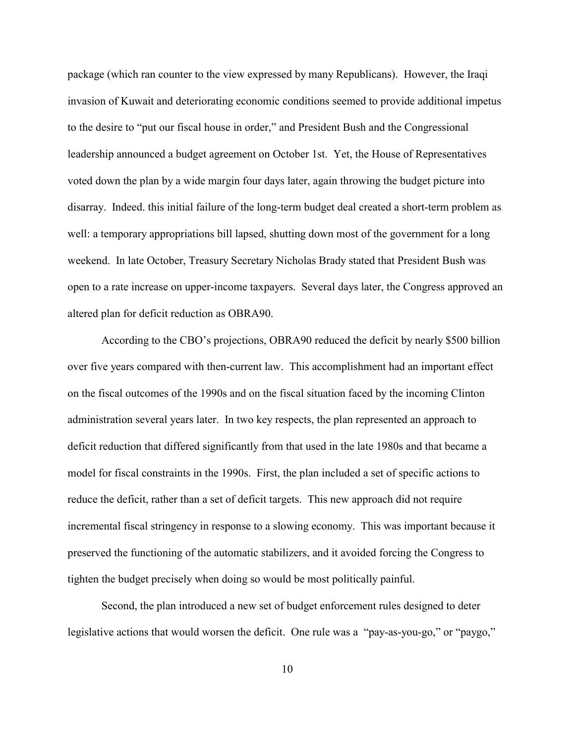package (which ran counter to the view expressed by many Republicans). However, the Iraqi invasion of Kuwait and deteriorating economic conditions seemed to provide additional impetus to the desire to "put our fiscal house in order," and President Bush and the Congressional leadership announced a budget agreement on October 1st. Yet, the House of Representatives voted down the plan by a wide margin four days later, again throwing the budget picture into disarray. Indeed. this initial failure of the long-term budget deal created a short-term problem as well: a temporary appropriations bill lapsed, shutting down most of the government for a long weekend. In late October, Treasury Secretary Nicholas Brady stated that President Bush was open to a rate increase on upper-income taxpayers. Several days later, the Congress approved an altered plan for deficit reduction as OBRA90.

According to the CBO's projections, OBRA90 reduced the deficit by nearly $500 billion over five years compared with then-current law. This accomplishment had an important effect on the fiscal outcomes of the 1990s and on the fiscal situation faced by the incoming Clinton administration several years later. In two key respects, the plan represented an approach to deficit reduction that differed significantly from that used in the late 1980s and that became a model for fiscal constraints in the 1990s. First, the plan included a set of specific actions to reduce the deficit, rather than a set of deficit targets. This new approach did not require incremental fiscal stringency in response to a slowing economy. This was important because it preserved the functioning of the automatic stabilizers, and it avoided forcing the Congress to tighten the budget precisely when doing so would be most politically painful.

Second, the plan introduced a new set of budget enforcement rules designed to deter legislative actions that would worsen the deficit. One rule was a "pay-as-you-go," or "paygo,"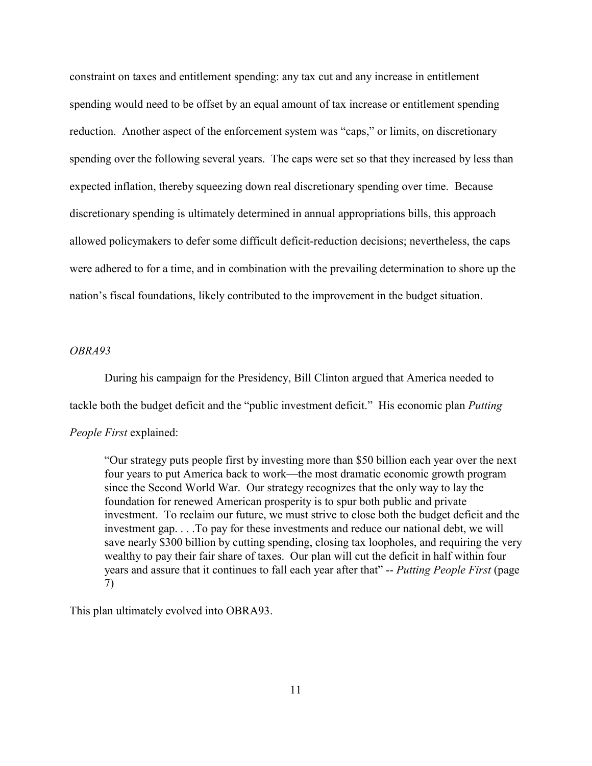constraint on taxes and entitlement spending: any tax cut and any increase in entitlement spending would need to be offset by an equal amount of tax increase or entitlement spending reduction. Another aspect of the enforcement system was "caps," or limits, on discretionary spending over the following several years. The caps were set so that they increased by less than expected inflation, thereby squeezing down real discretionary spending over time. Because discretionary spending is ultimately determined in annual appropriations bills, this approach allowed policymakers to defer some difficult deficit-reduction decisions; nevertheless, the caps were adhered to for a time, and in combination with the prevailing determination to shore up the nation's fiscal foundations, likely contributed to the improvement in the budget situation.

*OBRA93*

During his campaign for the Presidency, Bill Clinton argued that America needed to tackle both the budget deficit and the "public investment deficit." His economic plan *Putting People First* explained:

> "Our strategy puts people first by investing more than $50 billion each year over the next four years to put America back to work—the most dramatic economic growth program since the Second World War. Our strategy recognizes that the only way to lay the foundation for renewed American prosperity is to spur both public and private investment. To reclaim our future, we must strive to close both the budget deficit and the investment gap. . . .To pay for these investments and reduce our national debt, we will save nearly $300 billion by cutting spending, closing tax loopholes, and requiring the very wealthy to pay their fair share of taxes. Our plan will cut the deficit in half within four years and assure that it continues to fall each year after that" -- *Putting People First* (page 7)

This plan ultimately evolved into OBRA93.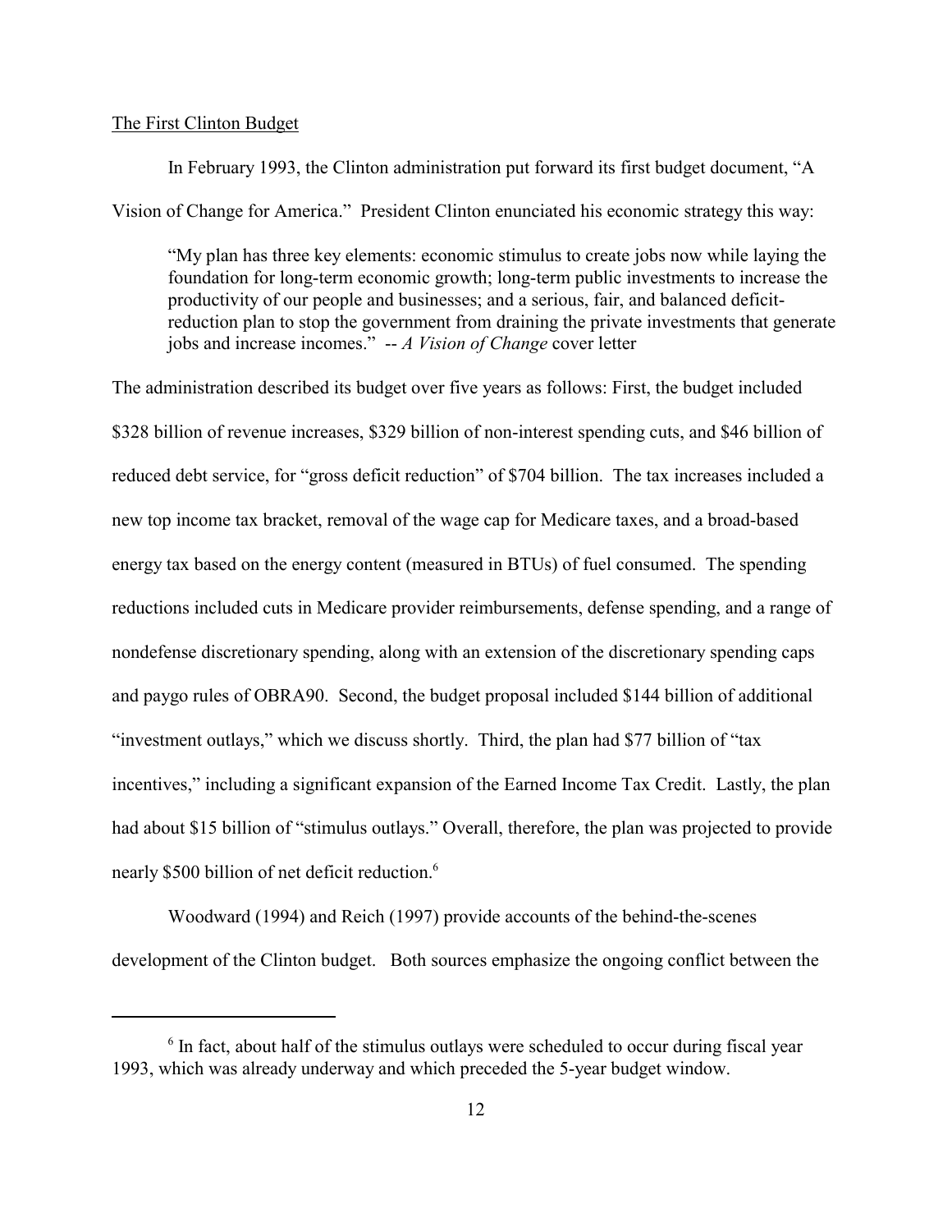The First Clinton Budget

In February 1993, the Clinton administration put forward its first budget document, "A Vision of Change for America." President Clinton enunciated his economic strategy this way:

> "My plan has three key elements: economic stimulus to create jobs now while laying the foundation for long-term economic growth; long-term public investments to increase the productivity of our people and businesses; and a serious, fair, and balanced deficit-reduction plan to stop the government from draining the private investments that generate jobs and increase incomes." -- *A Vision of Change* cover letter

The administration described its budget over five years as follows: First, the budget included \$328 billion of revenue increases, \$329 billion of non-interest spending cuts, and \$46 billion of reduced debt service, for "gross deficit reduction" of \$704 billion. The tax increases included a new top income tax bracket, removal of the wage cap for Medicare taxes, and a broad-based energy tax based on the energy content (measured in BTUs) of fuel consumed. The spending reductions included cuts in Medicare provider reimbursements, defense spending, and a range of nondefense discretionary spending, along with an extension of the discretionary spending caps and paygo rules of OBRA90. Second, the budget proposal included \$144 billion of additional "investment outlays," which we discuss shortly. Third, the plan had \$77 billion of "tax incentives," including a significant expansion of the Earned Income Tax Credit. Lastly, the plan had about \$15 billion of "stimulus outlays." Overall, therefore, the plan was projected to provide nearly \$500 billion of net deficit reduction.[6]

Woodward (1994) and Reich (1997) provide accounts of the behind-the-scenes development of the Clinton budget. Both sources emphasize the ongoing conflict between the

[6] In fact, about half of the stimulus outlays were scheduled to occur during fiscal year 1993, which was already underway and which preceded the 5-year budget window.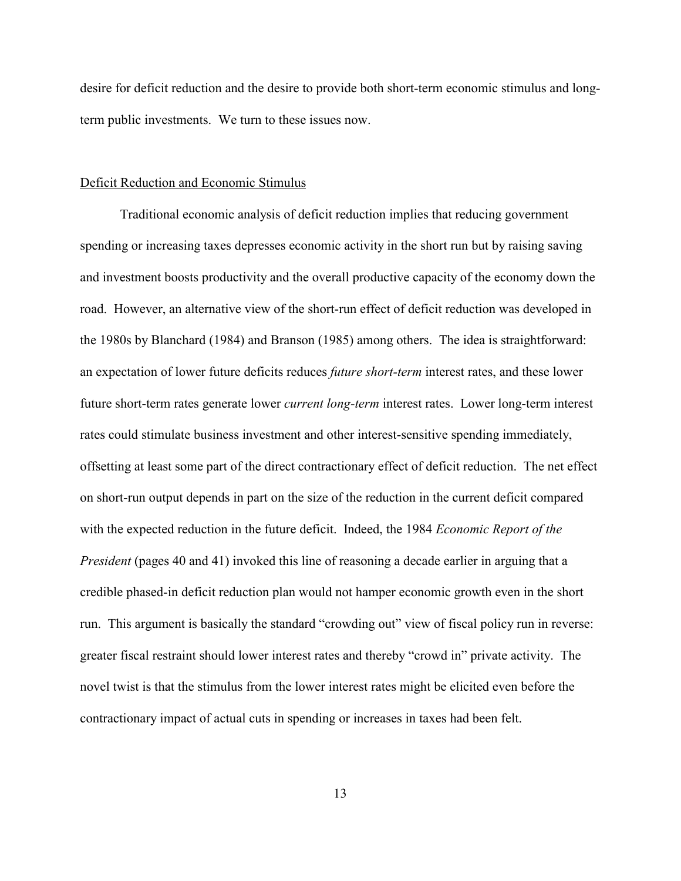desire for deficit reduction and the desire to provide both short-term economic stimulus and long-term public investments. We turn to these issues now.

## Deficit Reduction and Economic Stimulus

Traditional economic analysis of deficit reduction implies that reducing government spending or increasing taxes depresses economic activity in the short run but by raising saving and investment boosts productivity and the overall productive capacity of the economy down the road. However, an alternative view of the short-run effect of deficit reduction was developed in the 1980s by Blanchard (1984) and Branson (1985) among others. The idea is straightforward: an expectation of lower future deficits reduces *future short-term* interest rates, and these lower future short-term rates generate lower *current long-term* interest rates. Lower long-term interest rates could stimulate business investment and other interest-sensitive spending immediately, offsetting at least some part of the direct contractionary effect of deficit reduction. The net effect on short-run output depends in part on the size of the reduction in the current deficit compared with the expected reduction in the future deficit. Indeed, the 1984 *Economic Report of the President* (pages 40 and 41) invoked this line of reasoning a decade earlier in arguing that a credible phased-in deficit reduction plan would not hamper economic growth even in the short run. This argument is basically the standard "crowding out" view of fiscal policy run in reverse: greater fiscal restraint should lower interest rates and thereby "crowd in" private activity. The novel twist is that the stimulus from the lower interest rates might be elicited even before the contractionary impact of actual cuts in spending or increases in taxes had been felt.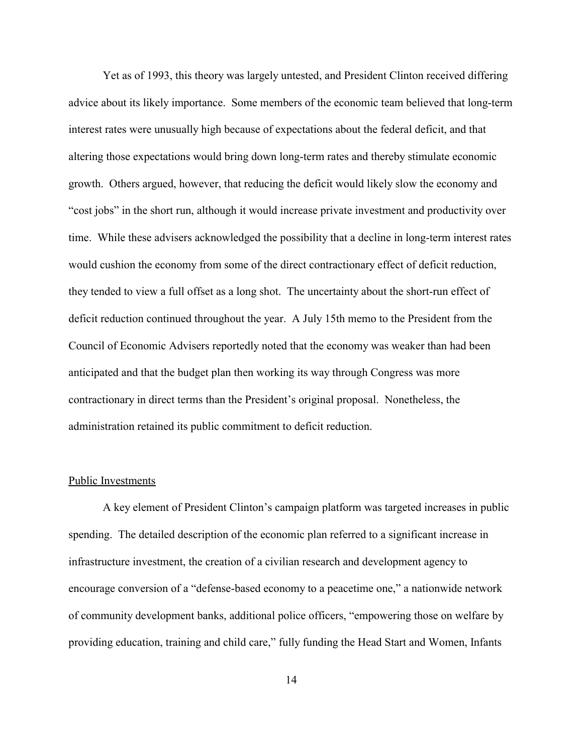Yet as of 1993, this theory was largely untested, and President Clinton received differing advice about its likely importance. Some members of the economic team believed that long-term interest rates were unusually high because of expectations about the federal deficit, and that altering those expectations would bring down long-term rates and thereby stimulate economic growth. Others argued, however, that reducing the deficit would likely slow the economy and "cost jobs" in the short run, although it would increase private investment and productivity over time. While these advisers acknowledged the possibility that a decline in long-term interest rates would cushion the economy from some of the direct contractionary effect of deficit reduction, they tended to view a full offset as a long shot. The uncertainty about the short-run effect of deficit reduction continued throughout the year. A July 15th memo to the President from the Council of Economic Advisers reportedly noted that the economy was weaker than had been anticipated and that the budget plan then working its way through Congress was more contractionary in direct terms than the President's original proposal. Nonetheless, the administration retained its public commitment to deficit reduction.

## Public Investments

A key element of President Clinton's campaign platform was targeted increases in public spending. The detailed description of the economic plan referred to a significant increase in infrastructure investment, the creation of a civilian research and development agency to encourage conversion of a "defense-based economy to a peacetime one," a nationwide network of community development banks, additional police officers, "empowering those on welfare by providing education, training and child care," fully funding the Head Start and Women, Infants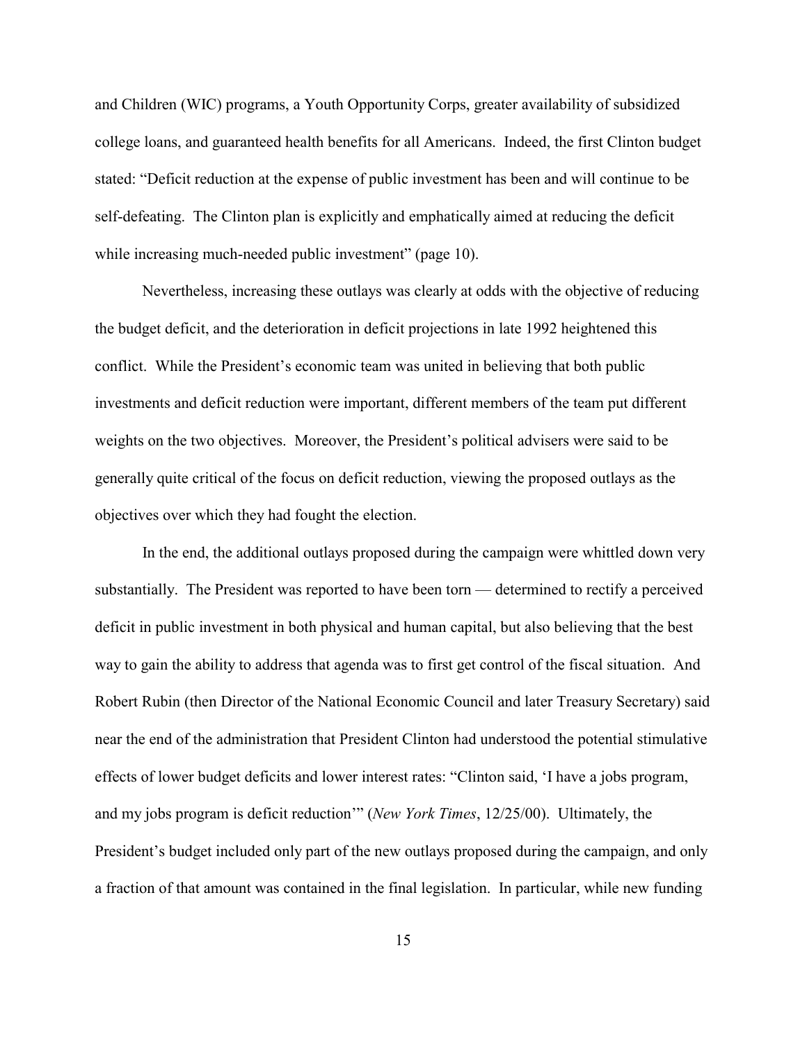and Children (WIC) programs, a Youth Opportunity Corps, greater availability of subsidized college loans, and guaranteed health benefits for all Americans. Indeed, the first Clinton budget stated: "Deficit reduction at the expense of public investment has been and will continue to be self-defeating. The Clinton plan is explicitly and emphatically aimed at reducing the deficit while increasing much-needed public investment" (page 10).

Nevertheless, increasing these outlays was clearly at odds with the objective of reducing the budget deficit, and the deterioration in deficit projections in late 1992 heightened this conflict. While the President's economic team was united in believing that both public investments and deficit reduction were important, different members of the team put different weights on the two objectives. Moreover, the President's political advisers were said to be generally quite critical of the focus on deficit reduction, viewing the proposed outlays as the objectives over which they had fought the election.

In the end, the additional outlays proposed during the campaign were whittled down very substantially. The President was reported to have been torn — determined to rectify a perceived deficit in public investment in both physical and human capital, but also believing that the best way to gain the ability to address that agenda was to first get control of the fiscal situation. And Robert Rubin (then Director of the National Economic Council and later Treasury Secretary) said near the end of the administration that President Clinton had understood the potential stimulative effects of lower budget deficits and lower interest rates: "Clinton said, 'I have a jobs program, and my jobs program is deficit reduction'" (*New York Times*, 12/25/00). Ultimately, the President's budget included only part of the new outlays proposed during the campaign, and only a fraction of that amount was contained in the final legislation. In particular, while new funding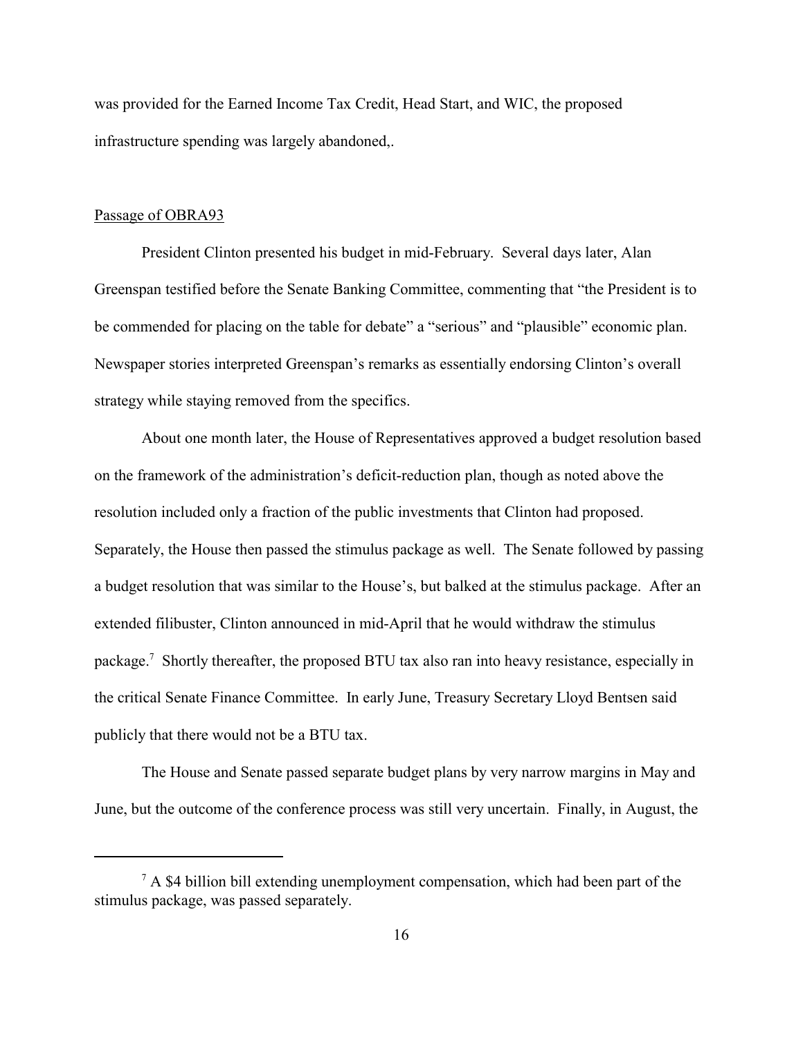was provided for the Earned Income Tax Credit, Head Start, and WIC, the proposed infrastructure spending was largely abandoned,.

Passage of OBRA93

President Clinton presented his budget in mid-February. Several days later, Alan Greenspan testified before the Senate Banking Committee, commenting that "the President is to be commended for placing on the table for debate" a "serious" and "plausible" economic plan. Newspaper stories interpreted Greenspan's remarks as essentially endorsing Clinton's overall strategy while staying removed from the specifics.

About one month later, the House of Representatives approved a budget resolution based on the framework of the administration's deficit-reduction plan, though as noted above the resolution included only a fraction of the public investments that Clinton had proposed. Separately, the House then passed the stimulus package as well. The Senate followed by passing a budget resolution that was similar to the House's, but balked at the stimulus package. After an extended filibuster, Clinton announced in mid-April that he would withdraw the stimulus package.[7] Shortly thereafter, the proposed BTU tax also ran into heavy resistance, especially in the critical Senate Finance Committee. In early June, Treasury Secretary Lloyd Bentsen said publicly that there would not be a BTU tax.

The House and Senate passed separate budget plans by very narrow margins in May and June, but the outcome of the conference process was still very uncertain. Finally, in August, the

[7] A $4 billion bill extending unemployment compensation, which had been part of the stimulus package, was passed separately.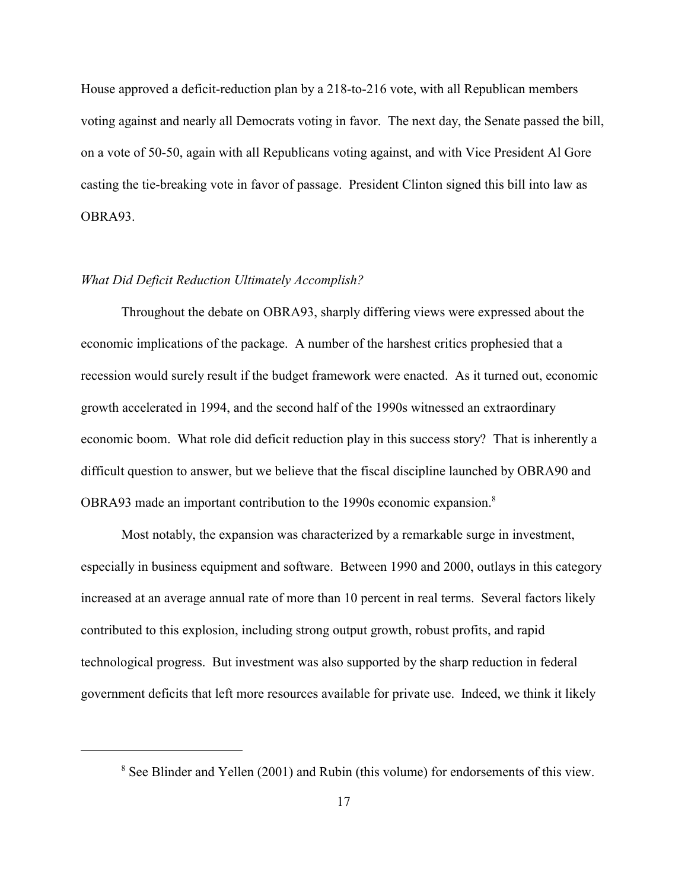House approved a deficit-reduction plan by a 218-to-216 vote, with all Republican members voting against and nearly all Democrats voting in favor. The next day, the Senate passed the bill, on a vote of 50-50, again with all Republicans voting against, and with Vice President Al Gore casting the tie-breaking vote in favor of passage. President Clinton signed this bill into law as OBRA93.

### *What Did Deficit Reduction Ultimately Accomplish?*

Throughout the debate on OBRA93, sharply differing views were expressed about the economic implications of the package. A number of the harshest critics prophesied that a recession would surely result if the budget framework were enacted. As it turned out, economic growth accelerated in 1994, and the second half of the 1990s witnessed an extraordinary economic boom. What role did deficit reduction play in this success story? That is inherently a difficult question to answer, but we believe that the fiscal discipline launched by OBRA90 and OBRA93 made an important contribution to the 1990s economic expansion.[8]

Most notably, the expansion was characterized by a remarkable surge in investment, especially in business equipment and software. Between 1990 and 2000, outlays in this category increased at an average annual rate of more than 10 percent in real terms. Several factors likely contributed to this explosion, including strong output growth, robust profits, and rapid technological progress. But investment was also supported by the sharp reduction in federal government deficits that left more resources available for private use. Indeed, we think it likely

[8] See Blinder and Yellen (2001) and Rubin (this volume) for endorsements of this view.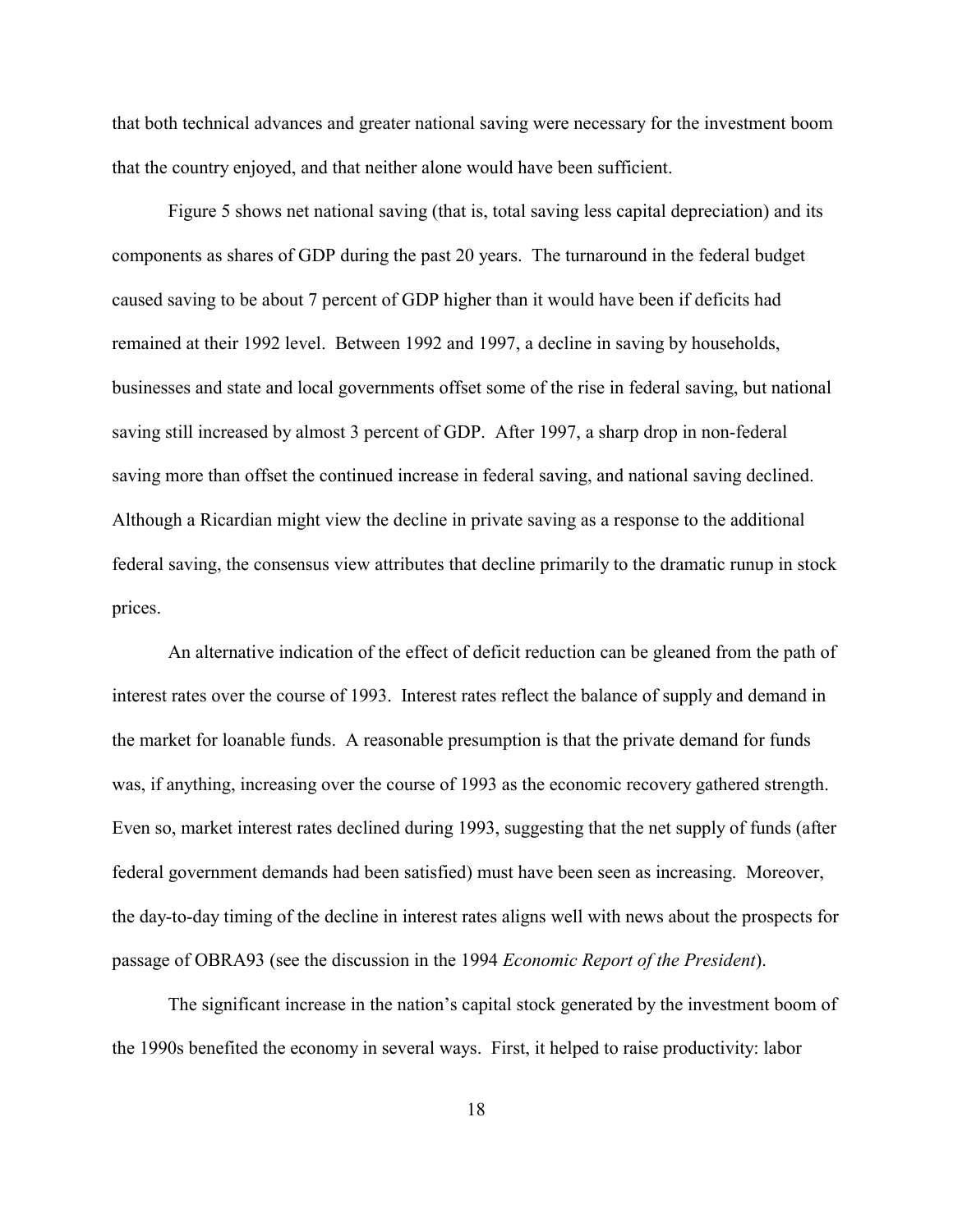that both technical advances and greater national saving were necessary for the investment boom that the country enjoyed, and that neither alone would have been sufficient.

Figure 5 shows net national saving (that is, total saving less capital depreciation) and its components as shares of GDP during the past 20 years. The turnaround in the federal budget caused saving to be about 7 percent of GDP higher than it would have been if deficits had remained at their 1992 level. Between 1992 and 1997, a decline in saving by households, businesses and state and local governments offset some of the rise in federal saving, but national saving still increased by almost 3 percent of GDP. After 1997, a sharp drop in non-federal saving more than offset the continued increase in federal saving, and national saving declined. Although a Ricardian might view the decline in private saving as a response to the additional federal saving, the consensus view attributes that decline primarily to the dramatic runup in stock prices.

An alternative indication of the effect of deficit reduction can be gleaned from the path of interest rates over the course of 1993. Interest rates reflect the balance of supply and demand in the market for loanable funds. A reasonable presumption is that the private demand for funds was, if anything, increasing over the course of 1993 as the economic recovery gathered strength. Even so, market interest rates declined during 1993, suggesting that the net supply of funds (after federal government demands had been satisfied) must have been seen as increasing. Moreover, the day-to-day timing of the decline in interest rates aligns well with news about the prospects for passage of OBRA93 (see the discussion in the 1994 *Economic Report of the President*).

The significant increase in the nation's capital stock generated by the investment boom of the 1990s benefited the economy in several ways. First, it helped to raise productivity: labor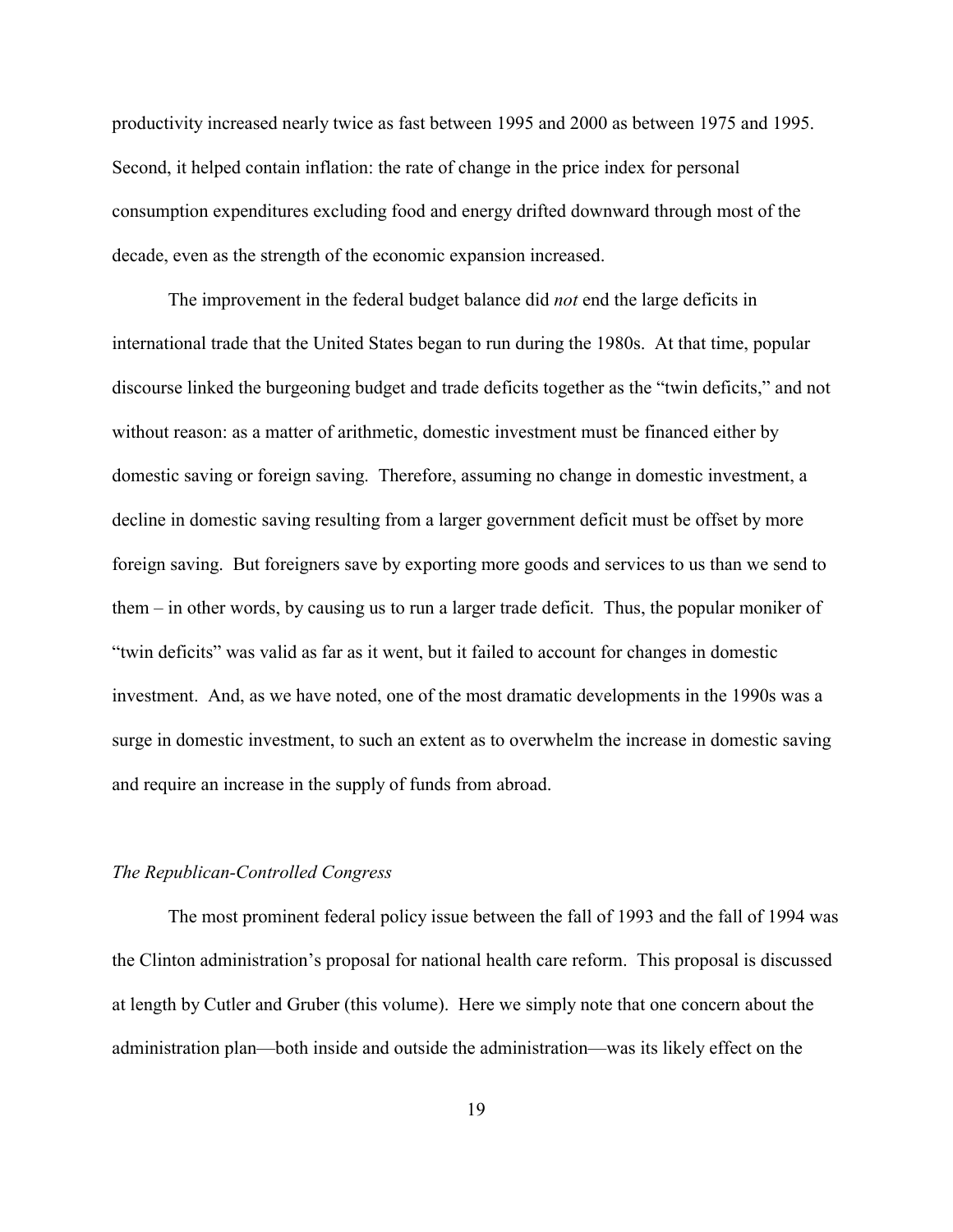productivity increased nearly twice as fast between 1995 and 2000 as between 1975 and 1995. Second, it helped contain inflation: the rate of change in the price index for personal consumption expenditures excluding food and energy drifted downward through most of the decade, even as the strength of the economic expansion increased.

The improvement in the federal budget balance did *not* end the large deficits in international trade that the United States began to run during the 1980s. At that time, popular discourse linked the burgeoning budget and trade deficits together as the "twin deficits," and not without reason: as a matter of arithmetic, domestic investment must be financed either by domestic saving or foreign saving. Therefore, assuming no change in domestic investment, a decline in domestic saving resulting from a larger government deficit must be offset by more foreign saving. But foreigners save by exporting more goods and services to us than we send to them – in other words, by causing us to run a larger trade deficit. Thus, the popular moniker of "twin deficits" was valid as far as it went, but it failed to account for changes in domestic investment. And, as we have noted, one of the most dramatic developments in the 1990s was a surge in domestic investment, to such an extent as to overwhelm the increase in domestic saving and require an increase in the supply of funds from abroad.

### *The Republican-Controlled Congress*

The most prominent federal policy issue between the fall of 1993 and the fall of 1994 was the Clinton administration's proposal for national health care reform. This proposal is discussed at length by Cutler and Gruber (this volume). Here we simply note that one concern about the administration plan—both inside and outside the administration—was its likely effect on the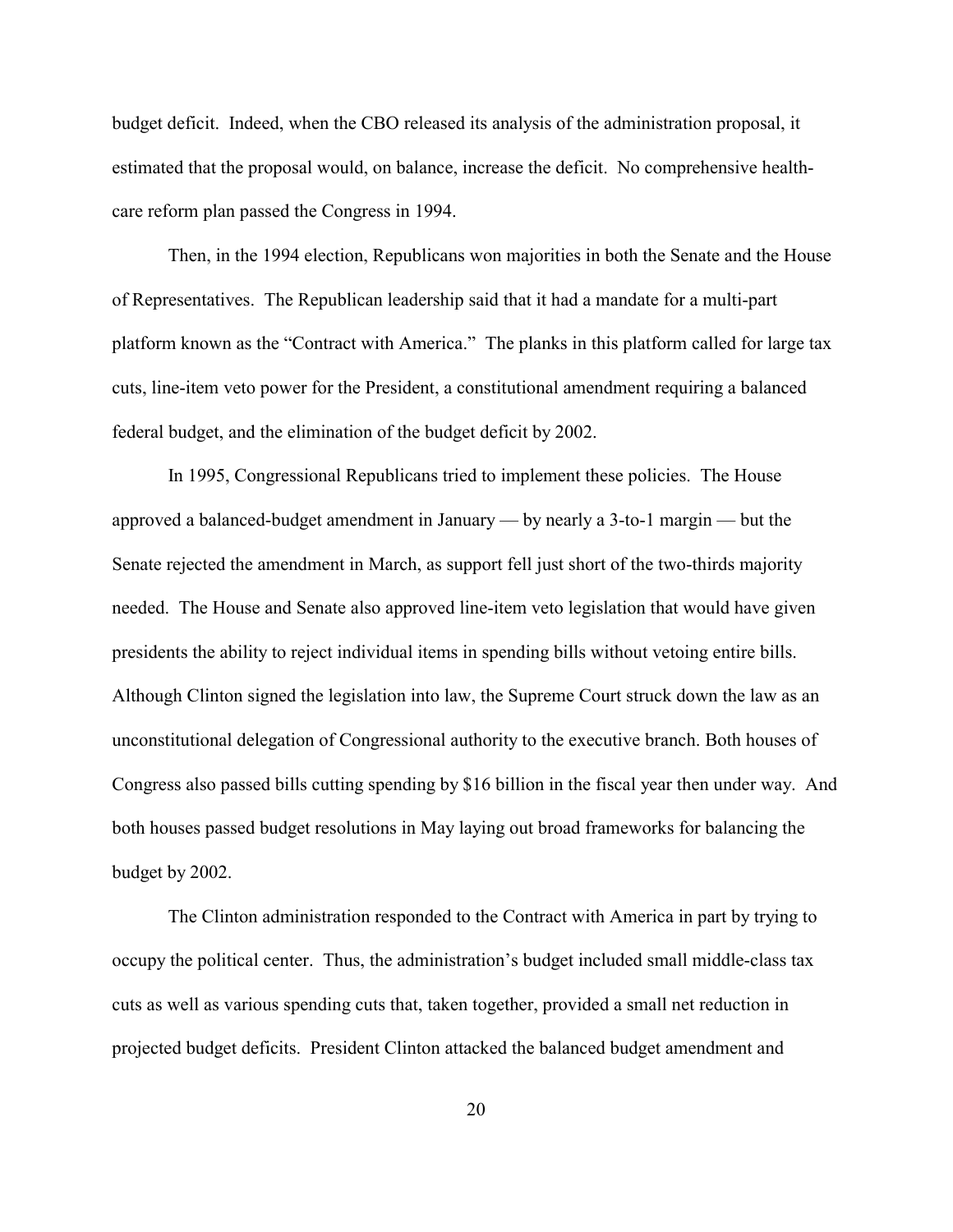budget deficit. Indeed, when the CBO released its analysis of the administration proposal, it estimated that the proposal would, on balance, increase the deficit. No comprehensive health-care reform plan passed the Congress in 1994.

Then, in the 1994 election, Republicans won majorities in both the Senate and the House of Representatives. The Republican leadership said that it had a mandate for a multi-part platform known as the "Contract with America." The planks in this platform called for large tax cuts, line-item veto power for the President, a constitutional amendment requiring a balanced federal budget, and the elimination of the budget deficit by 2002.

In 1995, Congressional Republicans tried to implement these policies. The House approved a balanced-budget amendment in January — by nearly a 3-to-1 margin — but the Senate rejected the amendment in March, as support fell just short of the two-thirds majority needed. The House and Senate also approved line-item veto legislation that would have given presidents the ability to reject individual items in spending bills without vetoing entire bills. Although Clinton signed the legislation into law, the Supreme Court struck down the law as an unconstitutional delegation of Congressional authority to the executive branch. Both houses of Congress also passed bills cutting spending by $16 billion in the fiscal year then under way. And both houses passed budget resolutions in May laying out broad frameworks for balancing the budget by 2002.

The Clinton administration responded to the Contract with America in part by trying to occupy the political center. Thus, the administration's budget included small middle-class tax cuts as well as various spending cuts that, taken together, provided a small net reduction in projected budget deficits. President Clinton attacked the balanced budget amendment and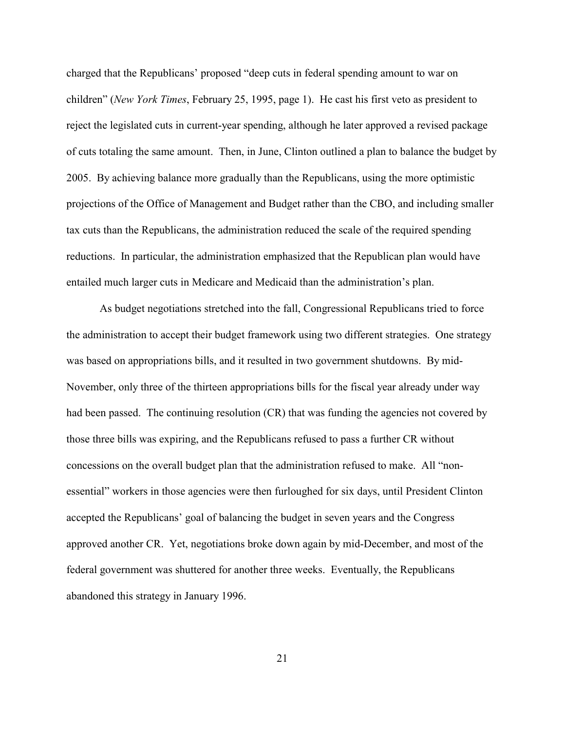charged that the Republicans' proposed "deep cuts in federal spending amount to war on children" (*New York Times*, February 25, 1995, page 1). He cast his first veto as president to reject the legislated cuts in current-year spending, although he later approved a revised package of cuts totaling the same amount. Then, in June, Clinton outlined a plan to balance the budget by 2005. By achieving balance more gradually than the Republicans, using the more optimistic projections of the Office of Management and Budget rather than the CBO, and including smaller tax cuts than the Republicans, the administration reduced the scale of the required spending reductions. In particular, the administration emphasized that the Republican plan would have entailed much larger cuts in Medicare and Medicaid than the administration's plan.

As budget negotiations stretched into the fall, Congressional Republicans tried to force the administration to accept their budget framework using two different strategies. One strategy was based on appropriations bills, and it resulted in two government shutdowns. By mid-November, only three of the thirteen appropriations bills for the fiscal year already under way had been passed. The continuing resolution (CR) that was funding the agencies not covered by those three bills was expiring, and the Republicans refused to pass a further CR without concessions on the overall budget plan that the administration refused to make. All "non-essential" workers in those agencies were then furloughed for six days, until President Clinton accepted the Republicans' goal of balancing the budget in seven years and the Congress approved another CR. Yet, negotiations broke down again by mid-December, and most of the federal government was shuttered for another three weeks. Eventually, the Republicans abandoned this strategy in January 1996.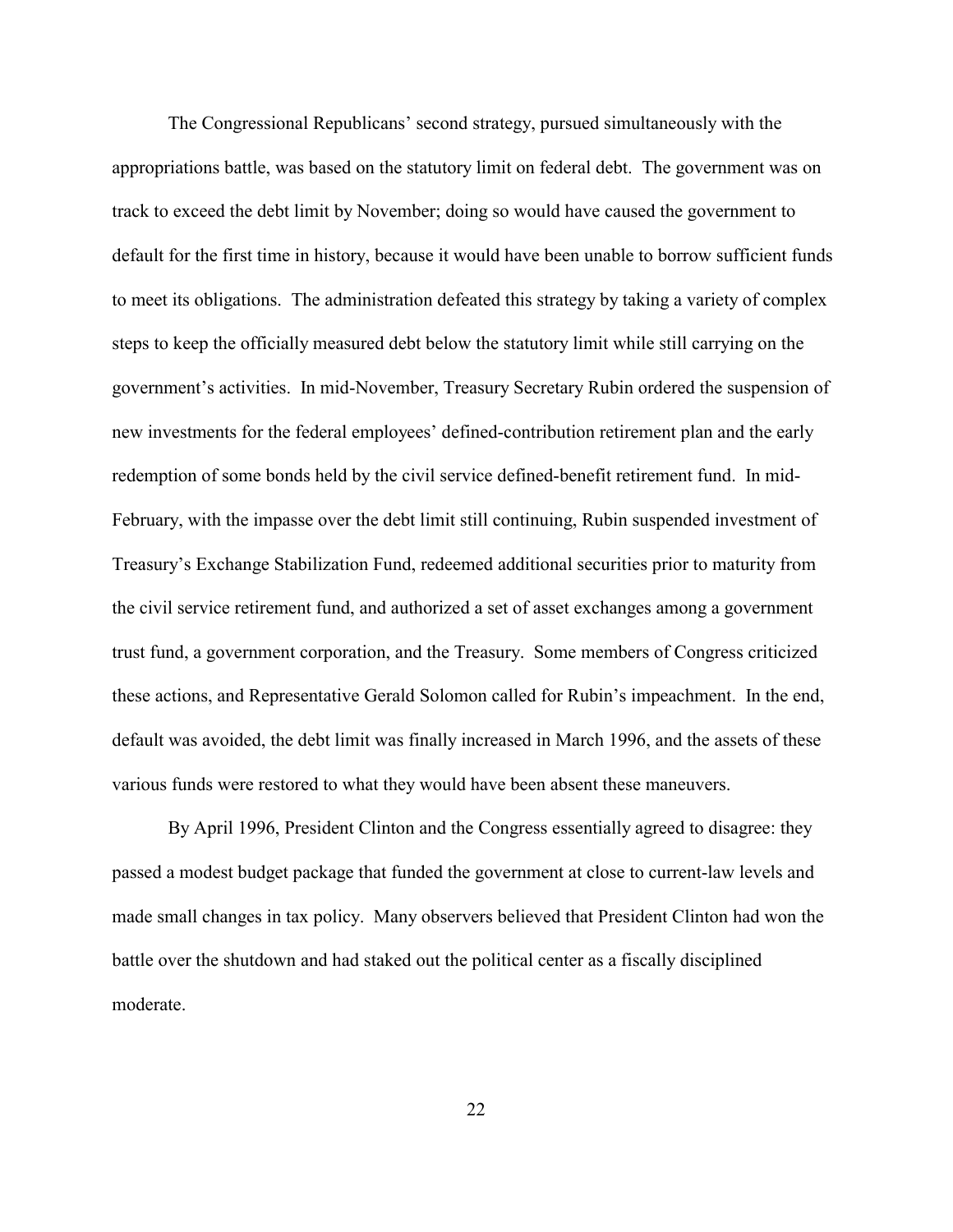The Congressional Republicans' second strategy, pursued simultaneously with the appropriations battle, was based on the statutory limit on federal debt. The government was on track to exceed the debt limit by November; doing so would have caused the government to default for the first time in history, because it would have been unable to borrow sufficient funds to meet its obligations. The administration defeated this strategy by taking a variety of complex steps to keep the officially measured debt below the statutory limit while still carrying on the government's activities. In mid-November, Treasury Secretary Rubin ordered the suspension of new investments for the federal employees' defined-contribution retirement plan and the early redemption of some bonds held by the civil service defined-benefit retirement fund. In mid-February, with the impasse over the debt limit still continuing, Rubin suspended investment of Treasury's Exchange Stabilization Fund, redeemed additional securities prior to maturity from the civil service retirement fund, and authorized a set of asset exchanges among a government trust fund, a government corporation, and the Treasury. Some members of Congress criticized these actions, and Representative Gerald Solomon called for Rubin's impeachment. In the end, default was avoided, the debt limit was finally increased in March 1996, and the assets of these various funds were restored to what they would have been absent these maneuvers.

By April 1996, President Clinton and the Congress essentially agreed to disagree: they passed a modest budget package that funded the government at close to current-law levels and made small changes in tax policy. Many observers believed that President Clinton had won the battle over the shutdown and had staked out the political center as a fiscally disciplined moderate.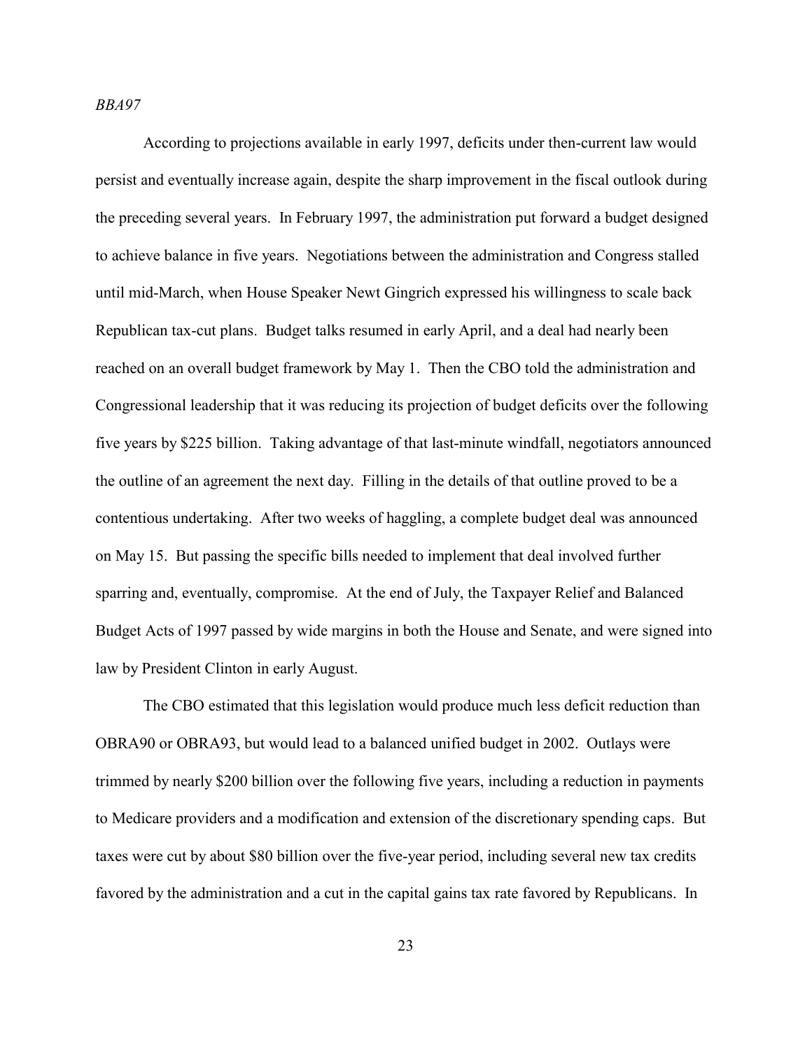*BBA97*

According to projections available in early 1997, deficits under then-current law would persist and eventually increase again, despite the sharp improvement in the fiscal outlook during the preceding several years. In February 1997, the administration put forward a budget designed to achieve balance in five years. Negotiations between the administration and Congress stalled until mid-March, when House Speaker Newt Gingrich expressed his willingness to scale back Republican tax-cut plans. Budget talks resumed in early April, and a deal had nearly been reached on an overall budget framework by May 1. Then the CBO told the administration and Congressional leadership that it was reducing its projection of budget deficits over the following five years by $225 billion. Taking advantage of that last-minute windfall, negotiators announced the outline of an agreement the next day. Filling in the details of that outline proved to be a contentious undertaking. After two weeks of haggling, a complete budget deal was announced on May 15. But passing the specific bills needed to implement that deal involved further sparring and, eventually, compromise. At the end of July, the Taxpayer Relief and Balanced Budget Acts of 1997 passed by wide margins in both the House and Senate, and were signed into law by President Clinton in early August.

The CBO estimated that this legislation would produce much less deficit reduction than OBRA90 or OBRA93, but would lead to a balanced unified budget in 2002. Outlays were trimmed by nearly $200 billion over the following five years, including a reduction in payments to Medicare providers and a modification and extension of the discretionary spending caps. But taxes were cut by about $80 billion over the five-year period, including several new tax credits favored by the administration and a cut in the capital gains tax rate favored by Republicans. In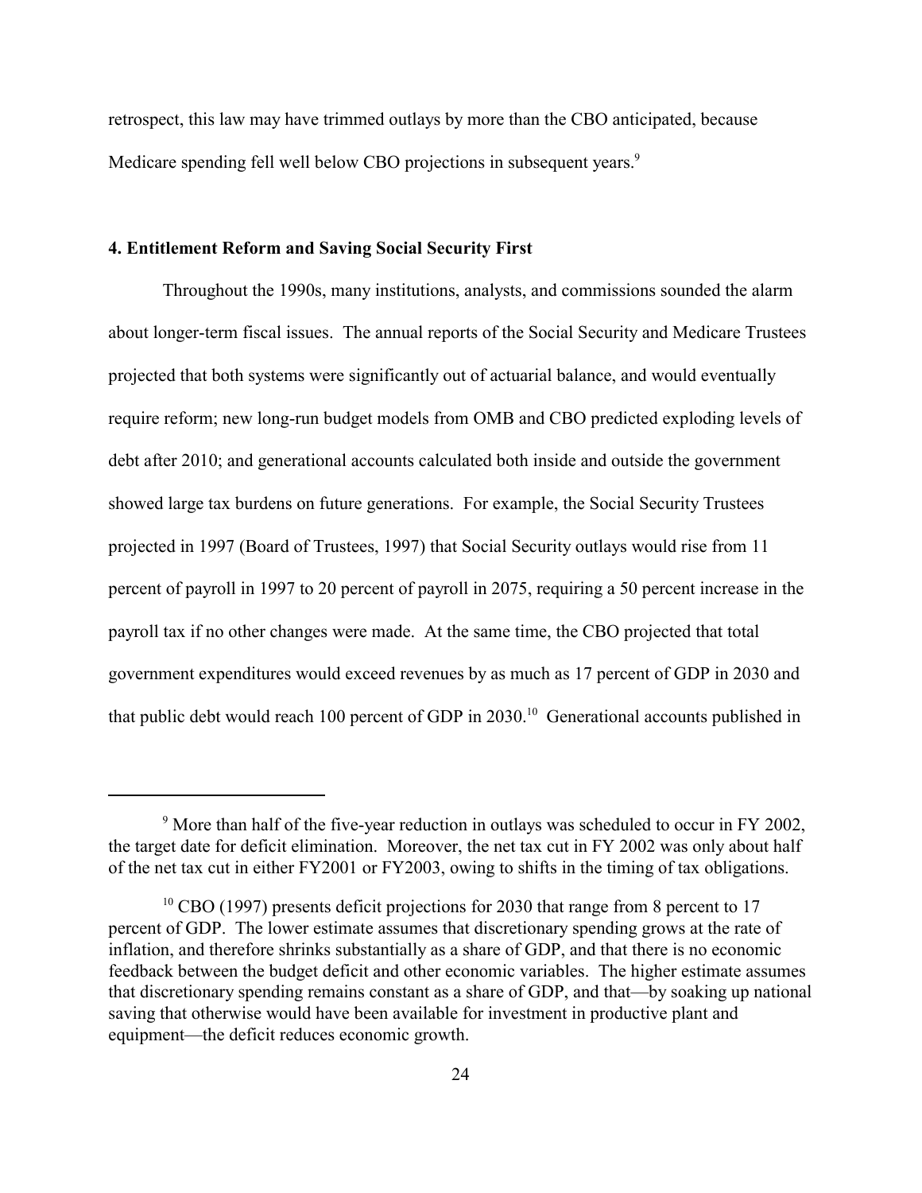retrospect, this law may have trimmed outlays by more than the CBO anticipated, because Medicare spending fell well below CBO projections in subsequent years.[9]

### 4. Entitlement Reform and Saving Social Security First

Throughout the 1990s, many institutions, analysts, and commissions sounded the alarm about longer-term fiscal issues. The annual reports of the Social Security and Medicare Trustees projected that both systems were significantly out of actuarial balance, and would eventually require reform; new long-run budget models from OMB and CBO predicted exploding levels of debt after 2010; and generational accounts calculated both inside and outside the government showed large tax burdens on future generations. For example, the Social Security Trustees projected in 1997 (Board of Trustees, 1997) that Social Security outlays would rise from 11 percent of payroll in 1997 to 20 percent of payroll in 2075, requiring a 50 percent increase in the payroll tax if no other changes were made. At the same time, the CBO projected that total government expenditures would exceed revenues by as much as 17 percent of GDP in 2030 and that public debt would reach 100 percent of GDP in 2030.[10] Generational accounts published in

---

[9] More than half of the five-year reduction in outlays was scheduled to occur in FY 2002, the target date for deficit elimination. Moreover, the net tax cut in FY 2002 was only about half of the net tax cut in either FY2001 or FY2003, owing to shifts in the timing of tax obligations.

[10] CBO (1997) presents deficit projections for 2030 that range from 8 percent to 17 percent of GDP. The lower estimate assumes that discretionary spending grows at the rate of inflation, and therefore shrinks substantially as a share of GDP, and that there is no economic feedback between the budget deficit and other economic variables. The higher estimate assumes that discretionary spending remains constant as a share of GDP, and that—by soaking up national saving that otherwise would have been available for investment in productive plant and equipment—the deficit reduces economic growth.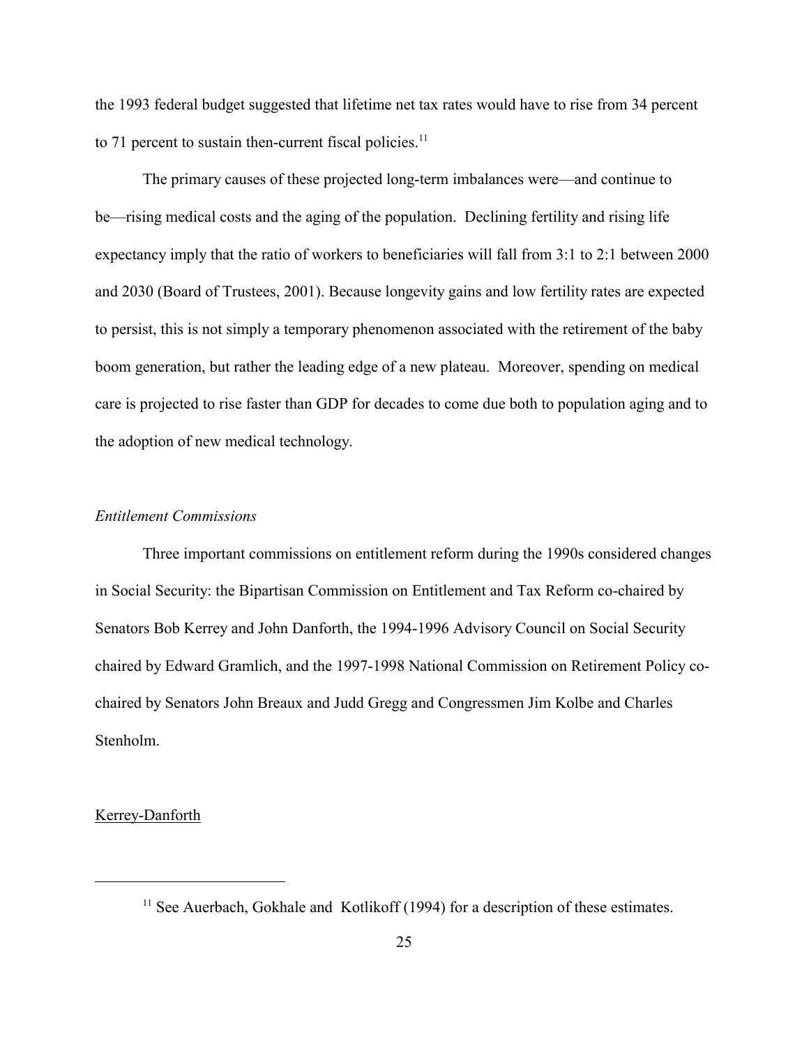the 1993 federal budget suggested that lifetime net tax rates would have to rise from 34 percent to 71 percent to sustain then-current fiscal policies.[11]

The primary causes of these projected long-term imbalances were—and continue to be—rising medical costs and the aging of the population. Declining fertility and rising life expectancy imply that the ratio of workers to beneficiaries will fall from 3:1 to 2:1 between 2000 and 2030 (Board of Trustees, 2001). Because longevity gains and low fertility rates are expected to persist, this is not simply a temporary phenomenon associated with the retirement of the baby boom generation, but rather the leading edge of a new plateau. Moreover, spending on medical care is projected to rise faster than GDP for decades to come due both to population aging and to the adoption of new medical technology.

*Entitlement Commissions*

Three important commissions on entitlement reform during the 1990s considered changes in Social Security: the Bipartisan Commission on Entitlement and Tax Reform co-chaired by Senators Bob Kerrey and John Danforth, the 1994-1996 Advisory Council on Social Security chaired by Edward Gramlich, and the 1997-1998 National Commission on Retirement Policy co-chaired by Senators John Breaux and Judd Gregg and Congressmen Jim Kolbe and Charles Stenholm.

<u>Kerrey-Danforth</u>

[11] See Auerbach, Gokhale and Kotlikoff (1994) for a description of these estimates.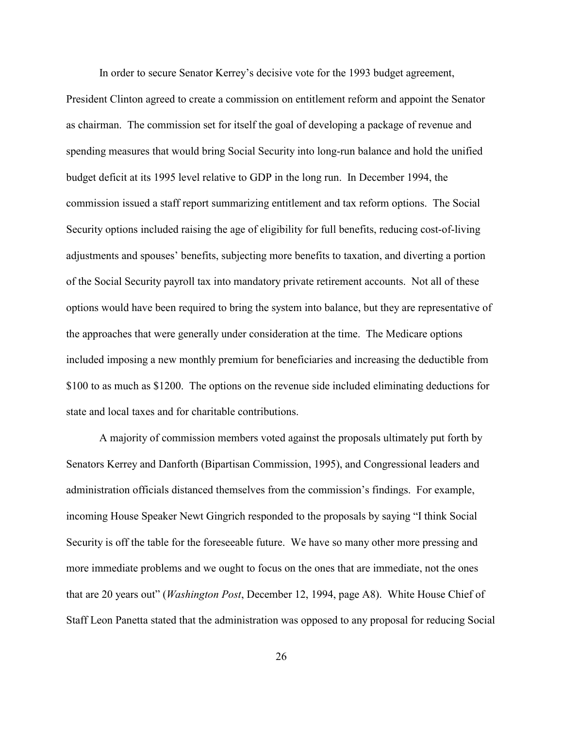In order to secure Senator Kerrey's decisive vote for the 1993 budget agreement, President Clinton agreed to create a commission on entitlement reform and appoint the Senator as chairman. The commission set for itself the goal of developing a package of revenue and spending measures that would bring Social Security into long-run balance and hold the unified budget deficit at its 1995 level relative to GDP in the long run. In December 1994, the commission issued a staff report summarizing entitlement and tax reform options. The Social Security options included raising the age of eligibility for full benefits, reducing cost-of-living adjustments and spouses' benefits, subjecting more benefits to taxation, and diverting a portion of the Social Security payroll tax into mandatory private retirement accounts. Not all of these options would have been required to bring the system into balance, but they are representative of the approaches that were generally under consideration at the time. The Medicare options included imposing a new monthly premium for beneficiaries and increasing the deductible from $100 to as much as $1200. The options on the revenue side included eliminating deductions for state and local taxes and for charitable contributions.

A majority of commission members voted against the proposals ultimately put forth by Senators Kerrey and Danforth (Bipartisan Commission, 1995), and Congressional leaders and administration officials distanced themselves from the commission's findings. For example, incoming House Speaker Newt Gingrich responded to the proposals by saying "I think Social Security is off the table for the foreseeable future. We have so many other more pressing and more immediate problems and we ought to focus on the ones that are immediate, not the ones that are 20 years out" (*Washington Post*, December 12, 1994, page A8). White House Chief of Staff Leon Panetta stated that the administration was opposed to any proposal for reducing Social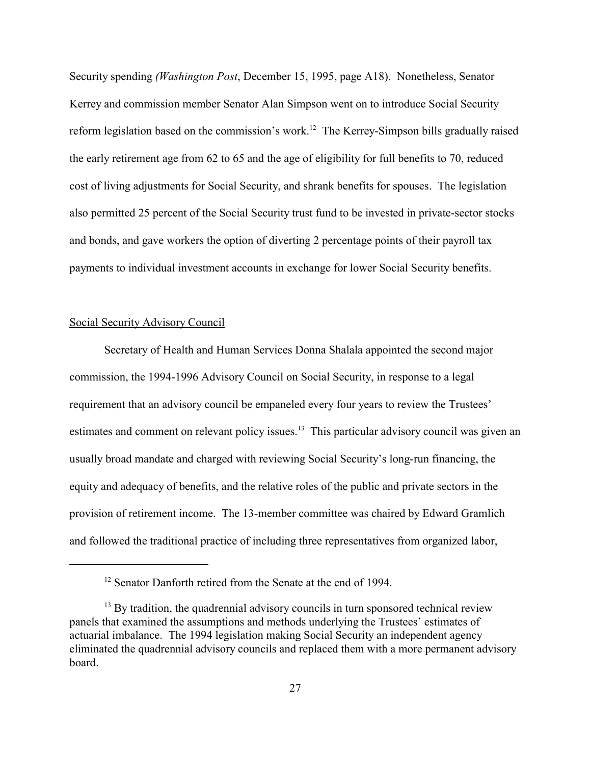Security spending *(Washington Post*, December 15, 1995, page A18). Nonetheless, Senator Kerrey and commission member Senator Alan Simpson went on to introduce Social Security reform legislation based on the commission's work.[12] The Kerrey-Simpson bills gradually raised the early retirement age from 62 to 65 and the age of eligibility for full benefits to 70, reduced cost of living adjustments for Social Security, and shrank benefits for spouses. The legislation also permitted 25 percent of the Social Security trust fund to be invested in private-sector stocks and bonds, and gave workers the option of diverting 2 percentage points of their payroll tax payments to individual investment accounts in exchange for lower Social Security benefits.

Social Security Advisory Council

Secretary of Health and Human Services Donna Shalala appointed the second major commission, the 1994-1996 Advisory Council on Social Security, in response to a legal requirement that an advisory council be empaneled every four years to review the Trustees' estimates and comment on relevant policy issues.[13] This particular advisory council was given an usually broad mandate and charged with reviewing Social Security's long-run financing, the equity and adequacy of benefits, and the relative roles of the public and private sectors in the provision of retirement income. The 13-member committee was chaired by Edward Gramlich and followed the traditional practice of including three representatives from organized labor,

---

[12] Senator Danforth retired from the Senate at the end of 1994.

[13] By tradition, the quadrennial advisory councils in turn sponsored technical review panels that examined the assumptions and methods underlying the Trustees' estimates of actuarial imbalance. The 1994 legislation making Social Security an independent agency eliminated the quadrennial advisory councils and replaced them with a more permanent advisory board.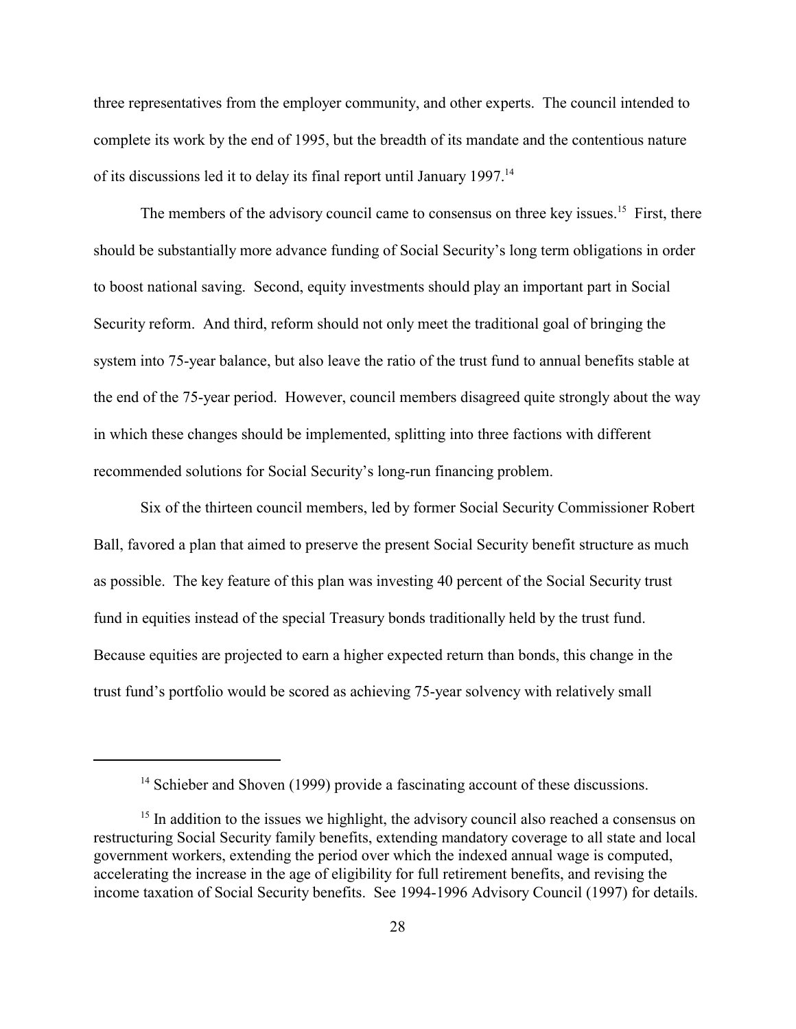three representatives from the employer community, and other experts. The council intended to complete its work by the end of 1995, but the breadth of its mandate and the contentious nature of its discussions led it to delay its final report until January 1997.[14]

The members of the advisory council came to consensus on three key issues.[15] First, there should be substantially more advance funding of Social Security's long term obligations in order to boost national saving. Second, equity investments should play an important part in Social Security reform. And third, reform should not only meet the traditional goal of bringing the system into 75-year balance, but also leave the ratio of the trust fund to annual benefits stable at the end of the 75-year period. However, council members disagreed quite strongly about the way in which these changes should be implemented, splitting into three factions with different recommended solutions for Social Security's long-run financing problem.

Six of the thirteen council members, led by former Social Security Commissioner Robert Ball, favored a plan that aimed to preserve the present Social Security benefit structure as much as possible. The key feature of this plan was investing 40 percent of the Social Security trust fund in equities instead of the special Treasury bonds traditionally held by the trust fund. Because equities are projected to earn a higher expected return than bonds, this change in the trust fund's portfolio would be scored as achieving 75-year solvency with relatively small

---

[14] Schieber and Shoven (1999) provide a fascinating account of these discussions.

[15] In addition to the issues we highlight, the advisory council also reached a consensus on restructuring Social Security family benefits, extending mandatory coverage to all state and local government workers, extending the period over which the indexed annual wage is computed, accelerating the increase in the age of eligibility for full retirement benefits, and revising the income taxation of Social Security benefits. See 1994-1996 Advisory Council (1997) for details.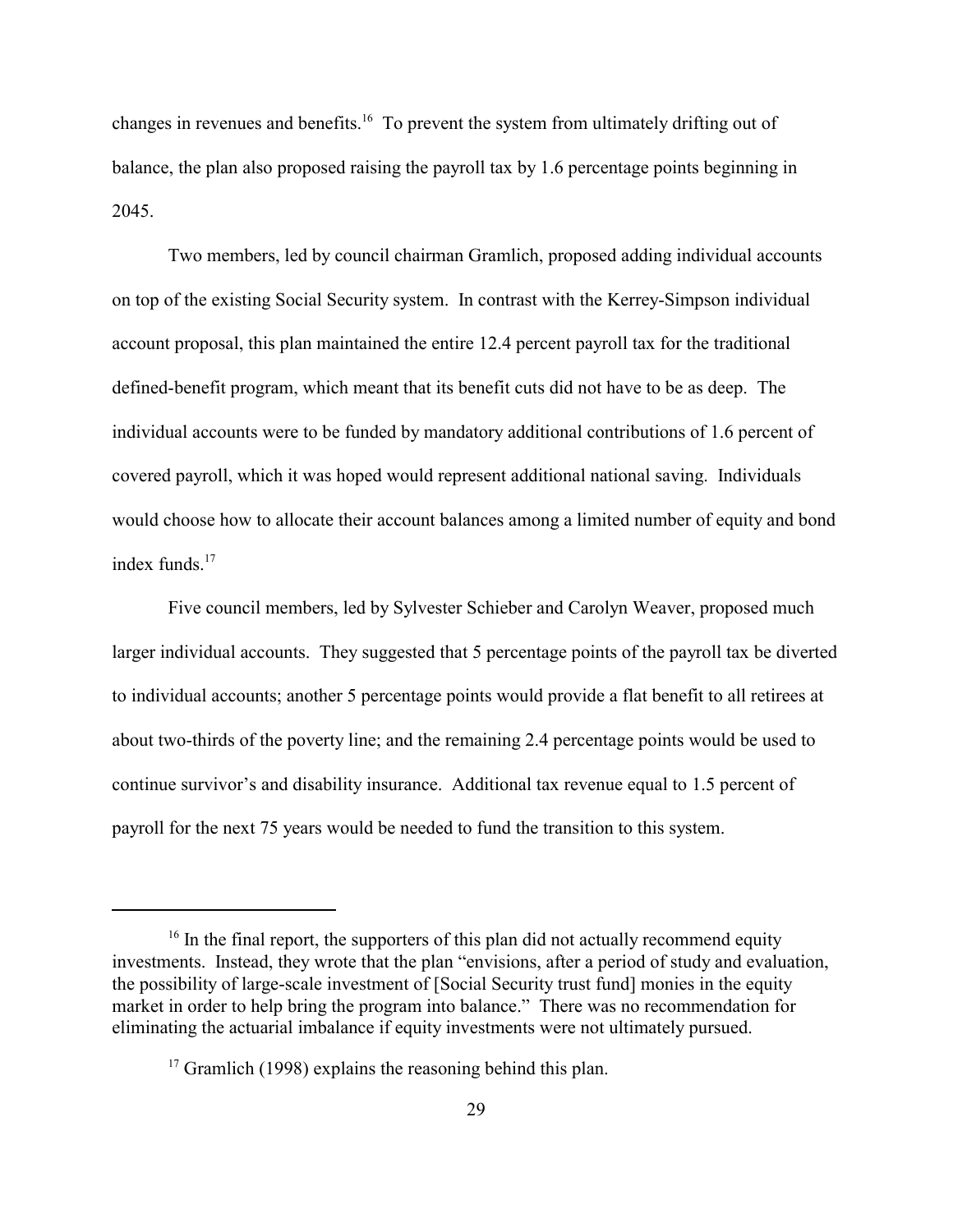changes in revenues and benefits.[16] To prevent the system from ultimately drifting out of balance, the plan also proposed raising the payroll tax by 1.6 percentage points beginning in 2045.

Two members, led by council chairman Gramlich, proposed adding individual accounts on top of the existing Social Security system. In contrast with the Kerrey-Simpson individual account proposal, this plan maintained the entire 12.4 percent payroll tax for the traditional defined-benefit program, which meant that its benefit cuts did not have to be as deep. The individual accounts were to be funded by mandatory additional contributions of 1.6 percent of covered payroll, which it was hoped would represent additional national saving. Individuals would choose how to allocate their account balances among a limited number of equity and bond index funds.[17]

Five council members, led by Sylvester Schieber and Carolyn Weaver, proposed much larger individual accounts. They suggested that 5 percentage points of the payroll tax be diverted to individual accounts; another 5 percentage points would provide a flat benefit to all retirees at about two-thirds of the poverty line; and the remaining 2.4 percentage points would be used to continue survivor's and disability insurance. Additional tax revenue equal to 1.5 percent of payroll for the next 75 years would be needed to fund the transition to this system.

---

[16] In the final report, the supporters of this plan did not actually recommend equity investments. Instead, they wrote that the plan "envisions, after a period of study and evaluation, the possibility of large-scale investment of [Social Security trust fund] monies in the equity market in order to help bring the program into balance." There was no recommendation for eliminating the actuarial imbalance if equity investments were not ultimately pursued.

[17] Gramlich (1998) explains the reasoning behind this plan.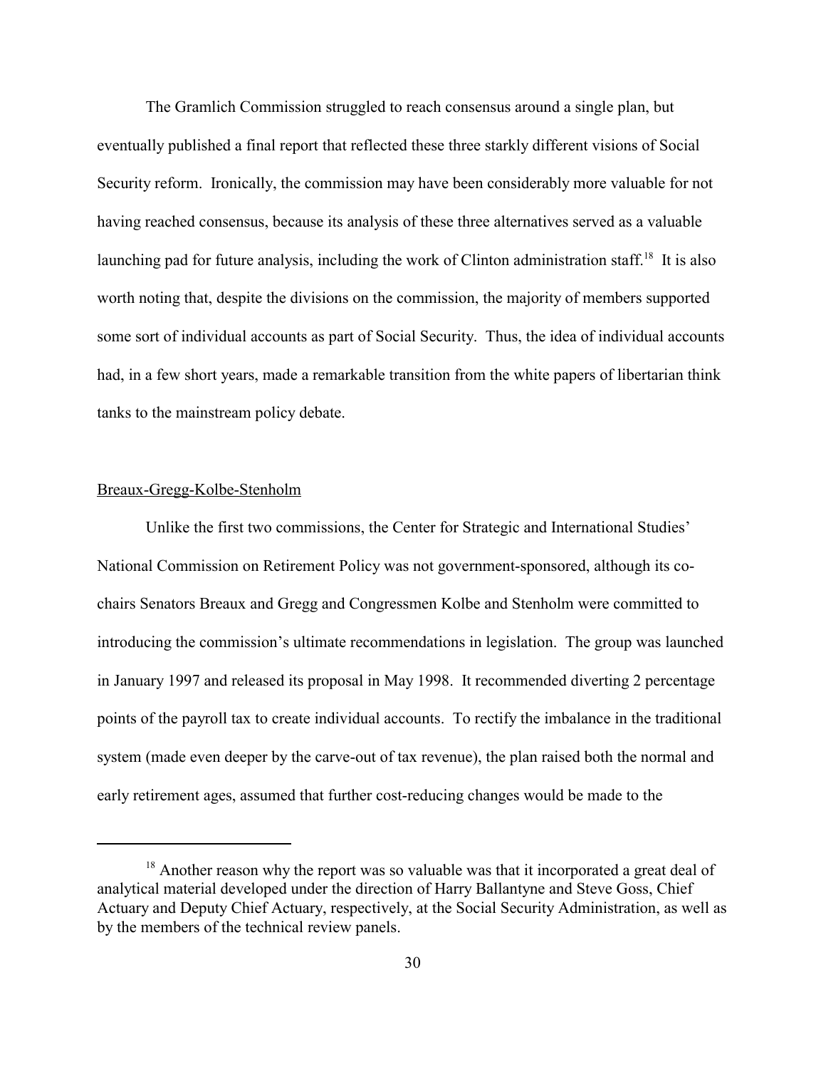The Gramlich Commission struggled to reach consensus around a single plan, but eventually published a final report that reflected these three starkly different visions of Social Security reform. Ironically, the commission may have been considerably more valuable for not having reached consensus, because its analysis of these three alternatives served as a valuable launching pad for future analysis, including the work of Clinton administration staff.[18] It is also worth noting that, despite the divisions on the commission, the majority of members supported some sort of individual accounts as part of Social Security. Thus, the idea of individual accounts had, in a few short years, made a remarkable transition from the white papers of libertarian think tanks to the mainstream policy debate.

<u>Breaux-Gregg-Kolbe-Stenholm</u>

Unlike the first two commissions, the Center for Strategic and International Studies' National Commission on Retirement Policy was not government-sponsored, although its co-chairs Senators Breaux and Gregg and Congressmen Kolbe and Stenholm were committed to introducing the commission's ultimate recommendations in legislation. The group was launched in January 1997 and released its proposal in May 1998. It recommended diverting 2 percentage points of the payroll tax to create individual accounts. To rectify the imbalance in the traditional system (made even deeper by the carve-out of tax revenue), the plan raised both the normal and early retirement ages, assumed that further cost-reducing changes would be made to the

---

[18] Another reason why the report was so valuable was that it incorporated a great deal of analytical material developed under the direction of Harry Ballantyne and Steve Goss, Chief Actuary and Deputy Chief Actuary, respectively, at the Social Security Administration, as well as by the members of the technical review panels.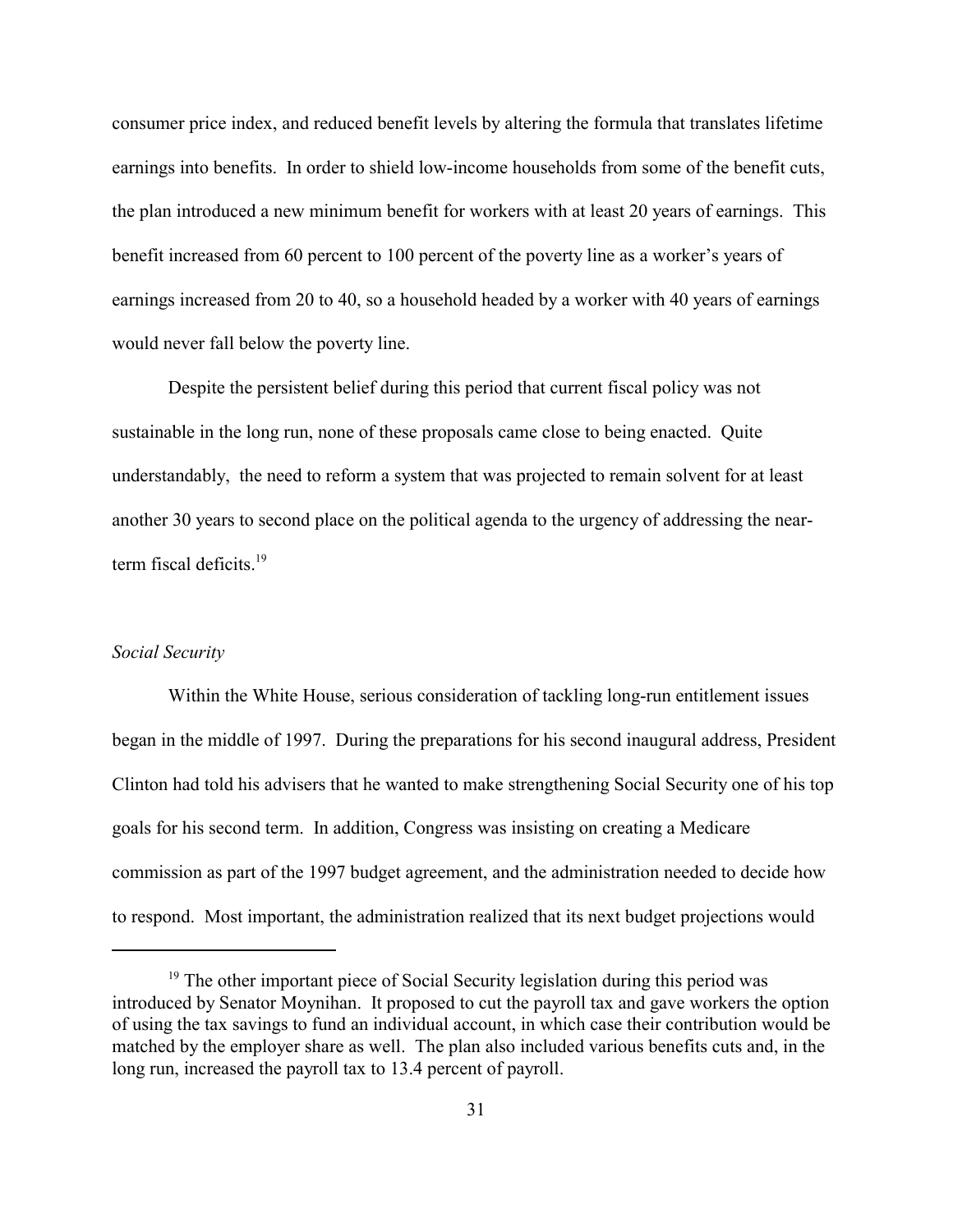consumer price index, and reduced benefit levels by altering the formula that translates lifetime earnings into benefits. In order to shield low-income households from some of the benefit cuts, the plan introduced a new minimum benefit for workers with at least 20 years of earnings. This benefit increased from 60 percent to 100 percent of the poverty line as a worker's years of earnings increased from 20 to 40, so a household headed by a worker with 40 years of earnings would never fall below the poverty line.

Despite the persistent belief during this period that current fiscal policy was not sustainable in the long run, none of these proposals came close to being enacted. Quite understandably, the need to reform a system that was projected to remain solvent for at least another 30 years to second place on the political agenda to the urgency of addressing the near-term fiscal deficits.[19]

*Social Security*

Within the White House, serious consideration of tackling long-run entitlement issues began in the middle of 1997. During the preparations for his second inaugural address, President Clinton had told his advisers that he wanted to make strengthening Social Security one of his top goals for his second term. In addition, Congress was insisting on creating a Medicare commission as part of the 1997 budget agreement, and the administration needed to decide how to respond. Most important, the administration realized that its next budget projections would

---

[19] The other important piece of Social Security legislation during this period was introduced by Senator Moynihan. It proposed to cut the payroll tax and gave workers the option of using the tax savings to fund an individual account, in which case their contribution would be matched by the employer share as well. The plan also included various benefits cuts and, in the long run, increased the payroll tax to 13.4 percent of payroll.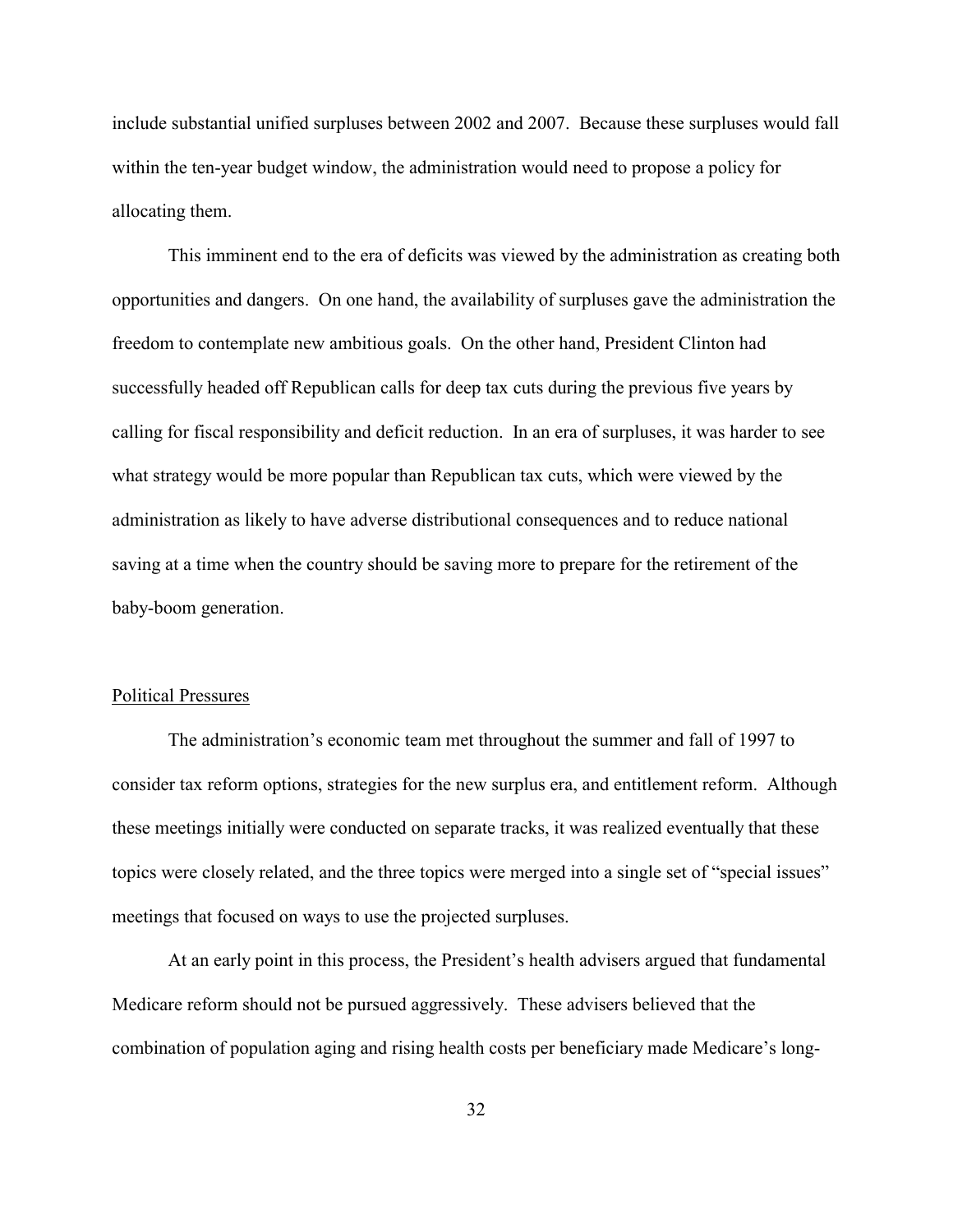include substantial unified surpluses between 2002 and 2007. Because these surpluses would fall within the ten-year budget window, the administration would need to propose a policy for allocating them.

This imminent end to the era of deficits was viewed by the administration as creating both opportunities and dangers. On one hand, the availability of surpluses gave the administration the freedom to contemplate new ambitious goals. On the other hand, President Clinton had successfully headed off Republican calls for deep tax cuts during the previous five years by calling for fiscal responsibility and deficit reduction. In an era of surpluses, it was harder to see what strategy would be more popular than Republican tax cuts, which were viewed by the administration as likely to have adverse distributional consequences and to reduce national saving at a time when the country should be saving more to prepare for the retirement of the baby-boom generation.

### Political Pressures

The administration's economic team met throughout the summer and fall of 1997 to consider tax reform options, strategies for the new surplus era, and entitlement reform. Although these meetings initially were conducted on separate tracks, it was realized eventually that these topics were closely related, and the three topics were merged into a single set of "special issues" meetings that focused on ways to use the projected surpluses.

At an early point in this process, the President's health advisers argued that fundamental Medicare reform should not be pursued aggressively. These advisers believed that the combination of population aging and rising health costs per beneficiary made Medicare's long-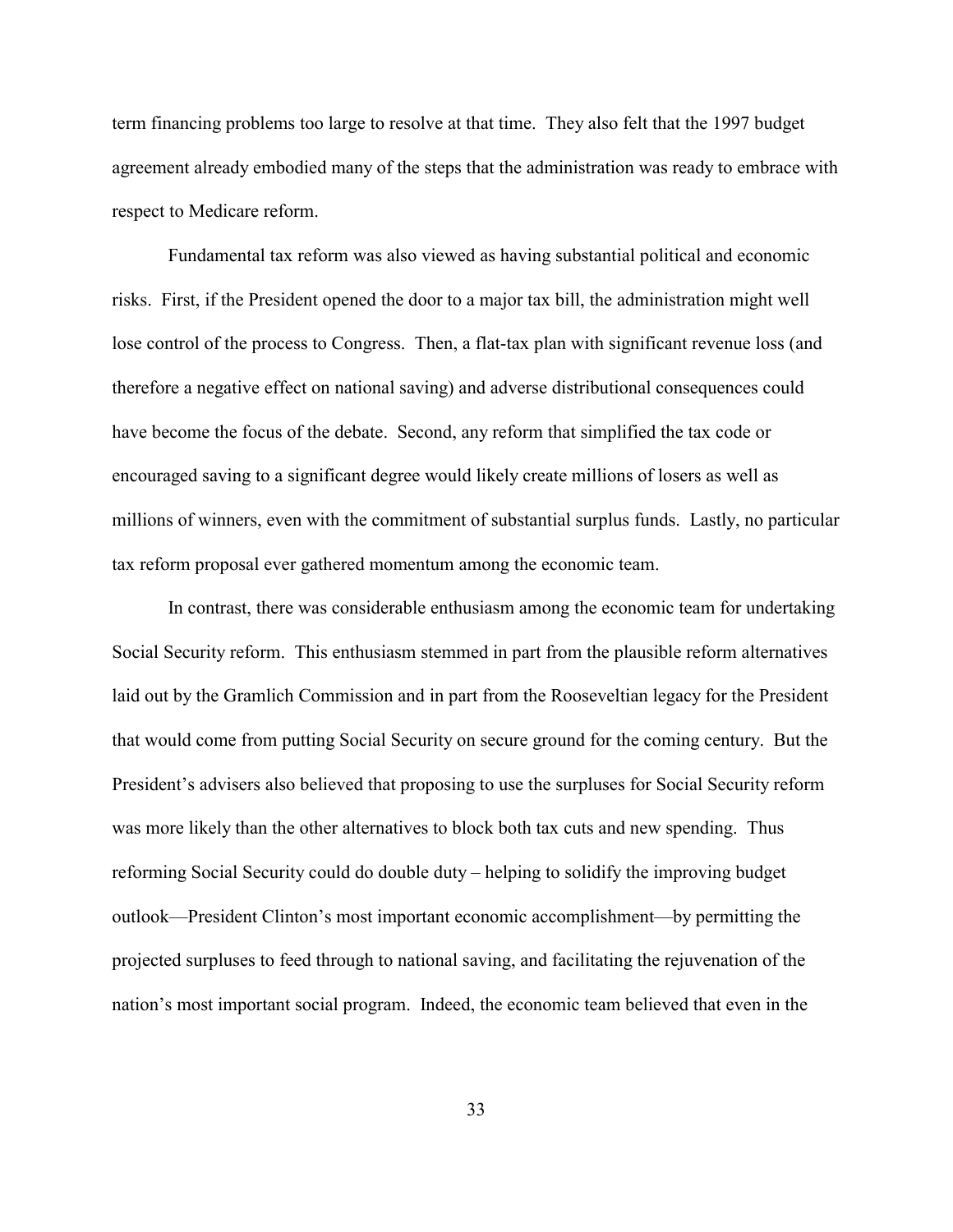term financing problems too large to resolve at that time. They also felt that the 1997 budget agreement already embodied many of the steps that the administration was ready to embrace with respect to Medicare reform.

Fundamental tax reform was also viewed as having substantial political and economic risks. First, if the President opened the door to a major tax bill, the administration might well lose control of the process to Congress. Then, a flat-tax plan with significant revenue loss (and therefore a negative effect on national saving) and adverse distributional consequences could have become the focus of the debate. Second, any reform that simplified the tax code or encouraged saving to a significant degree would likely create millions of losers as well as millions of winners, even with the commitment of substantial surplus funds. Lastly, no particular tax reform proposal ever gathered momentum among the economic team.

In contrast, there was considerable enthusiasm among the economic team for undertaking Social Security reform. This enthusiasm stemmed in part from the plausible reform alternatives laid out by the Gramlich Commission and in part from the Rooseveltian legacy for the President that would come from putting Social Security on secure ground for the coming century. But the President's advisers also believed that proposing to use the surpluses for Social Security reform was more likely than the other alternatives to block both tax cuts and new spending. Thus reforming Social Security could do double duty – helping to solidify the improving budget outlook—President Clinton's most important economic accomplishment—by permitting the projected surpluses to feed through to national saving, and facilitating the rejuvenation of the nation's most important social program. Indeed, the economic team believed that even in the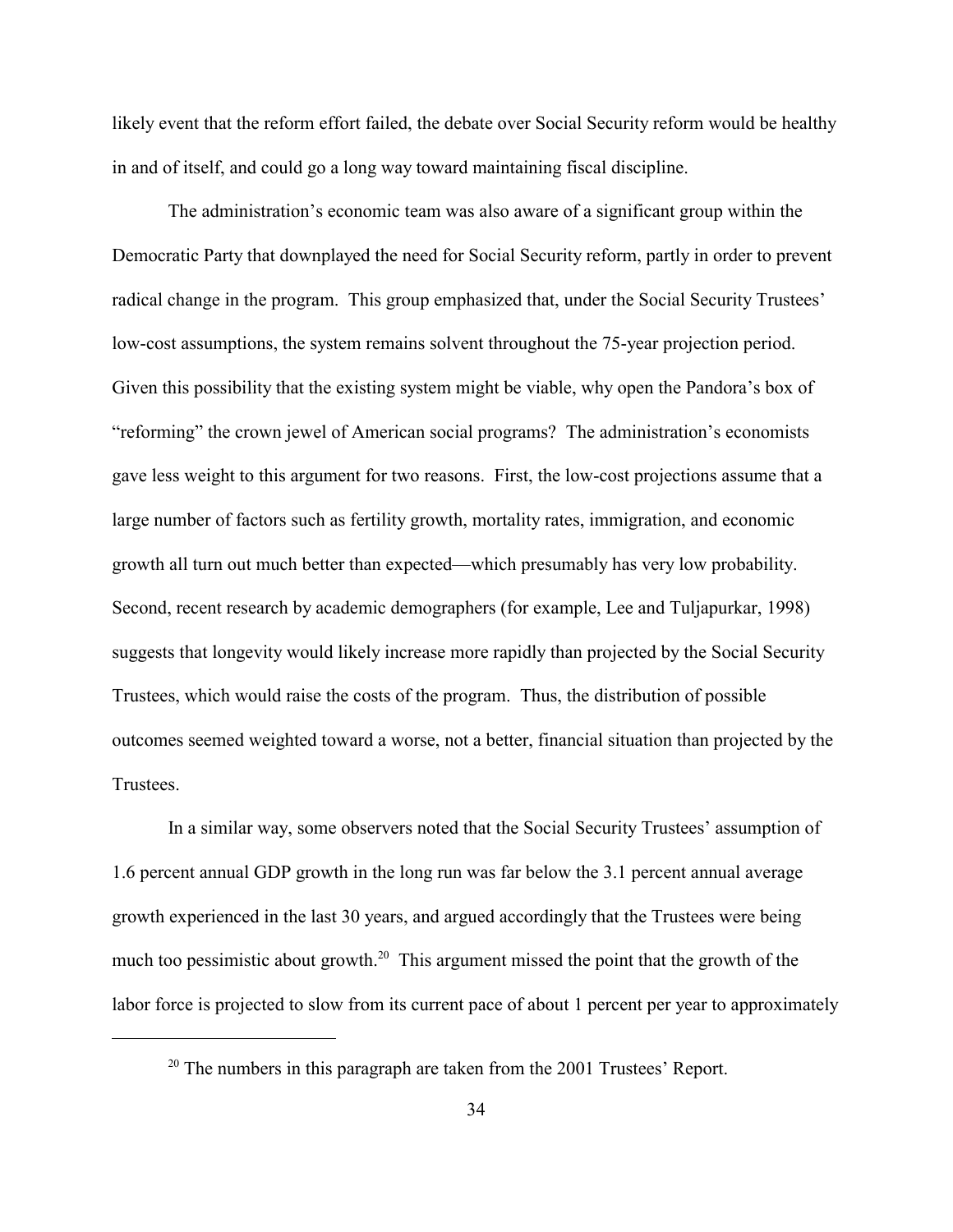likely event that the reform effort failed, the debate over Social Security reform would be healthy in and of itself, and could go a long way toward maintaining fiscal discipline.

The administration's economic team was also aware of a significant group within the Democratic Party that downplayed the need for Social Security reform, partly in order to prevent radical change in the program. This group emphasized that, under the Social Security Trustees' low-cost assumptions, the system remains solvent throughout the 75-year projection period. Given this possibility that the existing system might be viable, why open the Pandora's box of "reforming" the crown jewel of American social programs? The administration's economists gave less weight to this argument for two reasons. First, the low-cost projections assume that a large number of factors such as fertility growth, mortality rates, immigration, and economic growth all turn out much better than expected—which presumably has very low probability. Second, recent research by academic demographers (for example, Lee and Tuljapurkar, 1998) suggests that longevity would likely increase more rapidly than projected by the Social Security Trustees, which would raise the costs of the program. Thus, the distribution of possible outcomes seemed weighted toward a worse, not a better, financial situation than projected by the Trustees.

In a similar way, some observers noted that the Social Security Trustees' assumption of 1.6 percent annual GDP growth in the long run was far below the 3.1 percent annual average growth experienced in the last 30 years, and argued accordingly that the Trustees were being much too pessimistic about growth.[20] This argument missed the point that the growth of the labor force is projected to slow from its current pace of about 1 percent per year to approximately

[20] The numbers in this paragraph are taken from the 2001 Trustees' Report.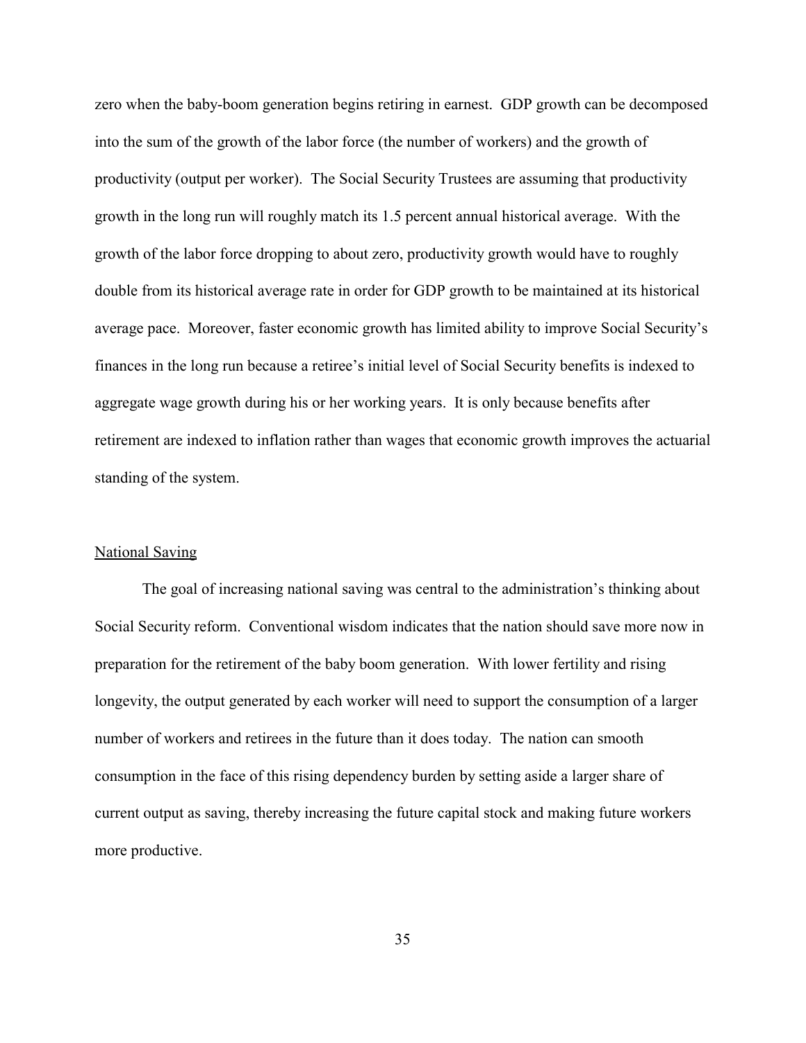zero when the baby-boom generation begins retiring in earnest. GDP growth can be decomposed into the sum of the growth of the labor force (the number of workers) and the growth of productivity (output per worker). The Social Security Trustees are assuming that productivity growth in the long run will roughly match its 1.5 percent annual historical average. With the growth of the labor force dropping to about zero, productivity growth would have to roughly double from its historical average rate in order for GDP growth to be maintained at its historical average pace. Moreover, faster economic growth has limited ability to improve Social Security's finances in the long run because a retiree's initial level of Social Security benefits is indexed to aggregate wage growth during his or her working years. It is only because benefits after retirement are indexed to inflation rather than wages that economic growth improves the actuarial standing of the system.

## National Saving

The goal of increasing national saving was central to the administration's thinking about Social Security reform. Conventional wisdom indicates that the nation should save more now in preparation for the retirement of the baby boom generation. With lower fertility and rising longevity, the output generated by each worker will need to support the consumption of a larger number of workers and retirees in the future than it does today. The nation can smooth consumption in the face of this rising dependency burden by setting aside a larger share of current output as saving, thereby increasing the future capital stock and making future workers more productive.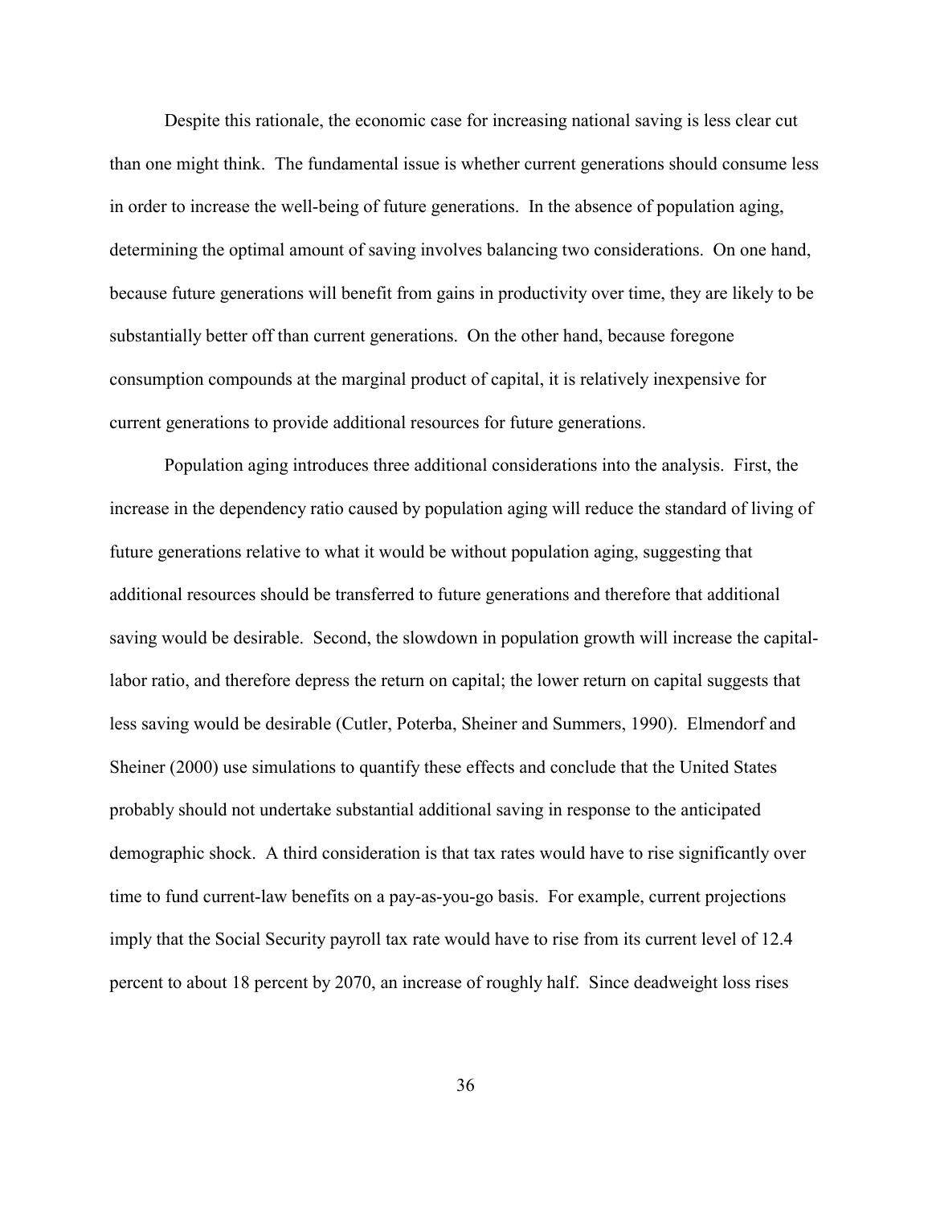Despite this rationale, the economic case for increasing national saving is less clear cut than one might think. The fundamental issue is whether current generations should consume less in order to increase the well-being of future generations. In the absence of population aging, determining the optimal amount of saving involves balancing two considerations. On one hand, because future generations will benefit from gains in productivity over time, they are likely to be substantially better off than current generations. On the other hand, because foregone consumption compounds at the marginal product of capital, it is relatively inexpensive for current generations to provide additional resources for future generations.

Population aging introduces three additional considerations into the analysis. First, the increase in the dependency ratio caused by population aging will reduce the standard of living of future generations relative to what it would be without population aging, suggesting that additional resources should be transferred to future generations and therefore that additional saving would be desirable. Second, the slowdown in population growth will increase the capital-labor ratio, and therefore depress the return on capital; the lower return on capital suggests that less saving would be desirable (Cutler, Poterba, Sheiner and Summers, 1990). Elmendorf and Sheiner (2000) use simulations to quantify these effects and conclude that the United States probably should not undertake substantial additional saving in response to the anticipated demographic shock. A third consideration is that tax rates would have to rise significantly over time to fund current-law benefits on a pay-as-you-go basis. For example, current projections imply that the Social Security payroll tax rate would have to rise from its current level of 12.4 percent to about 18 percent by 2070, an increase of roughly half. Since deadweight loss rises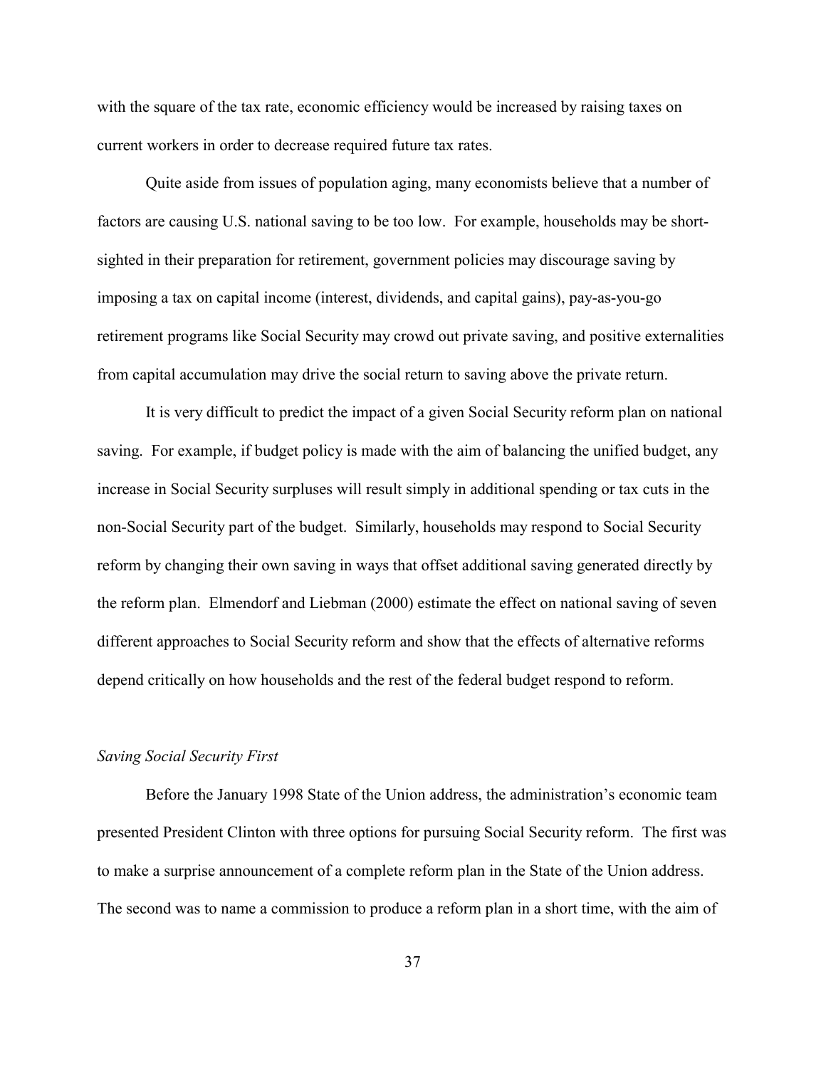with the square of the tax rate, economic efficiency would be increased by raising taxes on current workers in order to decrease required future tax rates.

Quite aside from issues of population aging, many economists believe that a number of factors are causing U.S. national saving to be too low. For example, households may be short-sighted in their preparation for retirement, government policies may discourage saving by imposing a tax on capital income (interest, dividends, and capital gains), pay-as-you-go retirement programs like Social Security may crowd out private saving, and positive externalities from capital accumulation may drive the social return to saving above the private return.

It is very difficult to predict the impact of a given Social Security reform plan on national saving. For example, if budget policy is made with the aim of balancing the unified budget, any increase in Social Security surpluses will result simply in additional spending or tax cuts in the non-Social Security part of the budget. Similarly, households may respond to Social Security reform by changing their own saving in ways that offset additional saving generated directly by the reform plan. Elmendorf and Liebman (2000) estimate the effect on national saving of seven different approaches to Social Security reform and show that the effects of alternative reforms depend critically on how households and the rest of the federal budget respond to reform.

### *Saving Social Security First*

Before the January 1998 State of the Union address, the administration's economic team presented President Clinton with three options for pursuing Social Security reform. The first was to make a surprise announcement of a complete reform plan in the State of the Union address. The second was to name a commission to produce a reform plan in a short time, with the aim of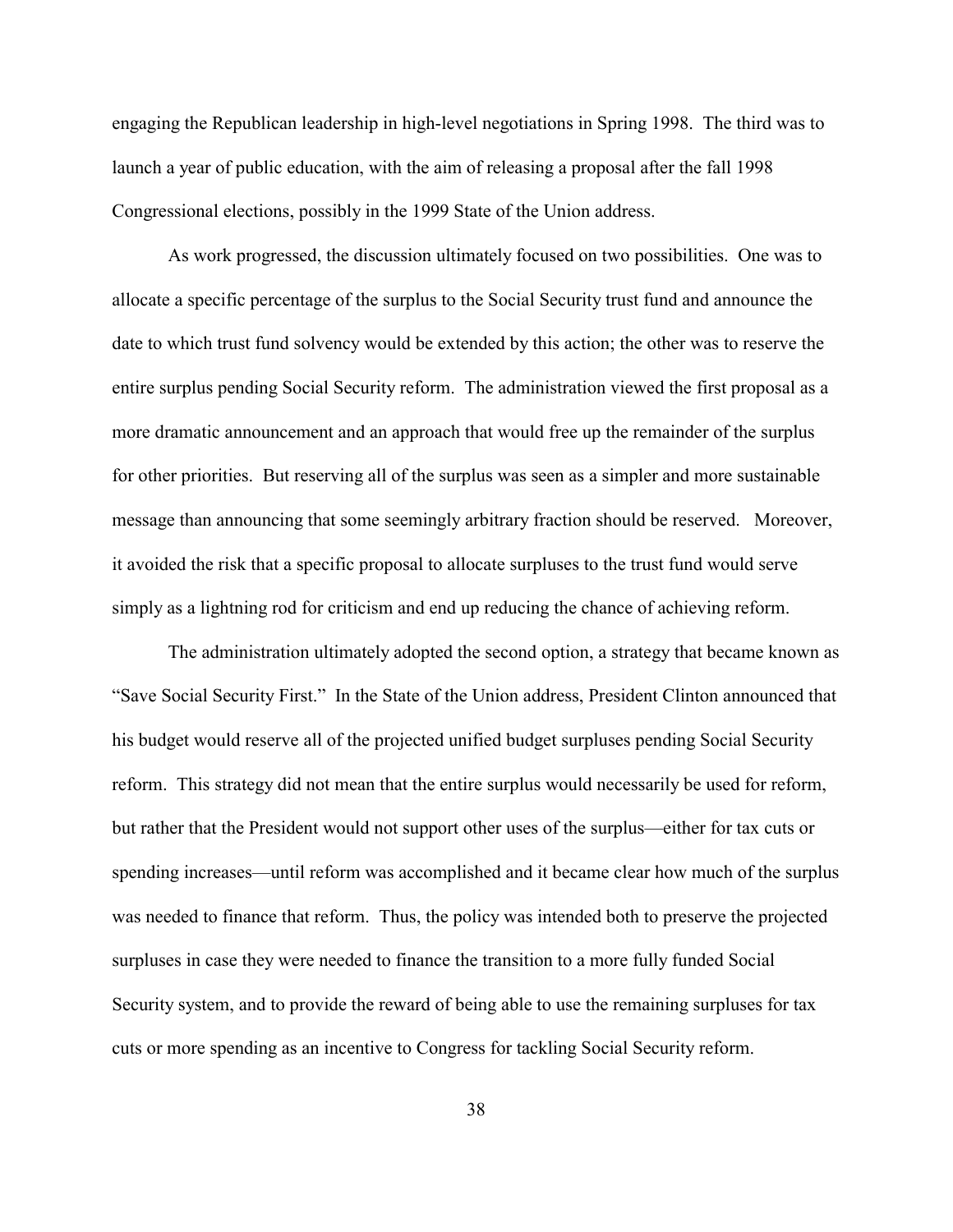engaging the Republican leadership in high-level negotiations in Spring 1998. The third was to launch a year of public education, with the aim of releasing a proposal after the fall 1998 Congressional elections, possibly in the 1999 State of the Union address.

As work progressed, the discussion ultimately focused on two possibilities. One was to allocate a specific percentage of the surplus to the Social Security trust fund and announce the date to which trust fund solvency would be extended by this action; the other was to reserve the entire surplus pending Social Security reform. The administration viewed the first proposal as a more dramatic announcement and an approach that would free up the remainder of the surplus for other priorities. But reserving all of the surplus was seen as a simpler and more sustainable message than announcing that some seemingly arbitrary fraction should be reserved. Moreover, it avoided the risk that a specific proposal to allocate surpluses to the trust fund would serve simply as a lightning rod for criticism and end up reducing the chance of achieving reform.

The administration ultimately adopted the second option, a strategy that became known as "Save Social Security First." In the State of the Union address, President Clinton announced that his budget would reserve all of the projected unified budget surpluses pending Social Security reform. This strategy did not mean that the entire surplus would necessarily be used for reform, but rather that the President would not support other uses of the surplus—either for tax cuts or spending increases—until reform was accomplished and it became clear how much of the surplus was needed to finance that reform. Thus, the policy was intended both to preserve the projected surpluses in case they were needed to finance the transition to a more fully funded Social Security system, and to provide the reward of being able to use the remaining surpluses for tax cuts or more spending as an incentive to Congress for tackling Social Security reform.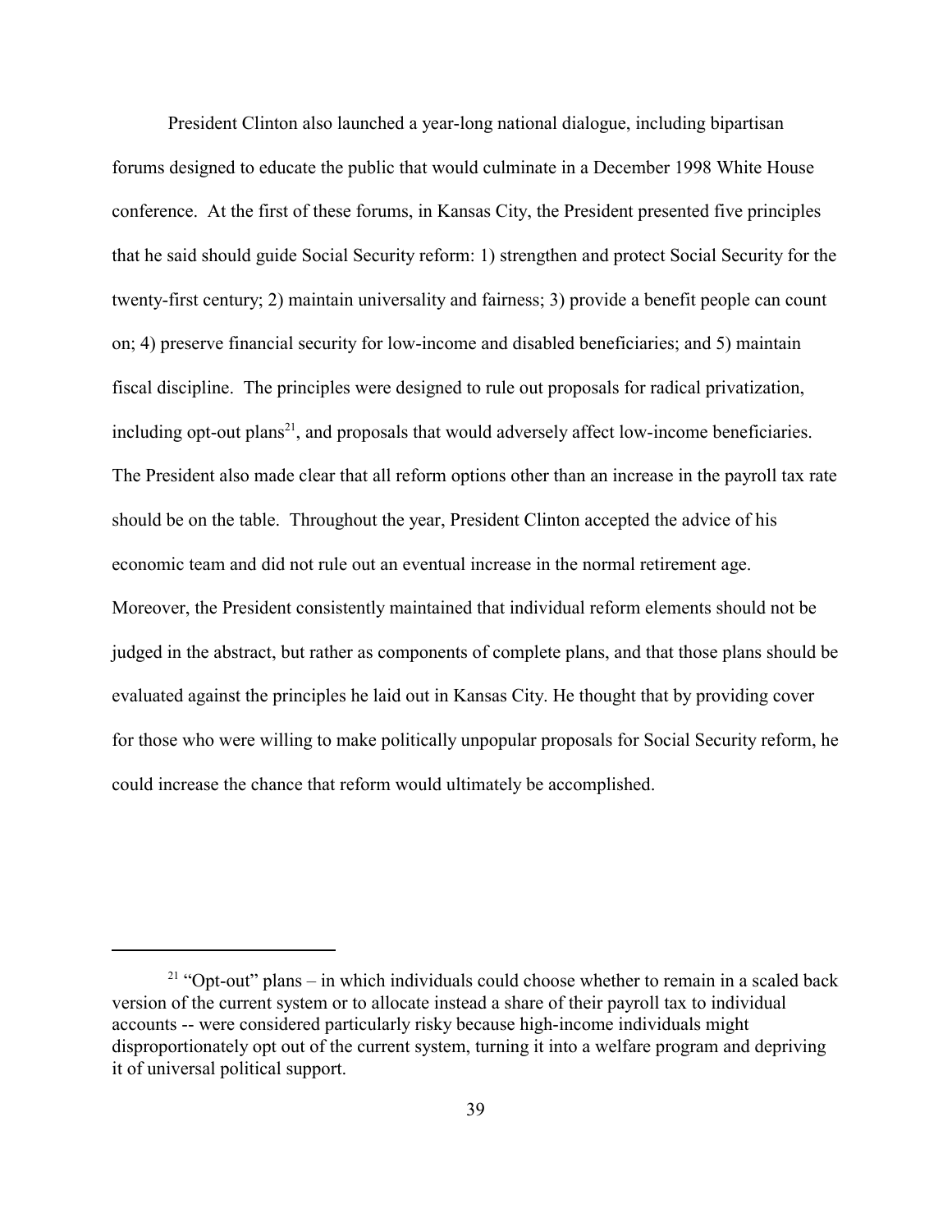President Clinton also launched a year-long national dialogue, including bipartisan forums designed to educate the public that would culminate in a December 1998 White House conference. At the first of these forums, in Kansas City, the President presented five principles that he said should guide Social Security reform: 1) strengthen and protect Social Security for the twenty-first century; 2) maintain universality and fairness; 3) provide a benefit people can count on; 4) preserve financial security for low-income and disabled beneficiaries; and 5) maintain fiscal discipline. The principles were designed to rule out proposals for radical privatization, including opt-out plans[21], and proposals that would adversely affect low-income beneficiaries. The President also made clear that all reform options other than an increase in the payroll tax rate should be on the table. Throughout the year, President Clinton accepted the advice of his economic team and did not rule out an eventual increase in the normal retirement age. Moreover, the President consistently maintained that individual reform elements should not be judged in the abstract, but rather as components of complete plans, and that those plans should be evaluated against the principles he laid out in Kansas City. He thought that by providing cover for those who were willing to make politically unpopular proposals for Social Security reform, he could increase the chance that reform would ultimately be accomplished.

---

[21] "Opt-out" plans – in which individuals could choose whether to remain in a scaled back version of the current system or to allocate instead a share of their payroll tax to individual accounts -- were considered particularly risky because high-income individuals might disproportionately opt out of the current system, turning it into a welfare program and depriving it of universal political support.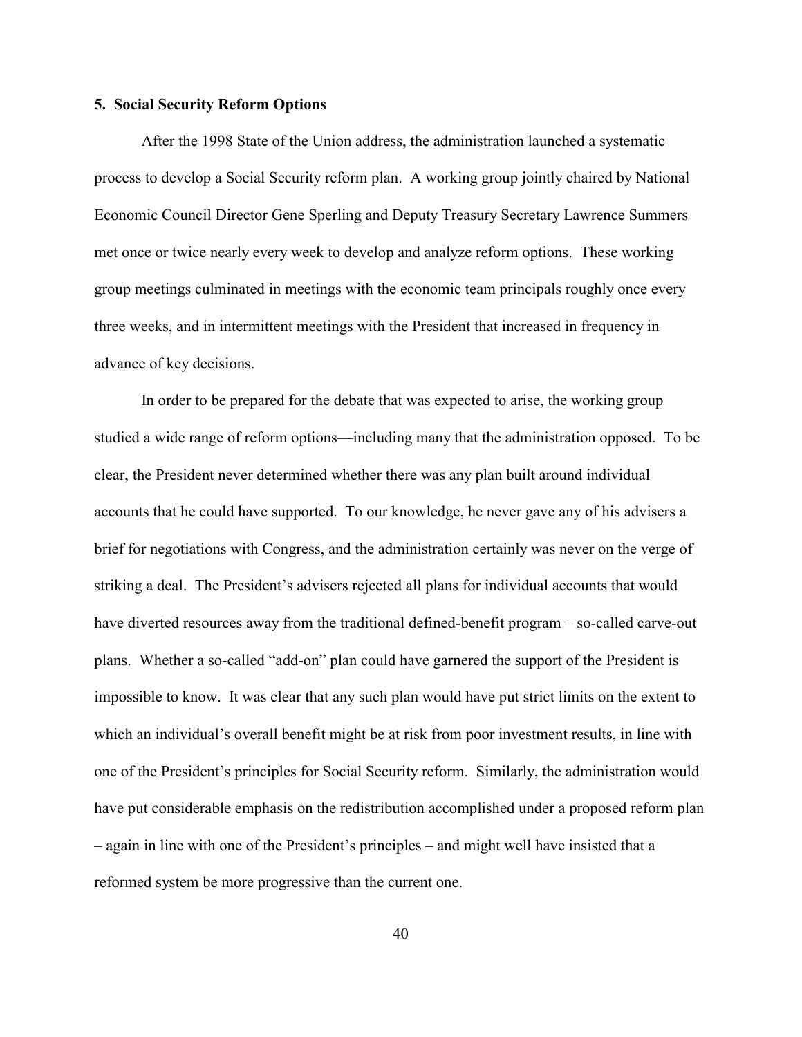## 5. Social Security Reform Options

After the 1998 State of the Union address, the administration launched a systematic process to develop a Social Security reform plan. A working group jointly chaired by National Economic Council Director Gene Sperling and Deputy Treasury Secretary Lawrence Summers met once or twice nearly every week to develop and analyze reform options. These working group meetings culminated in meetings with the economic team principals roughly once every three weeks, and in intermittent meetings with the President that increased in frequency in advance of key decisions.

In order to be prepared for the debate that was expected to arise, the working group studied a wide range of reform options—including many that the administration opposed. To be clear, the President never determined whether there was any plan built around individual accounts that he could have supported. To our knowledge, he never gave any of his advisers a brief for negotiations with Congress, and the administration certainly was never on the verge of striking a deal. The President's advisers rejected all plans for individual accounts that would have diverted resources away from the traditional defined-benefit program – so-called carve-out plans. Whether a so-called "add-on" plan could have garnered the support of the President is impossible to know. It was clear that any such plan would have put strict limits on the extent to which an individual's overall benefit might be at risk from poor investment results, in line with one of the President's principles for Social Security reform. Similarly, the administration would have put considerable emphasis on the redistribution accomplished under a proposed reform plan – again in line with one of the President's principles – and might well have insisted that a reformed system be more progressive than the current one.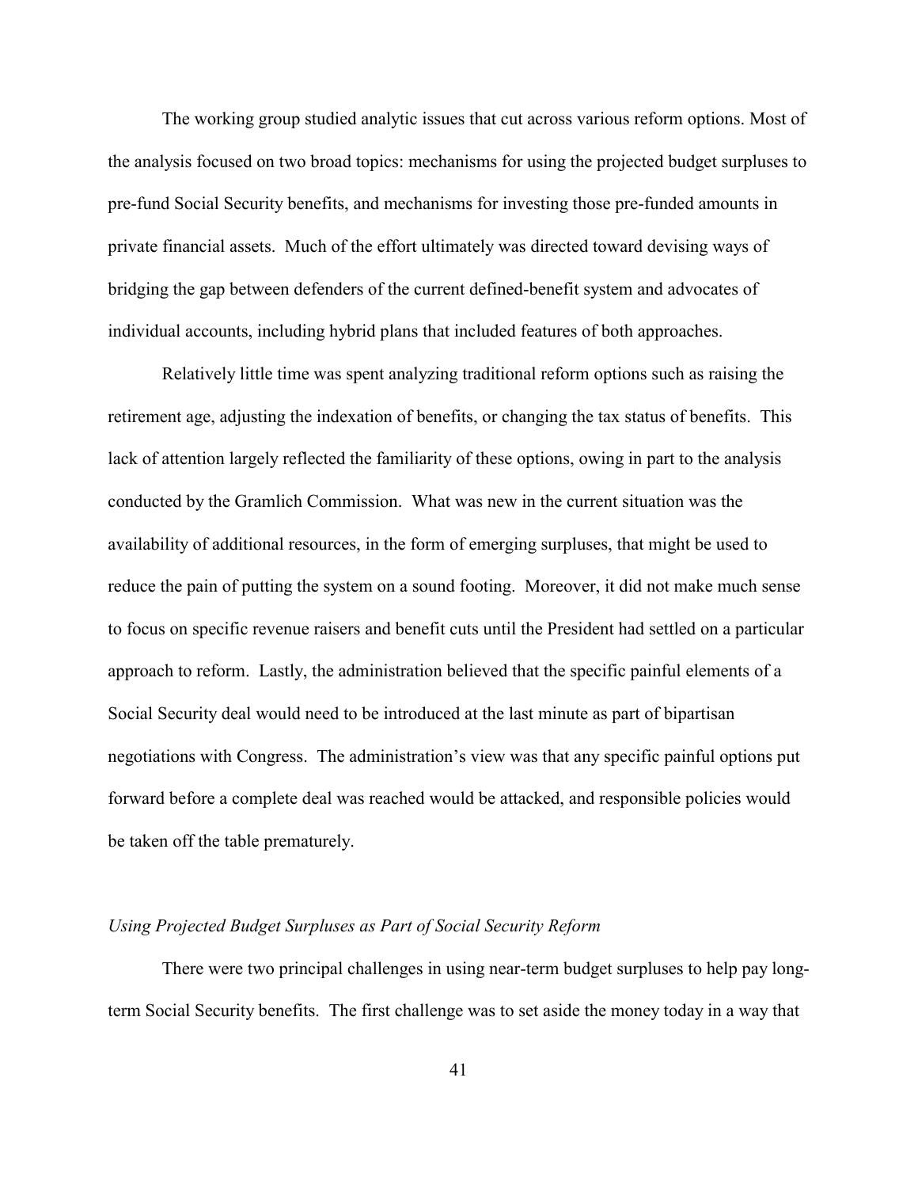The working group studied analytic issues that cut across various reform options. Most of the analysis focused on two broad topics: mechanisms for using the projected budget surpluses to pre-fund Social Security benefits, and mechanisms for investing those pre-funded amounts in private financial assets. Much of the effort ultimately was directed toward devising ways of bridging the gap between defenders of the current defined-benefit system and advocates of individual accounts, including hybrid plans that included features of both approaches.

Relatively little time was spent analyzing traditional reform options such as raising the retirement age, adjusting the indexation of benefits, or changing the tax status of benefits. This lack of attention largely reflected the familiarity of these options, owing in part to the analysis conducted by the Gramlich Commission. What was new in the current situation was the availability of additional resources, in the form of emerging surpluses, that might be used to reduce the pain of putting the system on a sound footing. Moreover, it did not make much sense to focus on specific revenue raisers and benefit cuts until the President had settled on a particular approach to reform. Lastly, the administration believed that the specific painful elements of a Social Security deal would need to be introduced at the last minute as part of bipartisan negotiations with Congress. The administration's view was that any specific painful options put forward before a complete deal was reached would be attacked, and responsible policies would be taken off the table prematurely.

### *Using Projected Budget Surpluses as Part of Social Security Reform*

There were two principal challenges in using near-term budget surpluses to help pay long-term Social Security benefits. The first challenge was to set aside the money today in a way that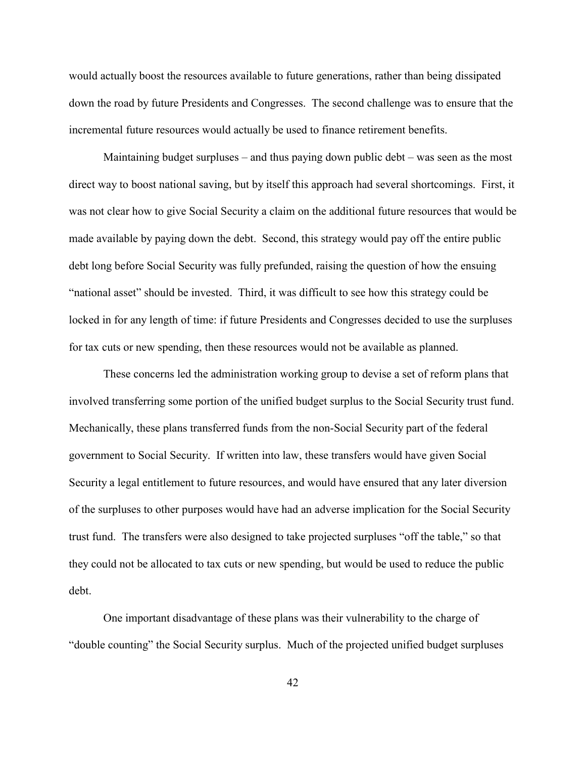would actually boost the resources available to future generations, rather than being dissipated down the road by future Presidents and Congresses. The second challenge was to ensure that the incremental future resources would actually be used to finance retirement benefits.

Maintaining budget surpluses – and thus paying down public debt – was seen as the most direct way to boost national saving, but by itself this approach had several shortcomings. First, it was not clear how to give Social Security a claim on the additional future resources that would be made available by paying down the debt. Second, this strategy would pay off the entire public debt long before Social Security was fully prefunded, raising the question of how the ensuing "national asset" should be invested. Third, it was difficult to see how this strategy could be locked in for any length of time: if future Presidents and Congresses decided to use the surpluses for tax cuts or new spending, then these resources would not be available as planned.

These concerns led the administration working group to devise a set of reform plans that involved transferring some portion of the unified budget surplus to the Social Security trust fund. Mechanically, these plans transferred funds from the non-Social Security part of the federal government to Social Security. If written into law, these transfers would have given Social Security a legal entitlement to future resources, and would have ensured that any later diversion of the surpluses to other purposes would have had an adverse implication for the Social Security trust fund. The transfers were also designed to take projected surpluses "off the table," so that they could not be allocated to tax cuts or new spending, but would be used to reduce the public debt.

One important disadvantage of these plans was their vulnerability to the charge of "double counting" the Social Security surplus. Much of the projected unified budget surpluses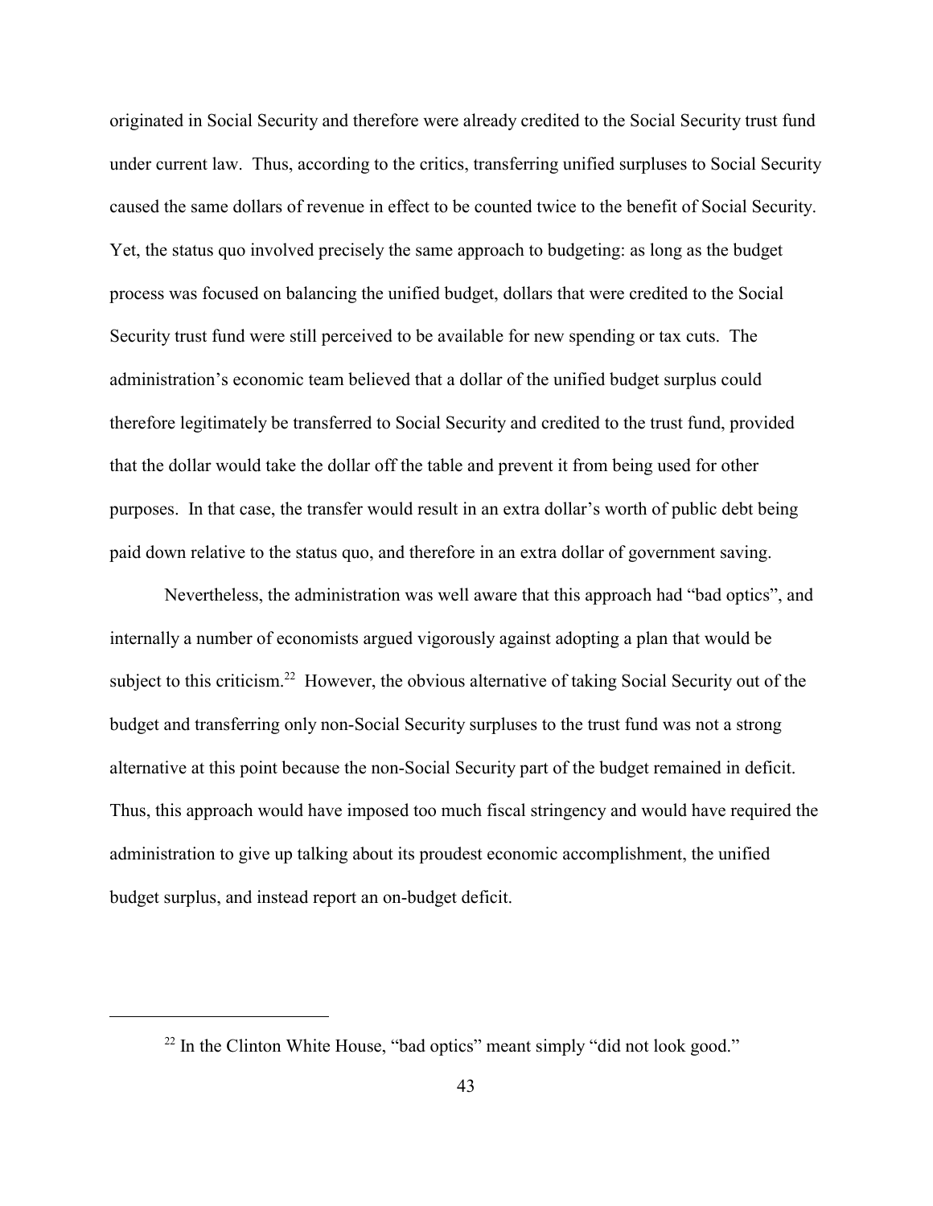originated in Social Security and therefore were already credited to the Social Security trust fund under current law. Thus, according to the critics, transferring unified surpluses to Social Security caused the same dollars of revenue in effect to be counted twice to the benefit of Social Security. Yet, the status quo involved precisely the same approach to budgeting: as long as the budget process was focused on balancing the unified budget, dollars that were credited to the Social Security trust fund were still perceived to be available for new spending or tax cuts. The administration's economic team believed that a dollar of the unified budget surplus could therefore legitimately be transferred to Social Security and credited to the trust fund, provided that the dollar would take the dollar off the table and prevent it from being used for other purposes. In that case, the transfer would result in an extra dollar's worth of public debt being paid down relative to the status quo, and therefore in an extra dollar of government saving.

Nevertheless, the administration was well aware that this approach had "bad optics", and internally a number of economists argued vigorously against adopting a plan that would be subject to this criticism.[22] However, the obvious alternative of taking Social Security out of the budget and transferring only non-Social Security surpluses to the trust fund was not a strong alternative at this point because the non-Social Security part of the budget remained in deficit. Thus, this approach would have imposed too much fiscal stringency and would have required the administration to give up talking about its proudest economic accomplishment, the unified budget surplus, and instead report an on-budget deficit.

[22] In the Clinton White House, "bad optics" meant simply "did not look good."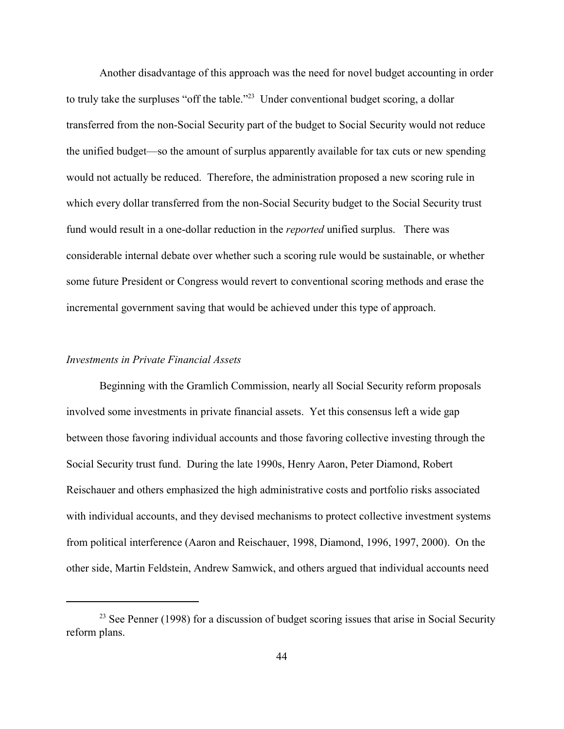Another disadvantage of this approach was the need for novel budget accounting in order to truly take the surpluses "off the table."[23] Under conventional budget scoring, a dollar transferred from the non-Social Security part of the budget to Social Security would not reduce the unified budget—so the amount of surplus apparently available for tax cuts or new spending would not actually be reduced. Therefore, the administration proposed a new scoring rule in which every dollar transferred from the non-Social Security budget to the Social Security trust fund would result in a one-dollar reduction in the *reported* unified surplus. There was considerable internal debate over whether such a scoring rule would be sustainable, or whether some future President or Congress would revert to conventional scoring methods and erase the incremental government saving that would be achieved under this type of approach.

*Investments in Private Financial Assets*

Beginning with the Gramlich Commission, nearly all Social Security reform proposals involved some investments in private financial assets. Yet this consensus left a wide gap between those favoring individual accounts and those favoring collective investing through the Social Security trust fund. During the late 1990s, Henry Aaron, Peter Diamond, Robert Reischauer and others emphasized the high administrative costs and portfolio risks associated with individual accounts, and they devised mechanisms to protect collective investment systems from political interference (Aaron and Reischauer, 1998, Diamond, 1996, 1997, 2000). On the other side, Martin Feldstein, Andrew Samwick, and others argued that individual accounts need

[23] See Penner (1998) for a discussion of budget scoring issues that arise in Social Security reform plans.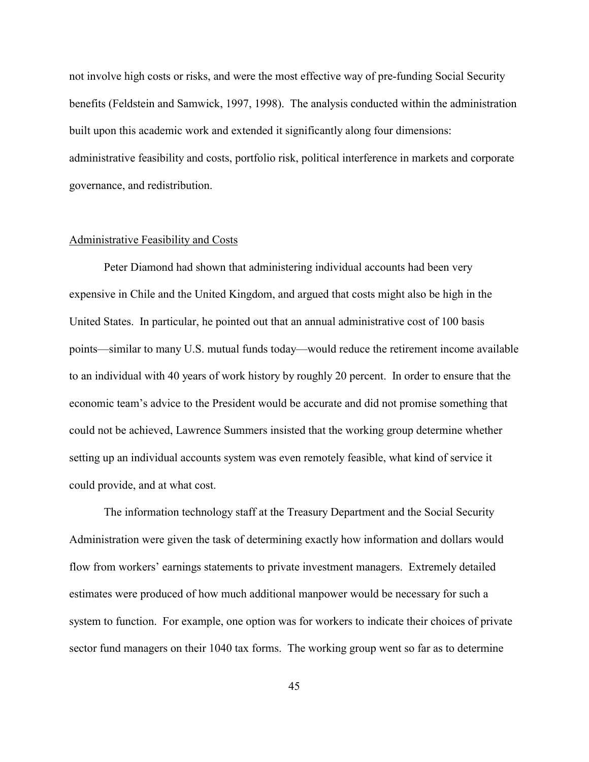not involve high costs or risks, and were the most effective way of pre-funding Social Security benefits (Feldstein and Samwick, 1997, 1998). The analysis conducted within the administration built upon this academic work and extended it significantly along four dimensions: administrative feasibility and costs, portfolio risk, political interference in markets and corporate governance, and redistribution.

## Administrative Feasibility and Costs

Peter Diamond had shown that administering individual accounts had been very expensive in Chile and the United Kingdom, and argued that costs might also be high in the United States. In particular, he pointed out that an annual administrative cost of 100 basis points—similar to many U.S. mutual funds today—would reduce the retirement income available to an individual with 40 years of work history by roughly 20 percent. In order to ensure that the economic team's advice to the President would be accurate and did not promise something that could not be achieved, Lawrence Summers insisted that the working group determine whether setting up an individual accounts system was even remotely feasible, what kind of service it could provide, and at what cost.

The information technology staff at the Treasury Department and the Social Security Administration were given the task of determining exactly how information and dollars would flow from workers' earnings statements to private investment managers. Extremely detailed estimates were produced of how much additional manpower would be necessary for such a system to function. For example, one option was for workers to indicate their choices of private sector fund managers on their 1040 tax forms. The working group went so far as to determine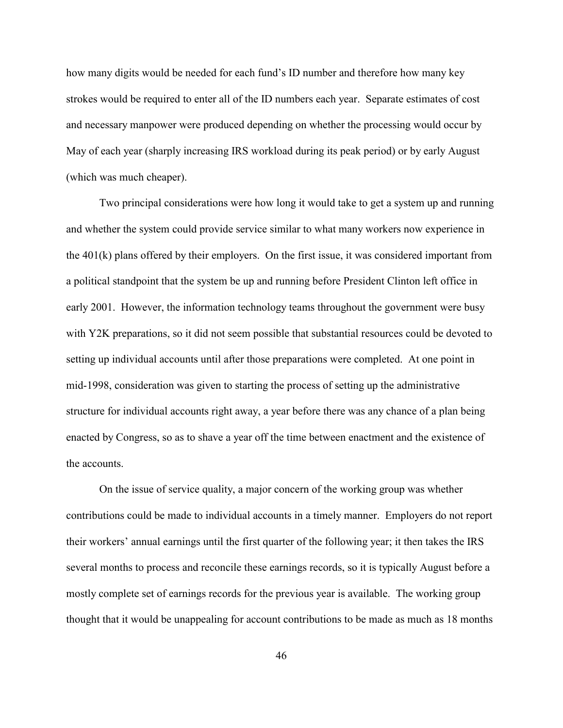how many digits would be needed for each fund's ID number and therefore how many key strokes would be required to enter all of the ID numbers each year. Separate estimates of cost and necessary manpower were produced depending on whether the processing would occur by May of each year (sharply increasing IRS workload during its peak period) or by early August (which was much cheaper).

Two principal considerations were how long it would take to get a system up and running and whether the system could provide service similar to what many workers now experience in the 401(k) plans offered by their employers. On the first issue, it was considered important from a political standpoint that the system be up and running before President Clinton left office in early 2001. However, the information technology teams throughout the government were busy with Y2K preparations, so it did not seem possible that substantial resources could be devoted to setting up individual accounts until after those preparations were completed. At one point in mid-1998, consideration was given to starting the process of setting up the administrative structure for individual accounts right away, a year before there was any chance of a plan being enacted by Congress, so as to shave a year off the time between enactment and the existence of the accounts.

On the issue of service quality, a major concern of the working group was whether contributions could be made to individual accounts in a timely manner. Employers do not report their workers' annual earnings until the first quarter of the following year; it then takes the IRS several months to process and reconcile these earnings records, so it is typically August before a mostly complete set of earnings records for the previous year is available. The working group thought that it would be unappealing for account contributions to be made as much as 18 months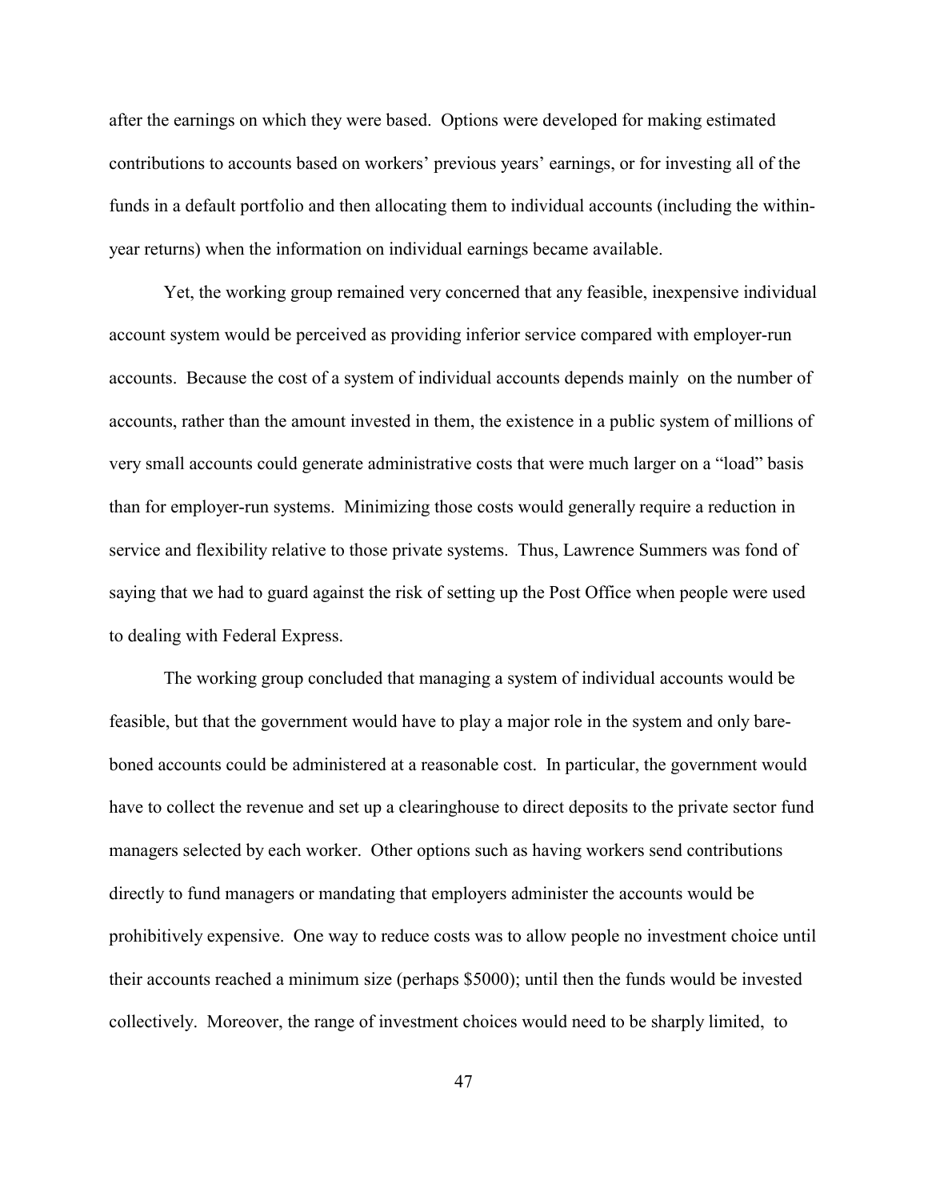after the earnings on which they were based. Options were developed for making estimated contributions to accounts based on workers' previous years' earnings, or for investing all of the funds in a default portfolio and then allocating them to individual accounts (including the within-year returns) when the information on individual earnings became available.

Yet, the working group remained very concerned that any feasible, inexpensive individual account system would be perceived as providing inferior service compared with employer-run accounts. Because the cost of a system of individual accounts depends mainly on the number of accounts, rather than the amount invested in them, the existence in a public system of millions of very small accounts could generate administrative costs that were much larger on a "load" basis than for employer-run systems. Minimizing those costs would generally require a reduction in service and flexibility relative to those private systems. Thus, Lawrence Summers was fond of saying that we had to guard against the risk of setting up the Post Office when people were used to dealing with Federal Express.

The working group concluded that managing a system of individual accounts would be feasible, but that the government would have to play a major role in the system and only bare-boned accounts could be administered at a reasonable cost. In particular, the government would have to collect the revenue and set up a clearinghouse to direct deposits to the private sector fund managers selected by each worker. Other options such as having workers send contributions directly to fund managers or mandating that employers administer the accounts would be prohibitively expensive. One way to reduce costs was to allow people no investment choice until their accounts reached a minimum size (perhaps $5000); until then the funds would be invested collectively. Moreover, the range of investment choices would need to be sharply limited, to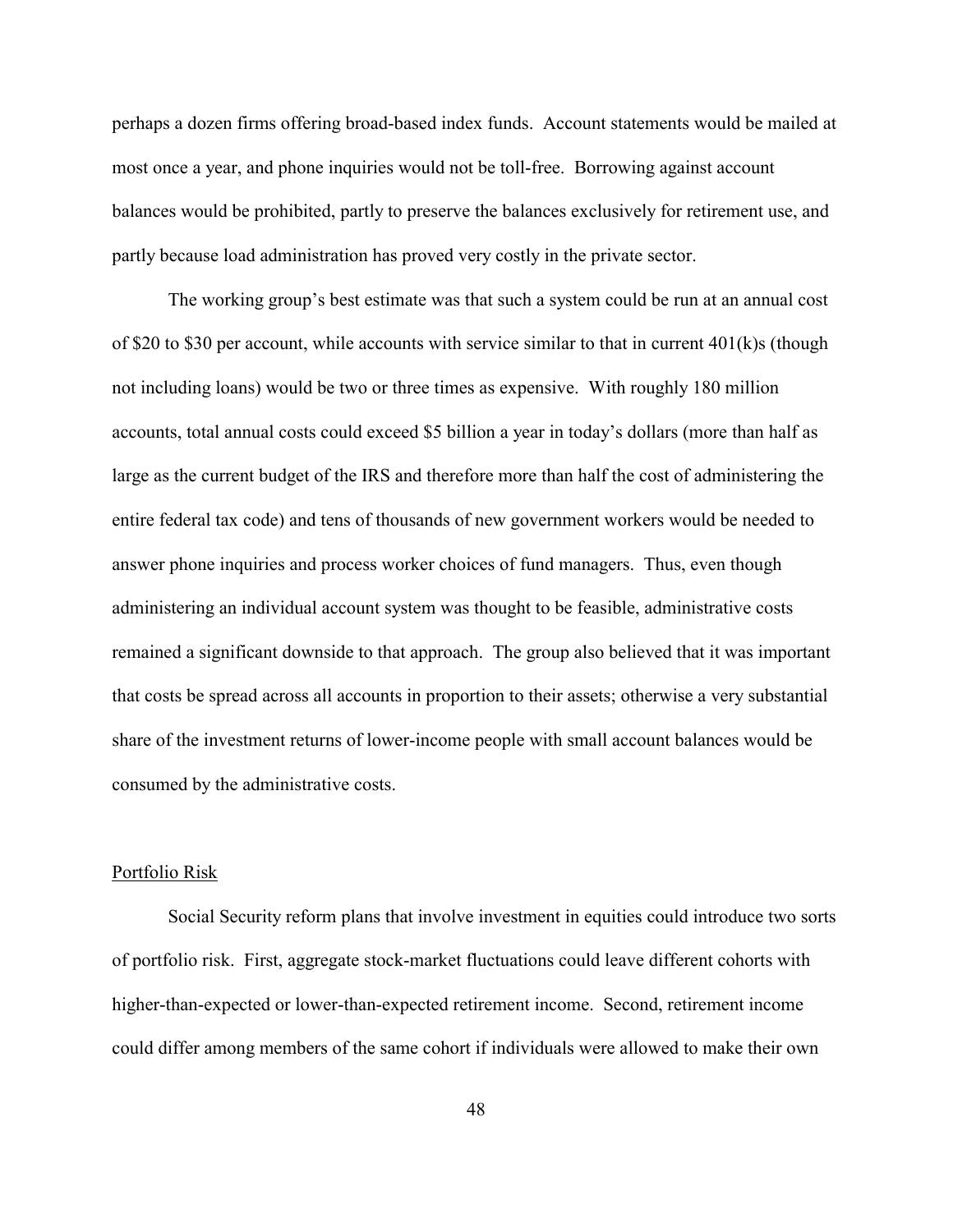perhaps a dozen firms offering broad-based index funds. Account statements would be mailed at most once a year, and phone inquiries would not be toll-free. Borrowing against account balances would be prohibited, partly to preserve the balances exclusively for retirement use, and partly because load administration has proved very costly in the private sector.

The working group's best estimate was that such a system could be run at an annual cost of $20 to $30 per account, while accounts with service similar to that in current 401(k)s (though not including loans) would be two or three times as expensive. With roughly 180 million accounts, total annual costs could exceed $5 billion a year in today's dollars (more than half as large as the current budget of the IRS and therefore more than half the cost of administering the entire federal tax code) and tens of thousands of new government workers would be needed to answer phone inquiries and process worker choices of fund managers. Thus, even though administering an individual account system was thought to be feasible, administrative costs remained a significant downside to that approach. The group also believed that it was important that costs be spread across all accounts in proportion to their assets; otherwise a very substantial share of the investment returns of lower-income people with small account balances would be consumed by the administrative costs.

## Portfolio Risk

Social Security reform plans that involve investment in equities could introduce two sorts of portfolio risk. First, aggregate stock-market fluctuations could leave different cohorts with higher-than-expected or lower-than-expected retirement income. Second, retirement income could differ among members of the same cohort if individuals were allowed to make their own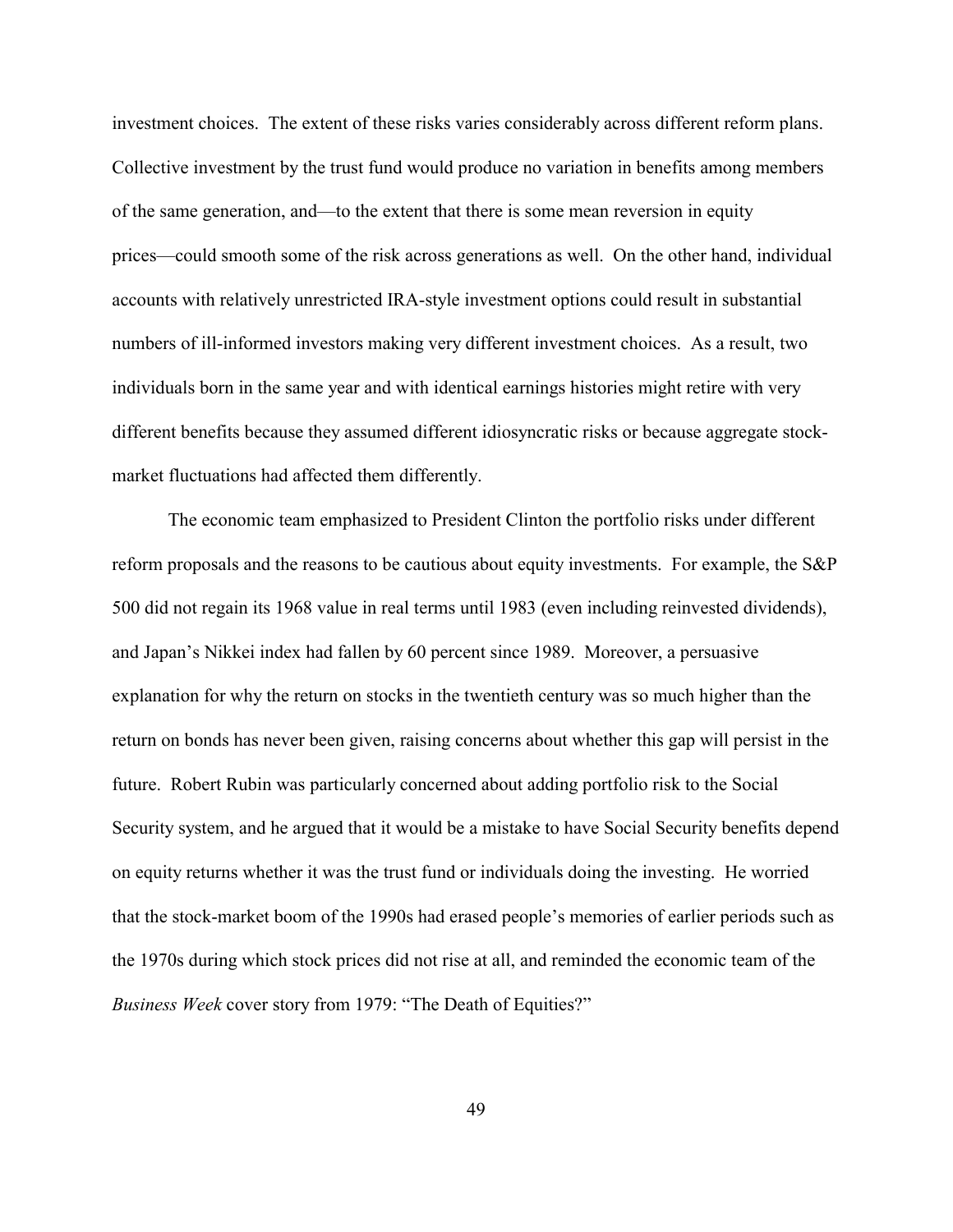investment choices. The extent of these risks varies considerably across different reform plans. Collective investment by the trust fund would produce no variation in benefits among members of the same generation, and—to the extent that there is some mean reversion in equity prices—could smooth some of the risk across generations as well. On the other hand, individual accounts with relatively unrestricted IRA-style investment options could result in substantial numbers of ill-informed investors making very different investment choices. As a result, two individuals born in the same year and with identical earnings histories might retire with very different benefits because they assumed different idiosyncratic risks or because aggregate stock-market fluctuations had affected them differently.

The economic team emphasized to President Clinton the portfolio risks under different reform proposals and the reasons to be cautious about equity investments. For example, the S&P 500 did not regain its 1968 value in real terms until 1983 (even including reinvested dividends), and Japan's Nikkei index had fallen by 60 percent since 1989. Moreover, a persuasive explanation for why the return on stocks in the twentieth century was so much higher than the return on bonds has never been given, raising concerns about whether this gap will persist in the future. Robert Rubin was particularly concerned about adding portfolio risk to the Social Security system, and he argued that it would be a mistake to have Social Security benefits depend on equity returns whether it was the trust fund or individuals doing the investing. He worried that the stock-market boom of the 1990s had erased people's memories of earlier periods such as the 1970s during which stock prices did not rise at all, and reminded the economic team of the *Business Week* cover story from 1979: "The Death of Equities?"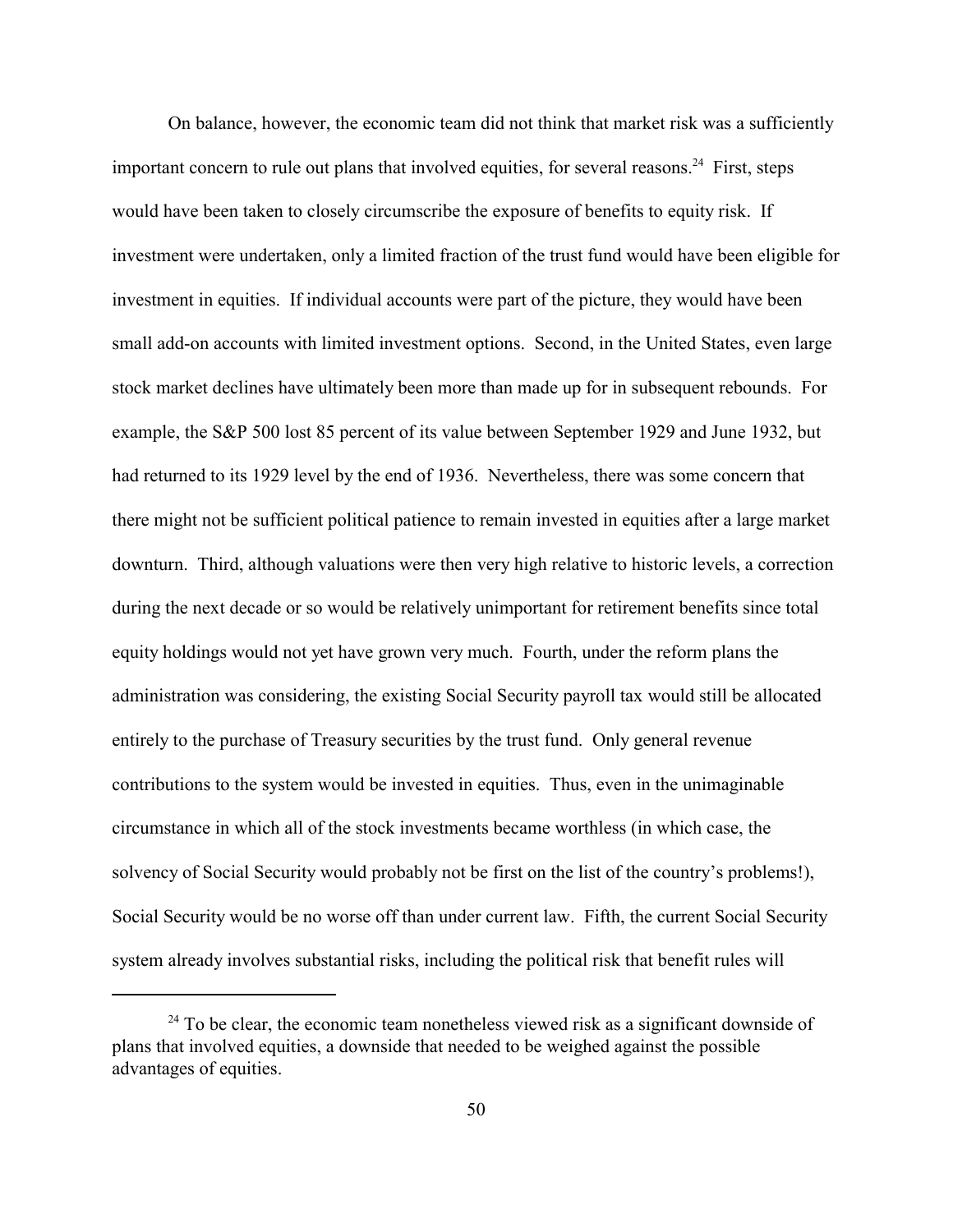On balance, however, the economic team did not think that market risk was a sufficiently important concern to rule out plans that involved equities, for several reasons.[24] First, steps would have been taken to closely circumscribe the exposure of benefits to equity risk. If investment were undertaken, only a limited fraction of the trust fund would have been eligible for investment in equities. If individual accounts were part of the picture, they would have been small add-on accounts with limited investment options. Second, in the United States, even large stock market declines have ultimately been more than made up for in subsequent rebounds. For example, the S&P 500 lost 85 percent of its value between September 1929 and June 1932, but had returned to its 1929 level by the end of 1936. Nevertheless, there was some concern that there might not be sufficient political patience to remain invested in equities after a large market downturn. Third, although valuations were then very high relative to historic levels, a correction during the next decade or so would be relatively unimportant for retirement benefits since total equity holdings would not yet have grown very much. Fourth, under the reform plans the administration was considering, the existing Social Security payroll tax would still be allocated entirely to the purchase of Treasury securities by the trust fund. Only general revenue contributions to the system would be invested in equities. Thus, even in the unimaginable circumstance in which all of the stock investments became worthless (in which case, the solvency of Social Security would probably not be first on the list of the country's problems!), Social Security would be no worse off than under current law. Fifth, the current Social Security system already involves substantial risks, including the political risk that benefit rules will

[24] To be clear, the economic team nonetheless viewed risk as a significant downside of plans that involved equities, a downside that needed to be weighed against the possible advantages of equities.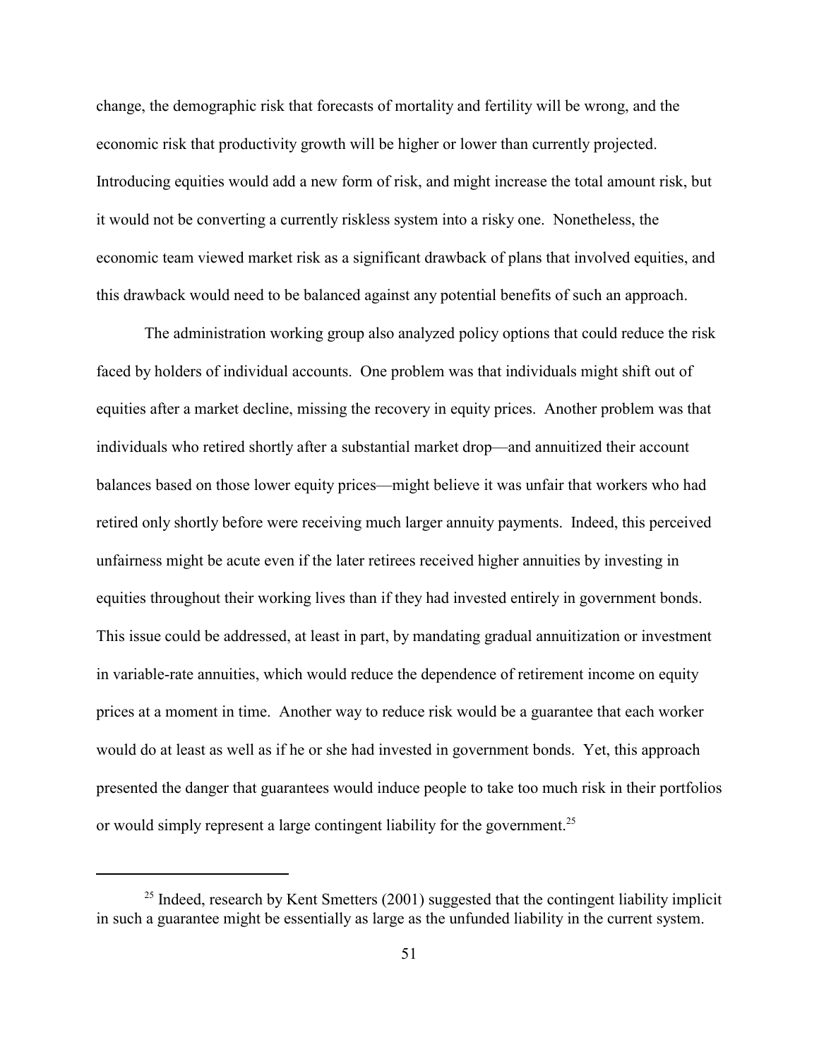change, the demographic risk that forecasts of mortality and fertility will be wrong, and the economic risk that productivity growth will be higher or lower than currently projected. Introducing equities would add a new form of risk, and might increase the total amount risk, but it would not be converting a currently riskless system into a risky one. Nonetheless, the economic team viewed market risk as a significant drawback of plans that involved equities, and this drawback would need to be balanced against any potential benefits of such an approach.

The administration working group also analyzed policy options that could reduce the risk faced by holders of individual accounts. One problem was that individuals might shift out of equities after a market decline, missing the recovery in equity prices. Another problem was that individuals who retired shortly after a substantial market drop—and annuitized their account balances based on those lower equity prices—might believe it was unfair that workers who had retired only shortly before were receiving much larger annuity payments. Indeed, this perceived unfairness might be acute even if the later retirees received higher annuities by investing in equities throughout their working lives than if they had invested entirely in government bonds. This issue could be addressed, at least in part, by mandating gradual annuitization or investment in variable-rate annuities, which would reduce the dependence of retirement income on equity prices at a moment in time. Another way to reduce risk would be a guarantee that each worker would do at least as well as if he or she had invested in government bonds. Yet, this approach presented the danger that guarantees would induce people to take too much risk in their portfolios or would simply represent a large contingent liability for the government.[25]

---

[25] Indeed, research by Kent Smetters (2001) suggested that the contingent liability implicit in such a guarantee might be essentially as large as the unfunded liability in the current system.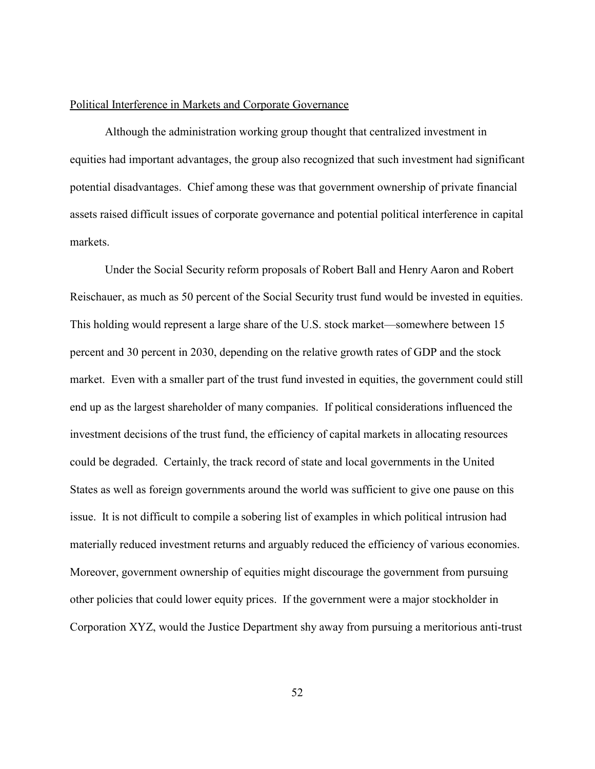Political Interference in Markets and Corporate Governance

Although the administration working group thought that centralized investment in equities had important advantages, the group also recognized that such investment had significant potential disadvantages. Chief among these was that government ownership of private financial assets raised difficult issues of corporate governance and potential political interference in capital markets.

Under the Social Security reform proposals of Robert Ball and Henry Aaron and Robert Reischauer, as much as 50 percent of the Social Security trust fund would be invested in equities. This holding would represent a large share of the U.S. stock market—somewhere between 15 percent and 30 percent in 2030, depending on the relative growth rates of GDP and the stock market. Even with a smaller part of the trust fund invested in equities, the government could still end up as the largest shareholder of many companies. If political considerations influenced the investment decisions of the trust fund, the efficiency of capital markets in allocating resources could be degraded. Certainly, the track record of state and local governments in the United States as well as foreign governments around the world was sufficient to give one pause on this issue. It is not difficult to compile a sobering list of examples in which political intrusion had materially reduced investment returns and arguably reduced the efficiency of various economies. Moreover, government ownership of equities might discourage the government from pursuing other policies that could lower equity prices. If the government were a major stockholder in Corporation XYZ, would the Justice Department shy away from pursuing a meritorious anti-trust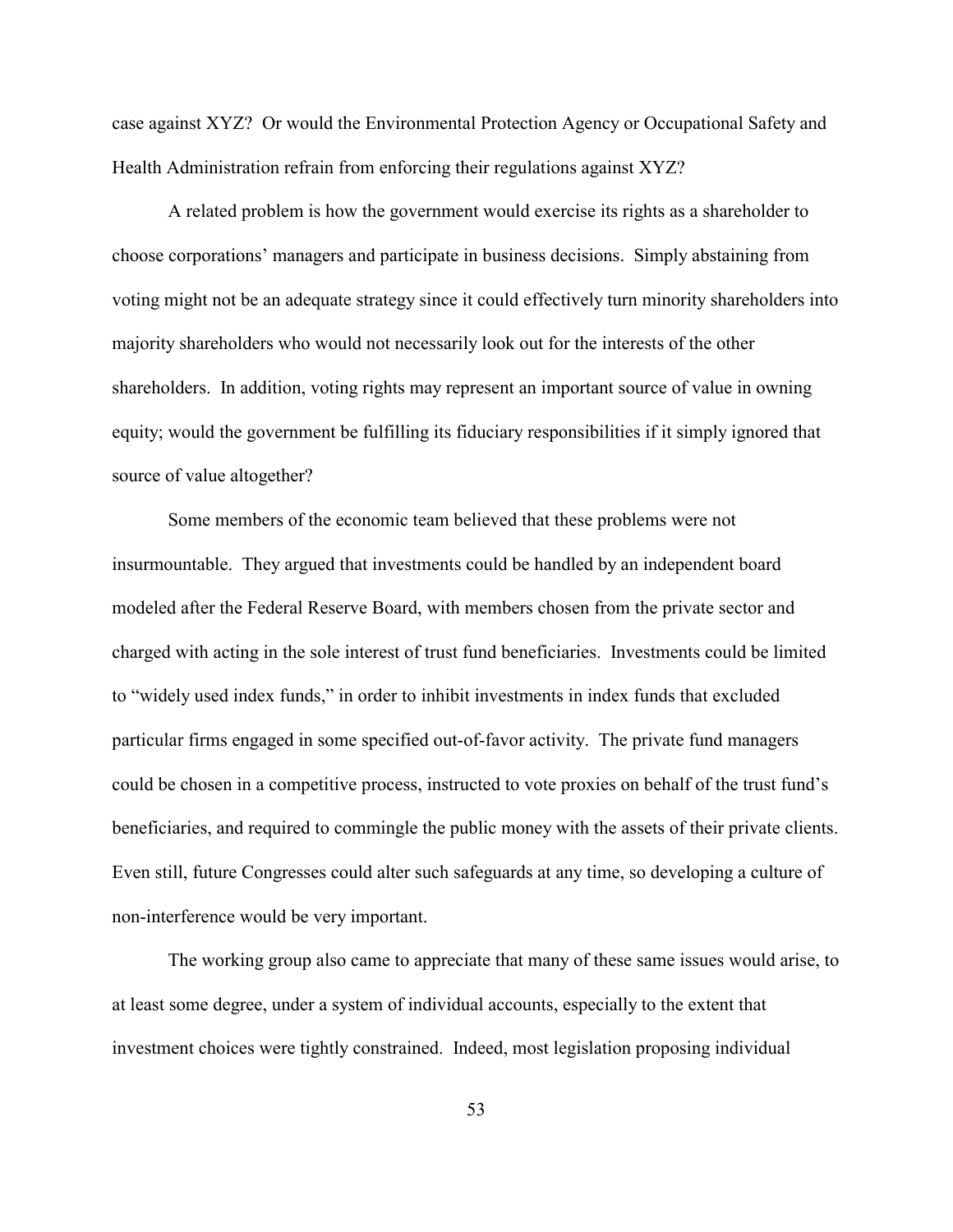case against XYZ? Or would the Environmental Protection Agency or Occupational Safety and Health Administration refrain from enforcing their regulations against XYZ?

A related problem is how the government would exercise its rights as a shareholder to choose corporations' managers and participate in business decisions. Simply abstaining from voting might not be an adequate strategy since it could effectively turn minority shareholders into majority shareholders who would not necessarily look out for the interests of the other shareholders. In addition, voting rights may represent an important source of value in owning equity; would the government be fulfilling its fiduciary responsibilities if it simply ignored that source of value altogether?

Some members of the economic team believed that these problems were not insurmountable. They argued that investments could be handled by an independent board modeled after the Federal Reserve Board, with members chosen from the private sector and charged with acting in the sole interest of trust fund beneficiaries. Investments could be limited to "widely used index funds," in order to inhibit investments in index funds that excluded particular firms engaged in some specified out-of-favor activity. The private fund managers could be chosen in a competitive process, instructed to vote proxies on behalf of the trust fund's beneficiaries, and required to commingle the public money with the assets of their private clients. Even still, future Congresses could alter such safeguards at any time, so developing a culture of non-interference would be very important.

The working group also came to appreciate that many of these same issues would arise, to at least some degree, under a system of individual accounts, especially to the extent that investment choices were tightly constrained. Indeed, most legislation proposing individual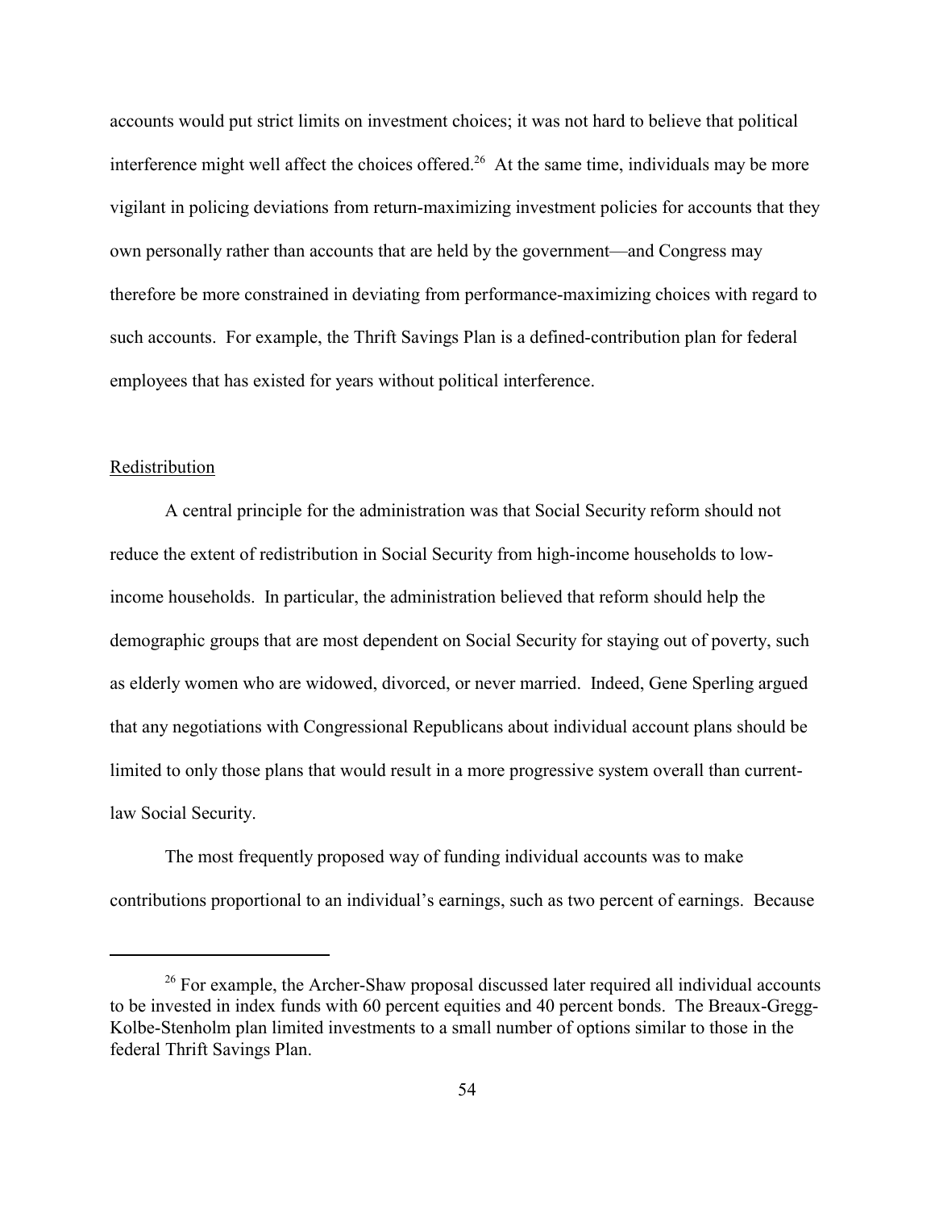accounts would put strict limits on investment choices; it was not hard to believe that political interference might well affect the choices offered.[26] At the same time, individuals may be more vigilant in policing deviations from return-maximizing investment policies for accounts that they own personally rather than accounts that are held by the government—and Congress may therefore be more constrained in deviating from performance-maximizing choices with regard to such accounts. For example, the Thrift Savings Plan is a defined-contribution plan for federal employees that has existed for years without political interference.

## Redistribution

A central principle for the administration was that Social Security reform should not reduce the extent of redistribution in Social Security from high-income households to low-income households. In particular, the administration believed that reform should help the demographic groups that are most dependent on Social Security for staying out of poverty, such as elderly women who are widowed, divorced, or never married. Indeed, Gene Sperling argued that any negotiations with Congressional Republicans about individual account plans should be limited to only those plans that would result in a more progressive system overall than current-law Social Security.

The most frequently proposed way of funding individual accounts was to make contributions proportional to an individual's earnings, such as two percent of earnings. Because

---

[26] For example, the Archer-Shaw proposal discussed later required all individual accounts to be invested in index funds with 60 percent equities and 40 percent bonds. The Breaux-Gregg-Kolbe-Stenholm plan limited investments to a small number of options similar to those in the federal Thrift Savings Plan.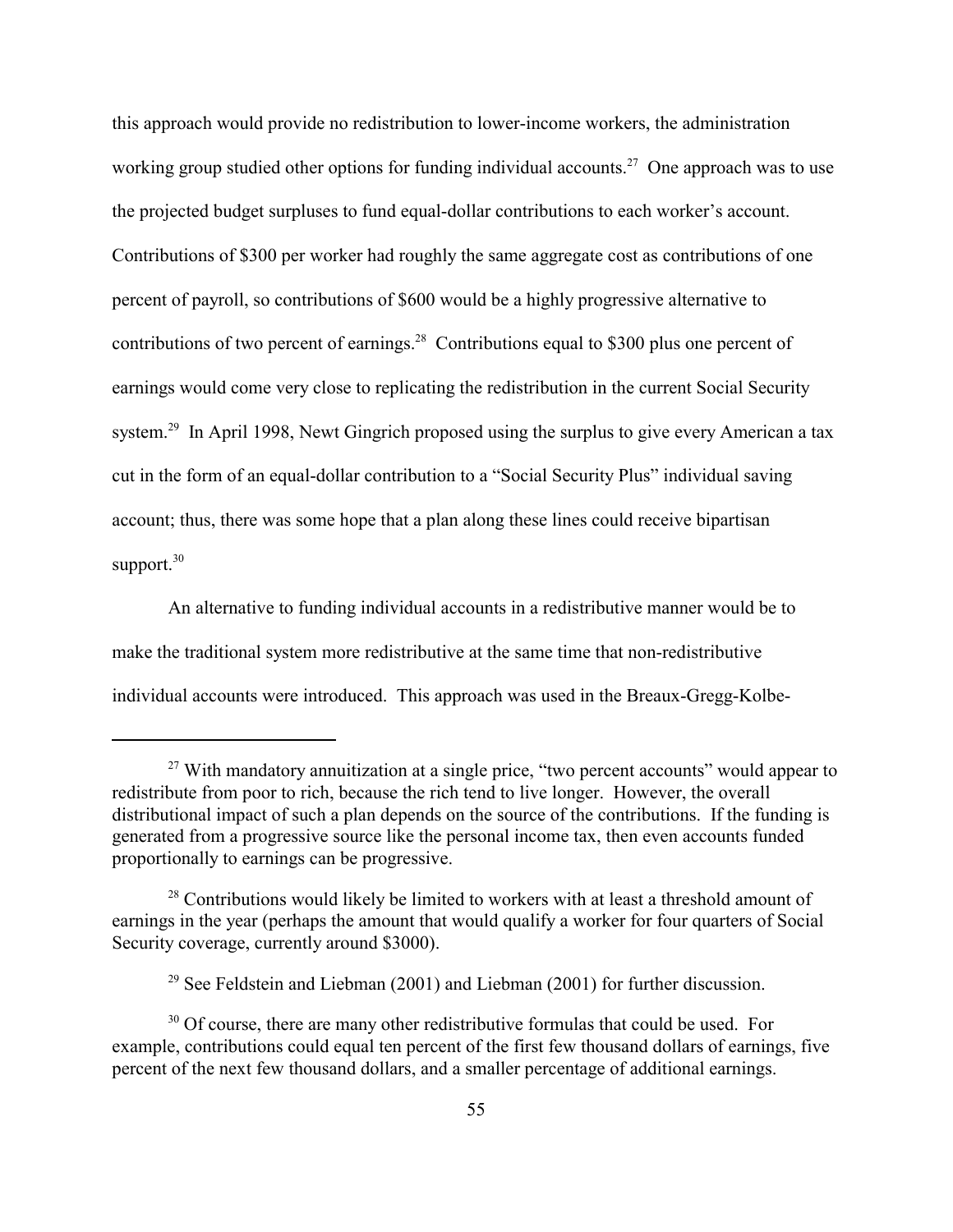this approach would provide no redistribution to lower-income workers, the administration working group studied other options for funding individual accounts.[27] One approach was to use the projected budget surpluses to fund equal-dollar contributions to each worker's account. Contributions of $300 per worker had roughly the same aggregate cost as contributions of one percent of payroll, so contributions of $600 would be a highly progressive alternative to contributions of two percent of earnings.[28] Contributions equal to $300 plus one percent of earnings would come very close to replicating the redistribution in the current Social Security system.[29] In April 1998, Newt Gingrich proposed using the surplus to give every American a tax cut in the form of an equal-dollar contribution to a "Social Security Plus" individual saving account; thus, there was some hope that a plan along these lines could receive bipartisan support.[30]

An alternative to funding individual accounts in a redistributive manner would be to make the traditional system more redistributive at the same time that non-redistributive individual accounts were introduced. This approach was used in the Breaux-Gregg-Kolbe-

---

[27] With mandatory annuitization at a single price, "two percent accounts" would appear to redistribute from poor to rich, because the rich tend to live longer. However, the overall distributional impact of such a plan depends on the source of the contributions. If the funding is generated from a progressive source like the personal income tax, then even accounts funded proportionally to earnings can be progressive.

[28] Contributions would likely be limited to workers with at least a threshold amount of earnings in the year (perhaps the amount that would qualify a worker for four quarters of Social Security coverage, currently around $3000).

[29] See Feldstein and Liebman (2001) and Liebman (2001) for further discussion.

[30] Of course, there are many other redistributive formulas that could be used. For example, contributions could equal ten percent of the first few thousand dollars of earnings, five percent of the next few thousand dollars, and a smaller percentage of additional earnings.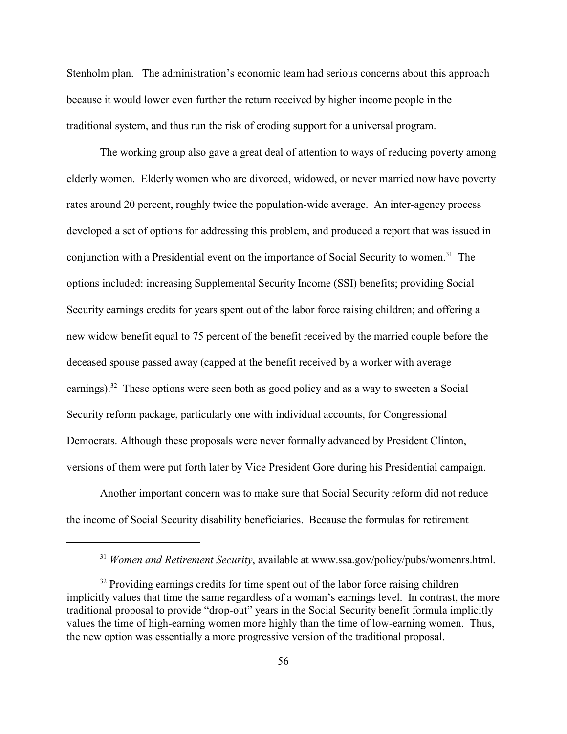Stenholm plan. The administration's economic team had serious concerns about this approach because it would lower even further the return received by higher income people in the traditional system, and thus run the risk of eroding support for a universal program.

The working group also gave a great deal of attention to ways of reducing poverty among elderly women. Elderly women who are divorced, widowed, or never married now have poverty rates around 20 percent, roughly twice the population-wide average. An inter-agency process developed a set of options for addressing this problem, and produced a report that was issued in conjunction with a Presidential event on the importance of Social Security to women.[31] The options included: increasing Supplemental Security Income (SSI) benefits; providing Social Security earnings credits for years spent out of the labor force raising children; and offering a new widow benefit equal to 75 percent of the benefit received by the married couple before the deceased spouse passed away (capped at the benefit received by a worker with average earnings).[32] These options were seen both as good policy and as a way to sweeten a Social Security reform package, particularly one with individual accounts, for Congressional Democrats. Although these proposals were never formally advanced by President Clinton, versions of them were put forth later by Vice President Gore during his Presidential campaign.

Another important concern was to make sure that Social Security reform did not reduce the income of Social Security disability beneficiaries. Because the formulas for retirement

---

[31] *Women and Retirement Security*, available at www.ssa.gov/policy/pubs/womenrs.html.

[32] Providing earnings credits for time spent out of the labor force raising children implicitly values that time the same regardless of a woman's earnings level. In contrast, the more traditional proposal to provide "drop-out" years in the Social Security benefit formula implicitly values the time of high-earning women more highly than the time of low-earning women. Thus, the new option was essentially a more progressive version of the traditional proposal.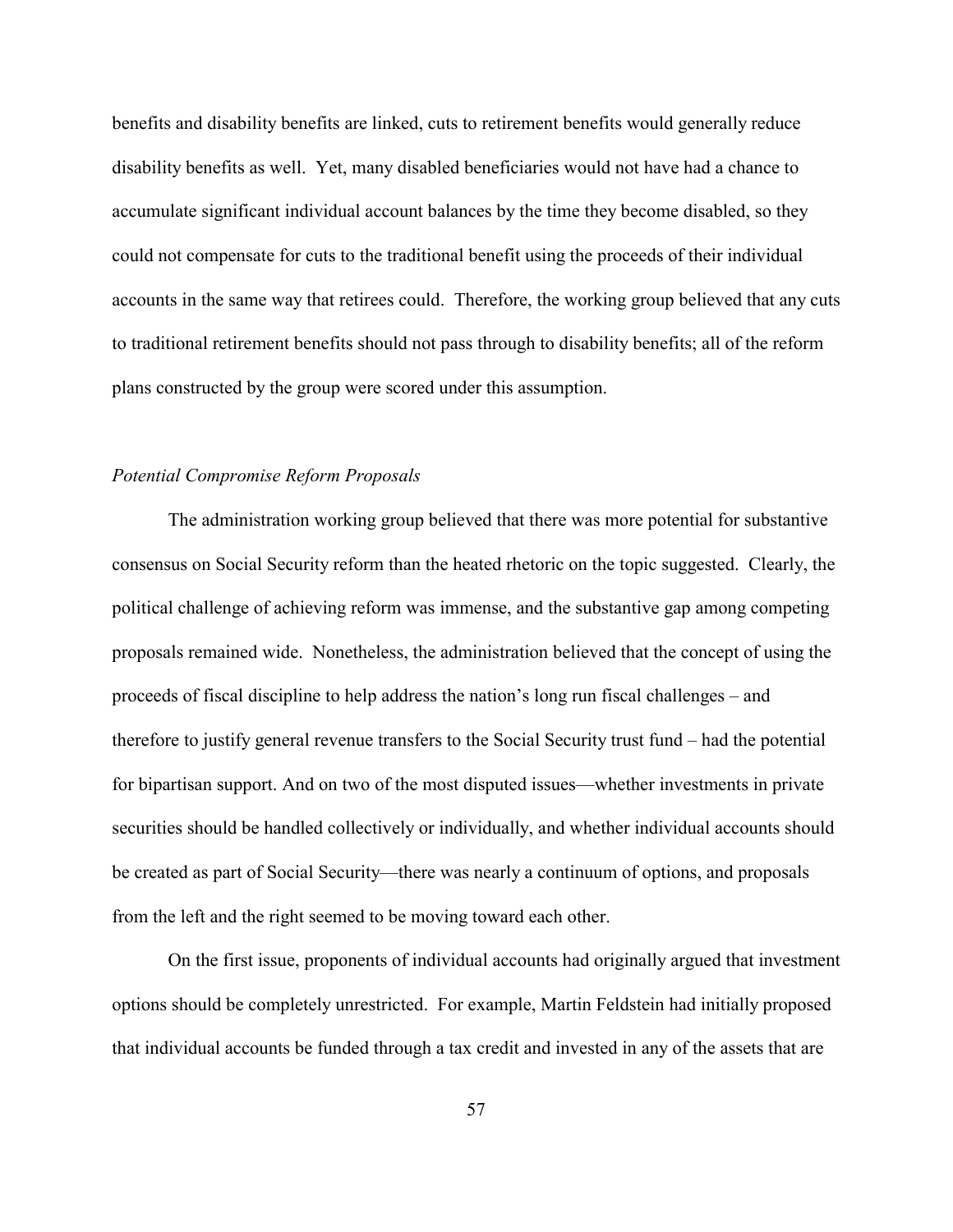benefits and disability benefits are linked, cuts to retirement benefits would generally reduce disability benefits as well. Yet, many disabled beneficiaries would not have had a chance to accumulate significant individual account balances by the time they become disabled, so they could not compensate for cuts to the traditional benefit using the proceeds of their individual accounts in the same way that retirees could. Therefore, the working group believed that any cuts to traditional retirement benefits should not pass through to disability benefits; all of the reform plans constructed by the group were scored under this assumption.

*Potential Compromise Reform Proposals*

The administration working group believed that there was more potential for substantive consensus on Social Security reform than the heated rhetoric on the topic suggested. Clearly, the political challenge of achieving reform was immense, and the substantive gap among competing proposals remained wide. Nonetheless, the administration believed that the concept of using the proceeds of fiscal discipline to help address the nation's long run fiscal challenges – and therefore to justify general revenue transfers to the Social Security trust fund – had the potential for bipartisan support. And on two of the most disputed issues—whether investments in private securities should be handled collectively or individually, and whether individual accounts should be created as part of Social Security—there was nearly a continuum of options, and proposals from the left and the right seemed to be moving toward each other.

On the first issue, proponents of individual accounts had originally argued that investment options should be completely unrestricted. For example, Martin Feldstein had initially proposed that individual accounts be funded through a tax credit and invested in any of the assets that are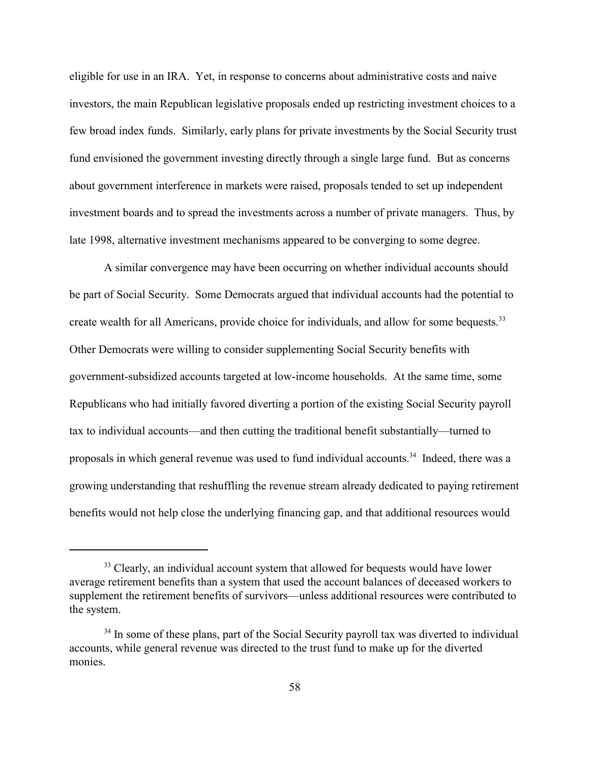eligible for use in an IRA. Yet, in response to concerns about administrative costs and naive investors, the main Republican legislative proposals ended up restricting investment choices to a few broad index funds. Similarly, early plans for private investments by the Social Security trust fund envisioned the government investing directly through a single large fund. But as concerns about government interference in markets were raised, proposals tended to set up independent investment boards and to spread the investments across a number of private managers. Thus, by late 1998, alternative investment mechanisms appeared to be converging to some degree.

A similar convergence may have been occurring on whether individual accounts should be part of Social Security. Some Democrats argued that individual accounts had the potential to create wealth for all Americans, provide choice for individuals, and allow for some bequests.[33] Other Democrats were willing to consider supplementing Social Security benefits with government-subsidized accounts targeted at low-income households. At the same time, some Republicans who had initially favored diverting a portion of the existing Social Security payroll tax to individual accounts—and then cutting the traditional benefit substantially—turned to proposals in which general revenue was used to fund individual accounts.[34] Indeed, there was a growing understanding that reshuffling the revenue stream already dedicated to paying retirement benefits would not help close the underlying financing gap, and that additional resources would

---

[33] Clearly, an individual account system that allowed for bequests would have lower average retirement benefits than a system that used the account balances of deceased workers to supplement the retirement benefits of survivors—unless additional resources were contributed to the system.

[34] In some of these plans, part of the Social Security payroll tax was diverted to individual accounts, while general revenue was directed to the trust fund to make up for the diverted monies.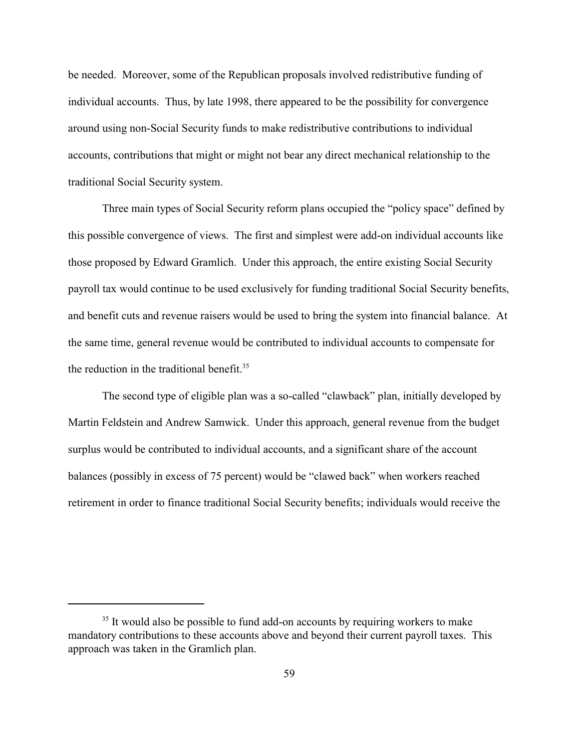be needed. Moreover, some of the Republican proposals involved redistributive funding of individual accounts. Thus, by late 1998, there appeared to be the possibility for convergence around using non-Social Security funds to make redistributive contributions to individual accounts, contributions that might or might not bear any direct mechanical relationship to the traditional Social Security system.

Three main types of Social Security reform plans occupied the "policy space" defined by this possible convergence of views. The first and simplest were add-on individual accounts like those proposed by Edward Gramlich. Under this approach, the entire existing Social Security payroll tax would continue to be used exclusively for funding traditional Social Security benefits, and benefit cuts and revenue raisers would be used to bring the system into financial balance. At the same time, general revenue would be contributed to individual accounts to compensate for the reduction in the traditional benefit.[35]

The second type of eligible plan was a so-called "clawback" plan, initially developed by Martin Feldstein and Andrew Samwick. Under this approach, general revenue from the budget surplus would be contributed to individual accounts, and a significant share of the account balances (possibly in excess of 75 percent) would be "clawed back" when workers reached retirement in order to finance traditional Social Security benefits; individuals would receive the

---

[35] It would also be possible to fund add-on accounts by requiring workers to make mandatory contributions to these accounts above and beyond their current payroll taxes. This approach was taken in the Gramlich plan.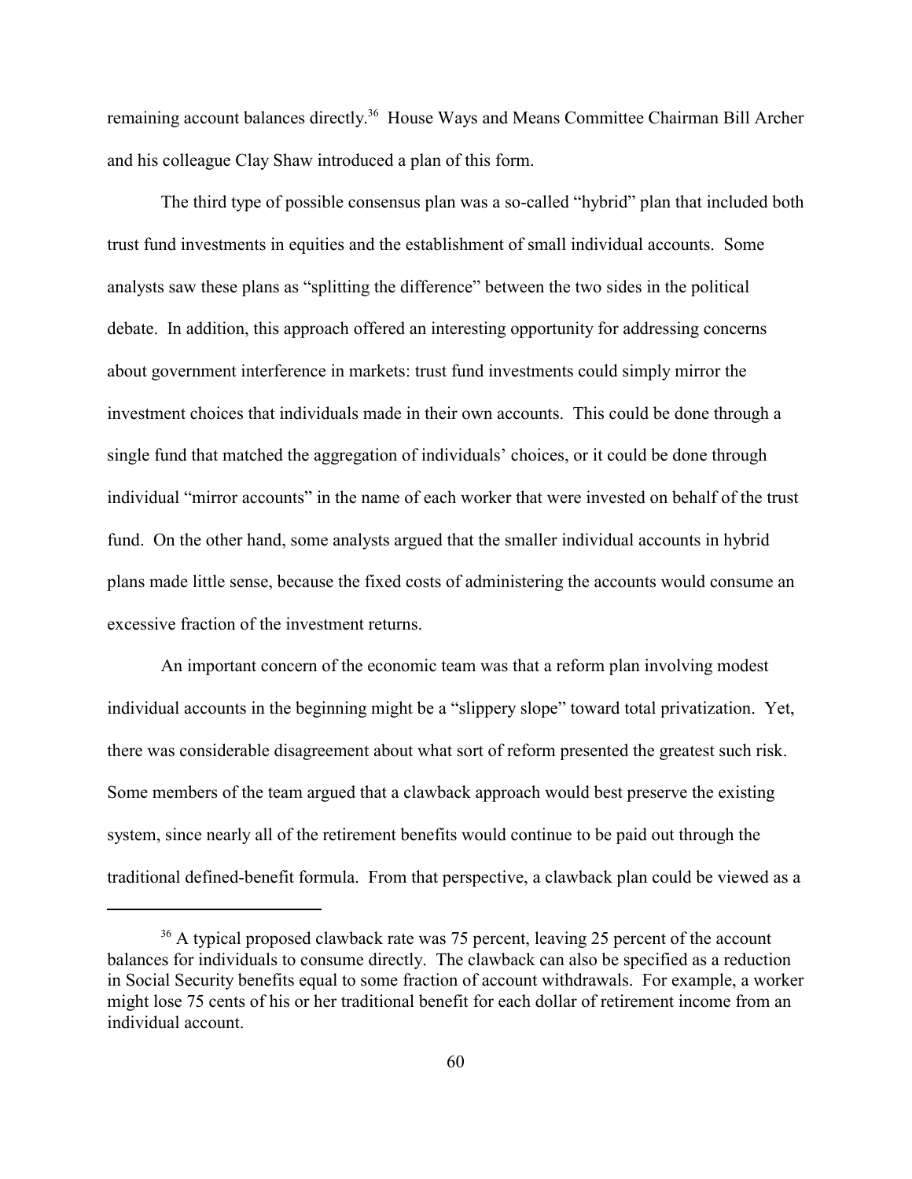remaining account balances directly.[36] House Ways and Means Committee Chairman Bill Archer and his colleague Clay Shaw introduced a plan of this form.

The third type of possible consensus plan was a so-called "hybrid" plan that included both trust fund investments in equities and the establishment of small individual accounts. Some analysts saw these plans as "splitting the difference" between the two sides in the political debate. In addition, this approach offered an interesting opportunity for addressing concerns about government interference in markets: trust fund investments could simply mirror the investment choices that individuals made in their own accounts. This could be done through a single fund that matched the aggregation of individuals' choices, or it could be done through individual "mirror accounts" in the name of each worker that were invested on behalf of the trust fund. On the other hand, some analysts argued that the smaller individual accounts in hybrid plans made little sense, because the fixed costs of administering the accounts would consume an excessive fraction of the investment returns.

An important concern of the economic team was that a reform plan involving modest individual accounts in the beginning might be a "slippery slope" toward total privatization. Yet, there was considerable disagreement about what sort of reform presented the greatest such risk. Some members of the team argued that a clawback approach would best preserve the existing system, since nearly all of the retirement benefits would continue to be paid out through the traditional defined-benefit formula. From that perspective, a clawback plan could be viewed as a

[36] A typical proposed clawback rate was 75 percent, leaving 25 percent of the account balances for individuals to consume directly. The clawback can also be specified as a reduction in Social Security benefits equal to some fraction of account withdrawals. For example, a worker might lose 75 cents of his or her traditional benefit for each dollar of retirement income from an individual account.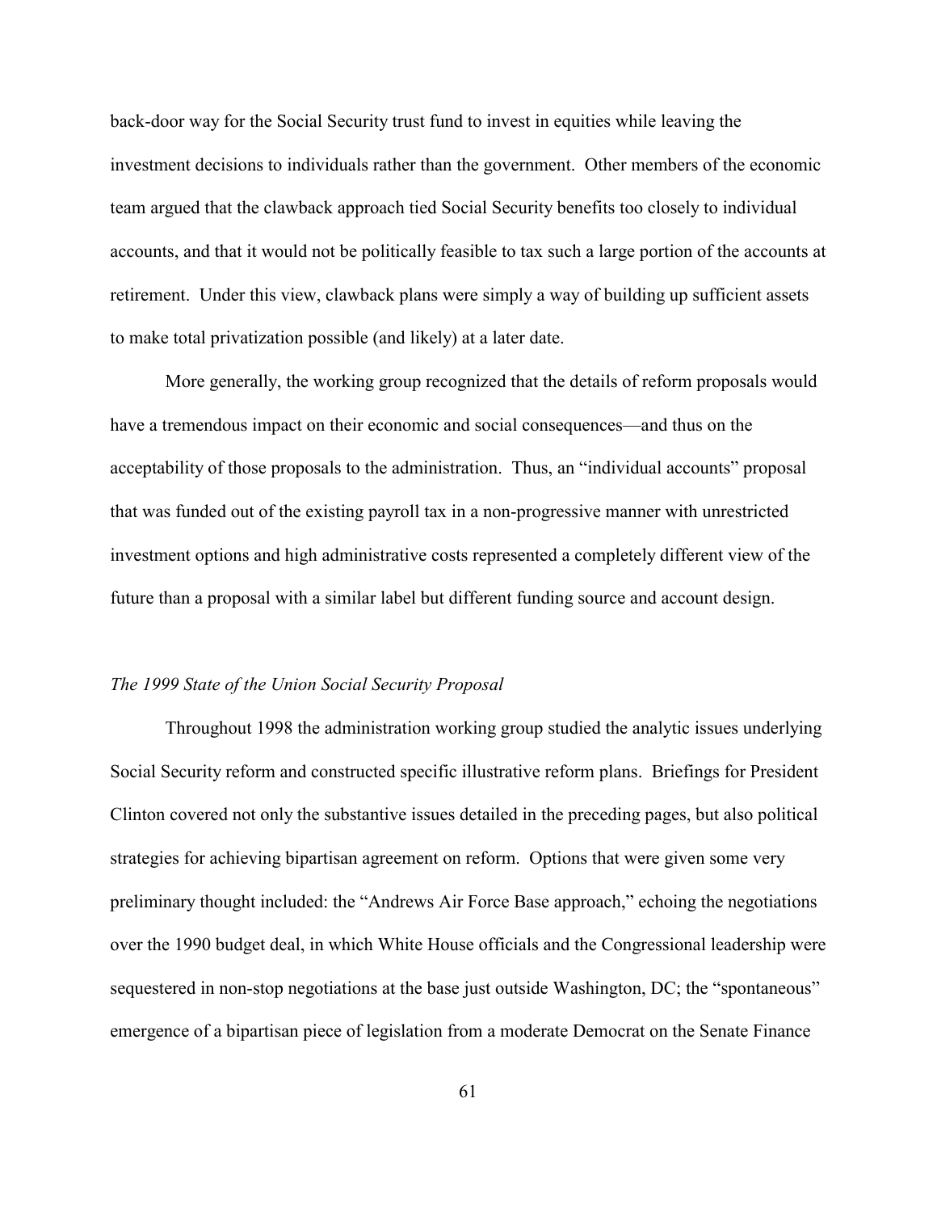back-door way for the Social Security trust fund to invest in equities while leaving the investment decisions to individuals rather than the government. Other members of the economic team argued that the clawback approach tied Social Security benefits too closely to individual accounts, and that it would not be politically feasible to tax such a large portion of the accounts at retirement. Under this view, clawback plans were simply a way of building up sufficient assets to make total privatization possible (and likely) at a later date.

More generally, the working group recognized that the details of reform proposals would have a tremendous impact on their economic and social consequences—and thus on the acceptability of those proposals to the administration. Thus, an "individual accounts" proposal that was funded out of the existing payroll tax in a non-progressive manner with unrestricted investment options and high administrative costs represented a completely different view of the future than a proposal with a similar label but different funding source and account design.

*The 1999 State of the Union Social Security Proposal*

Throughout 1998 the administration working group studied the analytic issues underlying Social Security reform and constructed specific illustrative reform plans. Briefings for President Clinton covered not only the substantive issues detailed in the preceding pages, but also political strategies for achieving bipartisan agreement on reform. Options that were given some very preliminary thought included: the "Andrews Air Force Base approach," echoing the negotiations over the 1990 budget deal, in which White House officials and the Congressional leadership were sequestered in non-stop negotiations at the base just outside Washington, DC; the "spontaneous" emergence of a bipartisan piece of legislation from a moderate Democrat on the Senate Finance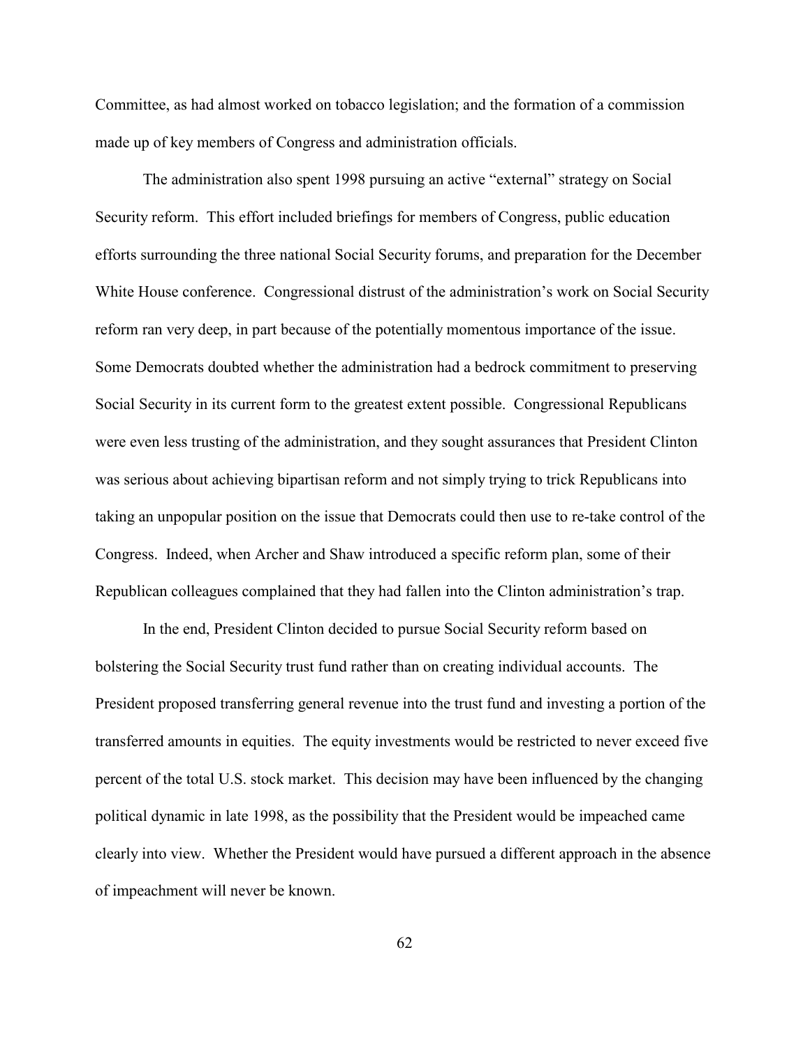Committee, as had almost worked on tobacco legislation; and the formation of a commission made up of key members of Congress and administration officials.

The administration also spent 1998 pursuing an active "external" strategy on Social Security reform. This effort included briefings for members of Congress, public education efforts surrounding the three national Social Security forums, and preparation for the December White House conference. Congressional distrust of the administration's work on Social Security reform ran very deep, in part because of the potentially momentous importance of the issue. Some Democrats doubted whether the administration had a bedrock commitment to preserving Social Security in its current form to the greatest extent possible. Congressional Republicans were even less trusting of the administration, and they sought assurances that President Clinton was serious about achieving bipartisan reform and not simply trying to trick Republicans into taking an unpopular position on the issue that Democrats could then use to re-take control of the Congress. Indeed, when Archer and Shaw introduced a specific reform plan, some of their Republican colleagues complained that they had fallen into the Clinton administration's trap.

In the end, President Clinton decided to pursue Social Security reform based on bolstering the Social Security trust fund rather than on creating individual accounts. The President proposed transferring general revenue into the trust fund and investing a portion of the transferred amounts in equities. The equity investments would be restricted to never exceed five percent of the total U.S. stock market. This decision may have been influenced by the changing political dynamic in late 1998, as the possibility that the President would be impeached came clearly into view. Whether the President would have pursued a different approach in the absence of impeachment will never be known.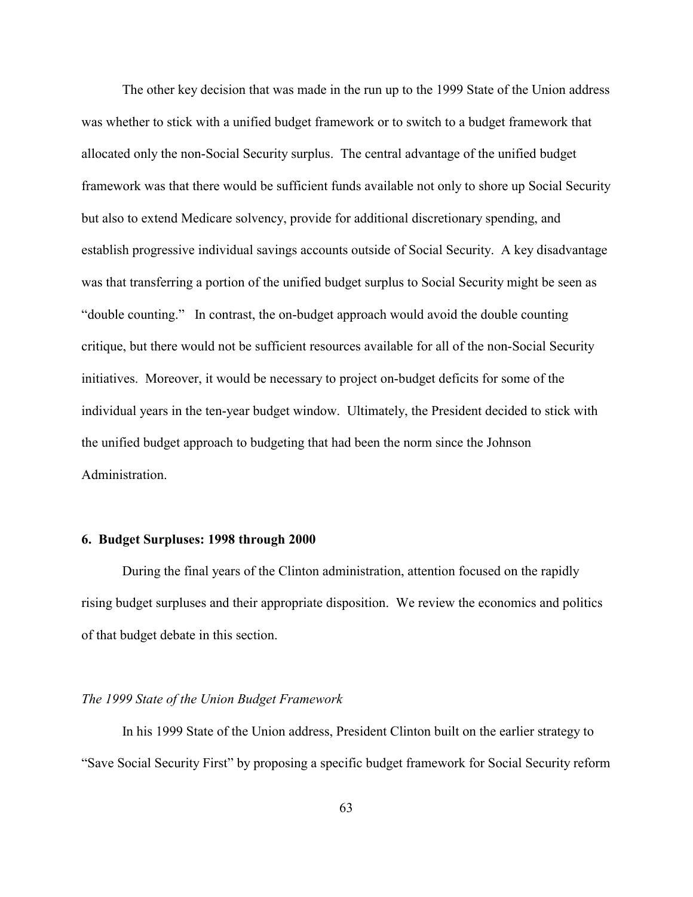The other key decision that was made in the run up to the 1999 State of the Union address was whether to stick with a unified budget framework or to switch to a budget framework that allocated only the non-Social Security surplus. The central advantage of the unified budget framework was that there would be sufficient funds available not only to shore up Social Security but also to extend Medicare solvency, provide for additional discretionary spending, and establish progressive individual savings accounts outside of Social Security. A key disadvantage was that transferring a portion of the unified budget surplus to Social Security might be seen as "double counting." In contrast, the on-budget approach would avoid the double counting critique, but there would not be sufficient resources available for all of the non-Social Security initiatives. Moreover, it would be necessary to project on-budget deficits for some of the individual years in the ten-year budget window. Ultimately, the President decided to stick with the unified budget approach to budgeting that had been the norm since the Johnson Administration.

### 6. Budget Surpluses: 1998 through 2000

During the final years of the Clinton administration, attention focused on the rapidly rising budget surpluses and their appropriate disposition. We review the economics and politics of that budget debate in this section.

#### *The 1999 State of the Union Budget Framework*

In his 1999 State of the Union address, President Clinton built on the earlier strategy to "Save Social Security First" by proposing a specific budget framework for Social Security reform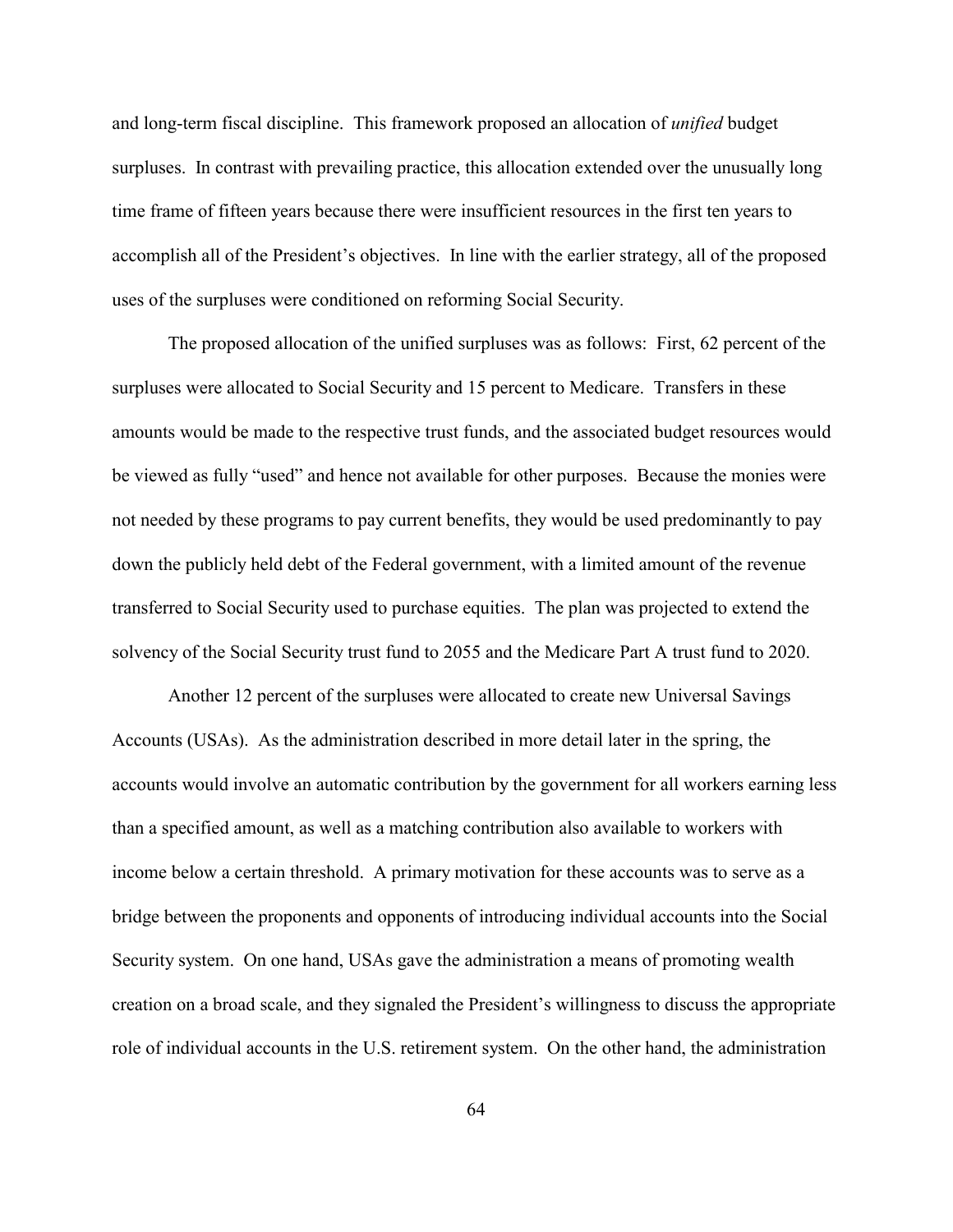and long-term fiscal discipline. This framework proposed an allocation of *unified* budget surpluses. In contrast with prevailing practice, this allocation extended over the unusually long time frame of fifteen years because there were insufficient resources in the first ten years to accomplish all of the President's objectives. In line with the earlier strategy, all of the proposed uses of the surpluses were conditioned on reforming Social Security.

The proposed allocation of the unified surpluses was as follows: First, 62 percent of the surpluses were allocated to Social Security and 15 percent to Medicare. Transfers in these amounts would be made to the respective trust funds, and the associated budget resources would be viewed as fully "used" and hence not available for other purposes. Because the monies were not needed by these programs to pay current benefits, they would be used predominantly to pay down the publicly held debt of the Federal government, with a limited amount of the revenue transferred to Social Security used to purchase equities. The plan was projected to extend the solvency of the Social Security trust fund to 2055 and the Medicare Part A trust fund to 2020.

Another 12 percent of the surpluses were allocated to create new Universal Savings Accounts (USAs). As the administration described in more detail later in the spring, the accounts would involve an automatic contribution by the government for all workers earning less than a specified amount, as well as a matching contribution also available to workers with income below a certain threshold. A primary motivation for these accounts was to serve as a bridge between the proponents and opponents of introducing individual accounts into the Social Security system. On one hand, USAs gave the administration a means of promoting wealth creation on a broad scale, and they signaled the President's willingness to discuss the appropriate role of individual accounts in the U.S. retirement system. On the other hand, the administration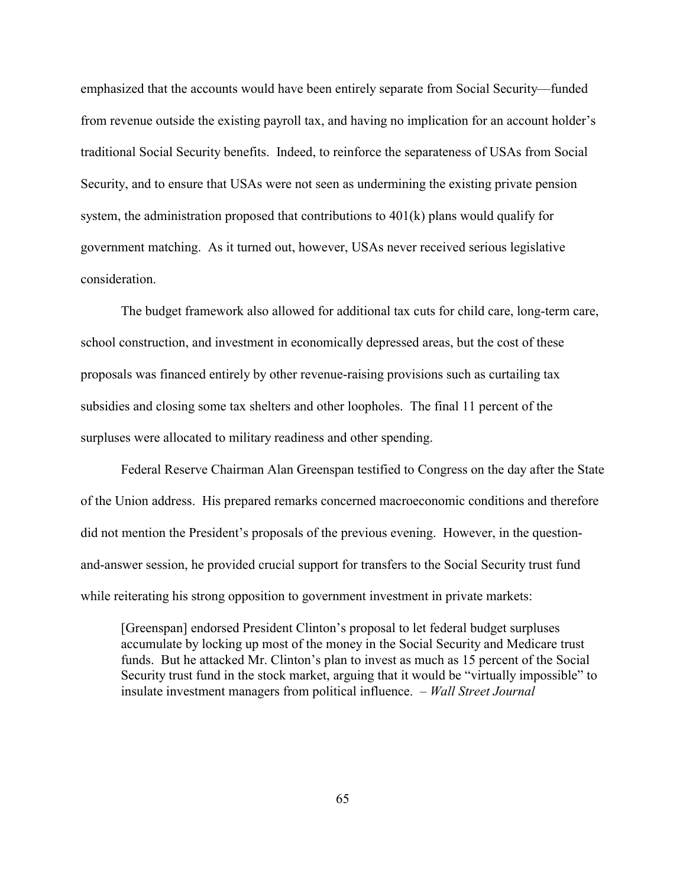emphasized that the accounts would have been entirely separate from Social Security—funded from revenue outside the existing payroll tax, and having no implication for an account holder's traditional Social Security benefits. Indeed, to reinforce the separateness of USAs from Social Security, and to ensure that USAs were not seen as undermining the existing private pension system, the administration proposed that contributions to 401(k) plans would qualify for government matching. As it turned out, however, USAs never received serious legislative consideration.

The budget framework also allowed for additional tax cuts for child care, long-term care, school construction, and investment in economically depressed areas, but the cost of these proposals was financed entirely by other revenue-raising provisions such as curtailing tax subsidies and closing some tax shelters and other loopholes. The final 11 percent of the surpluses were allocated to military readiness and other spending.

Federal Reserve Chairman Alan Greenspan testified to Congress on the day after the State of the Union address. His prepared remarks concerned macroeconomic conditions and therefore did not mention the President's proposals of the previous evening. However, in the question-and-answer session, he provided crucial support for transfers to the Social Security trust fund while reiterating his strong opposition to government investment in private markets:

> [Greenspan] endorsed President Clinton's proposal to let federal budget surpluses accumulate by locking up most of the money in the Social Security and Medicare trust funds. But he attacked Mr. Clinton's plan to invest as much as 15 percent of the Social Security trust fund in the stock market, arguing that it would be "virtually impossible" to insulate investment managers from political influence. – *Wall Street Journal*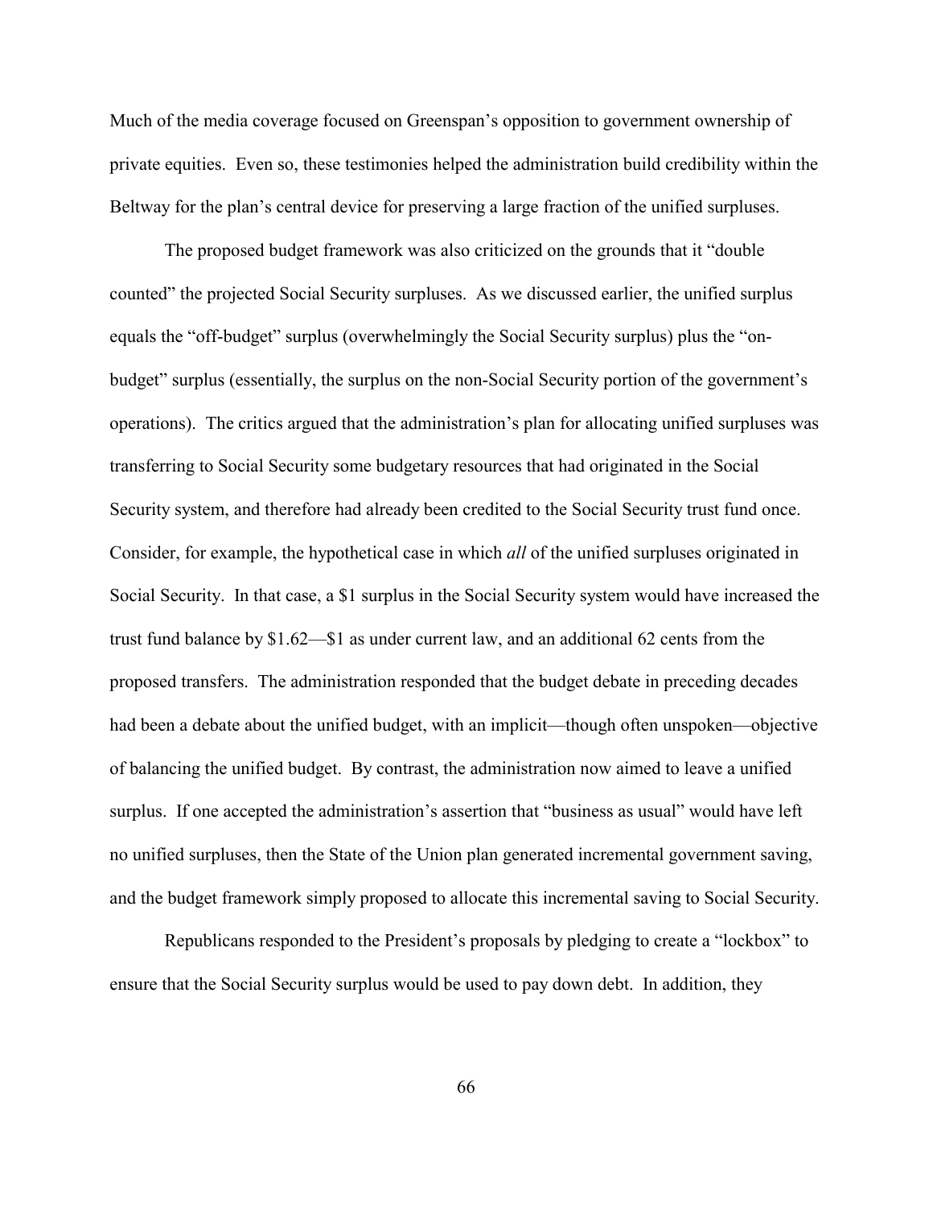Much of the media coverage focused on Greenspan's opposition to government ownership of private equities. Even so, these testimonies helped the administration build credibility within the Beltway for the plan's central device for preserving a large fraction of the unified surpluses.

The proposed budget framework was also criticized on the grounds that it "double counted" the projected Social Security surpluses. As we discussed earlier, the unified surplus equals the "off-budget" surplus (overwhelmingly the Social Security surplus) plus the "on-budget" surplus (essentially, the surplus on the non-Social Security portion of the government's operations). The critics argued that the administration's plan for allocating unified surpluses was transferring to Social Security some budgetary resources that had originated in the Social Security system, and therefore had already been credited to the Social Security trust fund once. Consider, for example, the hypothetical case in which *all* of the unified surpluses originated in Social Security. In that case, a $1 surplus in the Social Security system would have increased the trust fund balance by $1.62—$1 as under current law, and an additional 62 cents from the proposed transfers. The administration responded that the budget debate in preceding decades had been a debate about the unified budget, with an implicit—though often unspoken—objective of balancing the unified budget. By contrast, the administration now aimed to leave a unified surplus. If one accepted the administration's assertion that "business as usual" would have left no unified surpluses, then the State of the Union plan generated incremental government saving, and the budget framework simply proposed to allocate this incremental saving to Social Security.

Republicans responded to the President's proposals by pledging to create a "lockbox" to ensure that the Social Security surplus would be used to pay down debt. In addition, they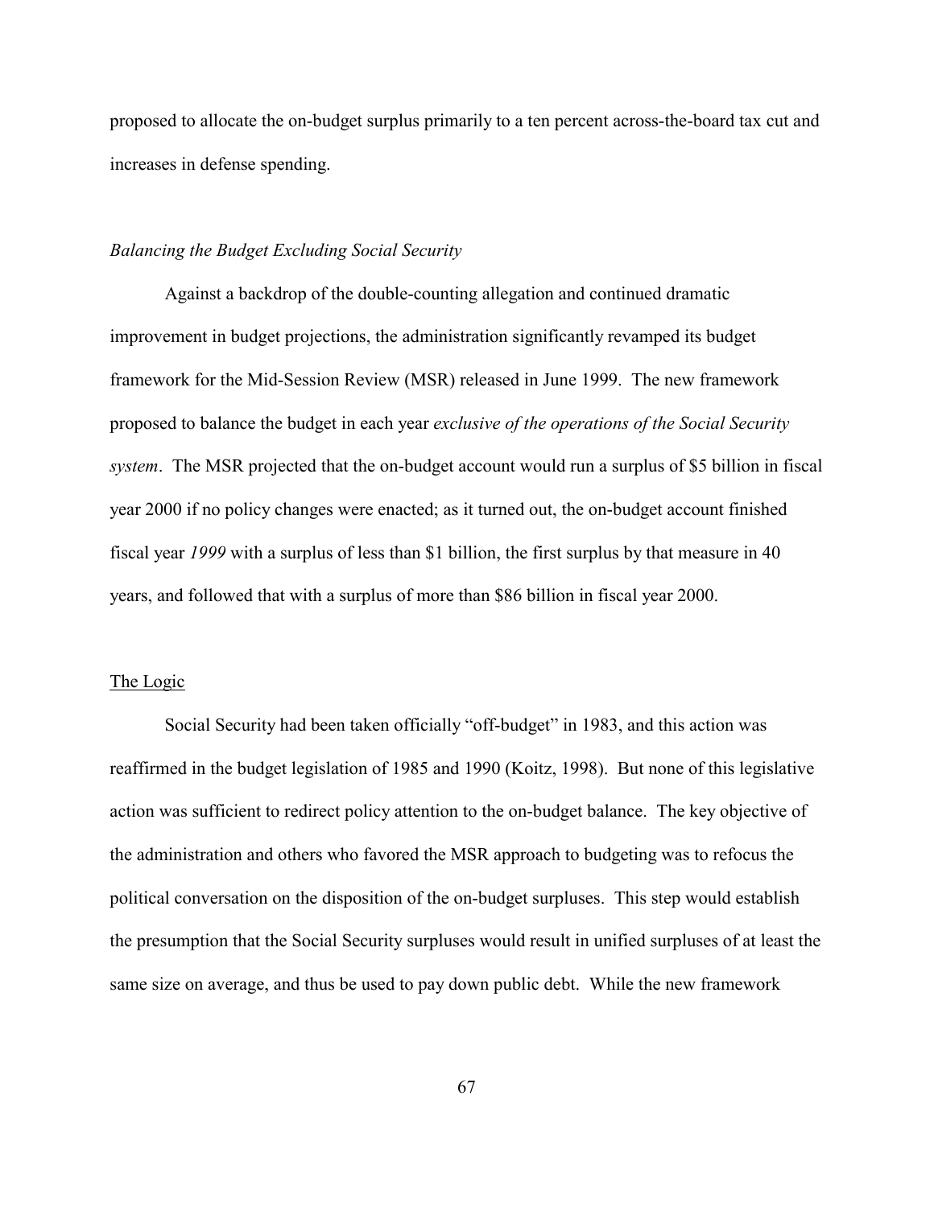proposed to allocate the on-budget surplus primarily to a ten percent across-the-board tax cut and increases in defense spending.

### *Balancing the Budget Excluding Social Security*

Against a backdrop of the double-counting allegation and continued dramatic improvement in budget projections, the administration significantly revamped its budget framework for the Mid-Session Review (MSR) released in June 1999. The new framework proposed to balance the budget in each year *exclusive of the operations of the Social Security system*. The MSR projected that the on-budget account would run a surplus of $5 billion in fiscal year 2000 if no policy changes were enacted; as it turned out, the on-budget account finished fiscal year *1999* with a surplus of less than $1 billion, the first surplus by that measure in 40 years, and followed that with a surplus of more than $86 billion in fiscal year 2000.

#### The Logic

Social Security had been taken officially "off-budget" in 1983, and this action was reaffirmed in the budget legislation of 1985 and 1990 (Koitz, 1998). But none of this legislative action was sufficient to redirect policy attention to the on-budget balance. The key objective of the administration and others who favored the MSR approach to budgeting was to refocus the political conversation on the disposition of the on-budget surpluses. This step would establish the presumption that the Social Security surpluses would result in unified surpluses of at least the same size on average, and thus be used to pay down public debt. While the new framework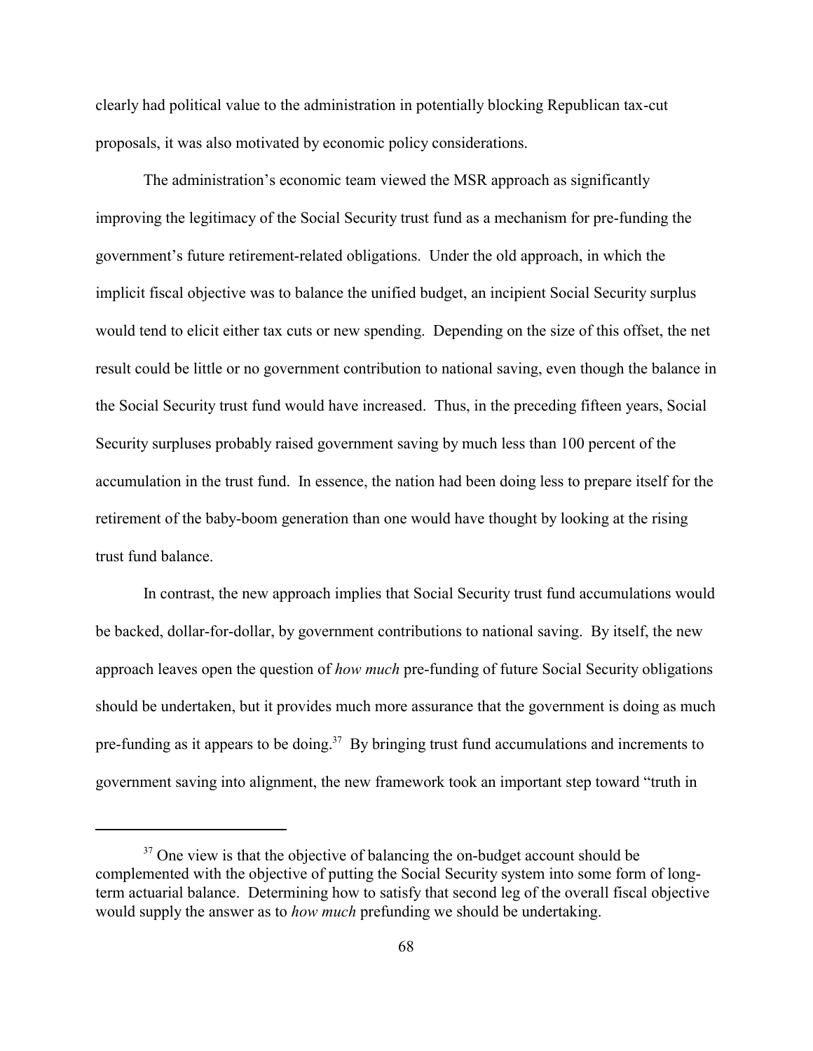clearly had political value to the administration in potentially blocking Republican tax-cut proposals, it was also motivated by economic policy considerations.

The administration's economic team viewed the MSR approach as significantly improving the legitimacy of the Social Security trust fund as a mechanism for pre-funding the government's future retirement-related obligations. Under the old approach, in which the implicit fiscal objective was to balance the unified budget, an incipient Social Security surplus would tend to elicit either tax cuts or new spending. Depending on the size of this offset, the net result could be little or no government contribution to national saving, even though the balance in the Social Security trust fund would have increased. Thus, in the preceding fifteen years, Social Security surpluses probably raised government saving by much less than 100 percent of the accumulation in the trust fund. In essence, the nation had been doing less to prepare itself for the retirement of the baby-boom generation than one would have thought by looking at the rising trust fund balance.

In contrast, the new approach implies that Social Security trust fund accumulations would be backed, dollar-for-dollar, by government contributions to national saving. By itself, the new approach leaves open the question of *how much* pre-funding of future Social Security obligations should be undertaken, but it provides much more assurance that the government is doing as much pre-funding as it appears to be doing.[37] By bringing trust fund accumulations and increments to government saving into alignment, the new framework took an important step toward "truth in

[37] One view is that the objective of balancing the on-budget account should be complemented with the objective of putting the Social Security system into some form of long-term actuarial balance. Determining how to satisfy that second leg of the overall fiscal objective would supply the answer as to *how much* prefunding we should be undertaking.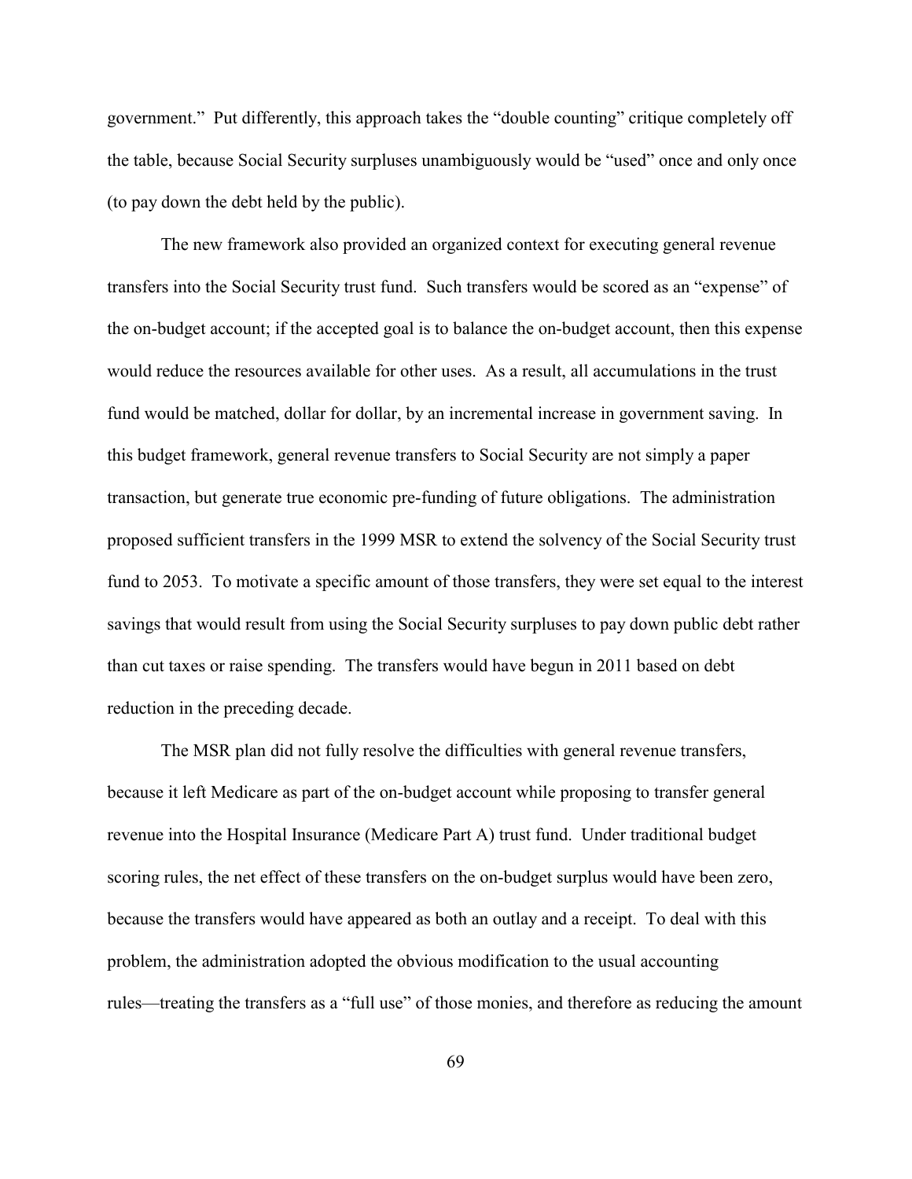government." Put differently, this approach takes the "double counting" critique completely off the table, because Social Security surpluses unambiguously would be "used" once and only once (to pay down the debt held by the public).

The new framework also provided an organized context for executing general revenue transfers into the Social Security trust fund. Such transfers would be scored as an "expense" of the on-budget account; if the accepted goal is to balance the on-budget account, then this expense would reduce the resources available for other uses. As a result, all accumulations in the trust fund would be matched, dollar for dollar, by an incremental increase in government saving. In this budget framework, general revenue transfers to Social Security are not simply a paper transaction, but generate true economic pre-funding of future obligations. The administration proposed sufficient transfers in the 1999 MSR to extend the solvency of the Social Security trust fund to 2053. To motivate a specific amount of those transfers, they were set equal to the interest savings that would result from using the Social Security surpluses to pay down public debt rather than cut taxes or raise spending. The transfers would have begun in 2011 based on debt reduction in the preceding decade.

The MSR plan did not fully resolve the difficulties with general revenue transfers, because it left Medicare as part of the on-budget account while proposing to transfer general revenue into the Hospital Insurance (Medicare Part A) trust fund. Under traditional budget scoring rules, the net effect of these transfers on the on-budget surplus would have been zero, because the transfers would have appeared as both an outlay and a receipt. To deal with this problem, the administration adopted the obvious modification to the usual accounting rules—treating the transfers as a "full use" of those monies, and therefore as reducing the amount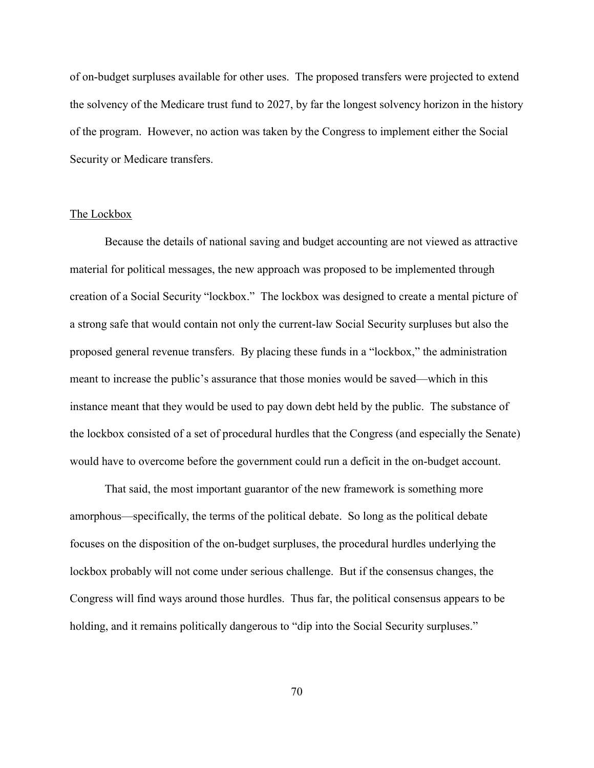of on-budget surpluses available for other uses. The proposed transfers were projected to extend the solvency of the Medicare trust fund to 2027, by far the longest solvency horizon in the history of the program. However, no action was taken by the Congress to implement either the Social Security or Medicare transfers.

## The Lockbox

Because the details of national saving and budget accounting are not viewed as attractive material for political messages, the new approach was proposed to be implemented through creation of a Social Security "lockbox." The lockbox was designed to create a mental picture of a strong safe that would contain not only the current-law Social Security surpluses but also the proposed general revenue transfers. By placing these funds in a "lockbox," the administration meant to increase the public's assurance that those monies would be saved—which in this instance meant that they would be used to pay down debt held by the public. The substance of the lockbox consisted of a set of procedural hurdles that the Congress (and especially the Senate) would have to overcome before the government could run a deficit in the on-budget account.

That said, the most important guarantor of the new framework is something more amorphous—specifically, the terms of the political debate. So long as the political debate focuses on the disposition of the on-budget surpluses, the procedural hurdles underlying the lockbox probably will not come under serious challenge. But if the consensus changes, the Congress will find ways around those hurdles. Thus far, the political consensus appears to be holding, and it remains politically dangerous to "dip into the Social Security surpluses."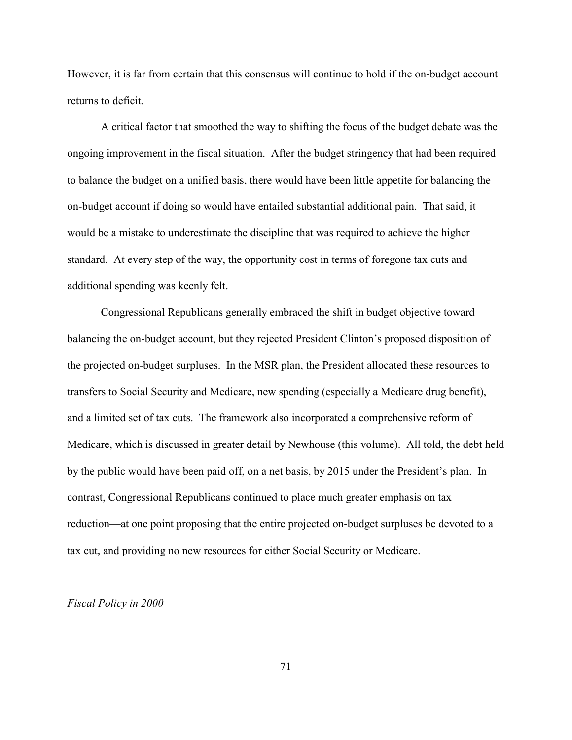However, it is far from certain that this consensus will continue to hold if the on-budget account returns to deficit.

A critical factor that smoothed the way to shifting the focus of the budget debate was the ongoing improvement in the fiscal situation. After the budget stringency that had been required to balance the budget on a unified basis, there would have been little appetite for balancing the on-budget account if doing so would have entailed substantial additional pain. That said, it would be a mistake to underestimate the discipline that was required to achieve the higher standard. At every step of the way, the opportunity cost in terms of foregone tax cuts and additional spending was keenly felt.

Congressional Republicans generally embraced the shift in budget objective toward balancing the on-budget account, but they rejected President Clinton's proposed disposition of the projected on-budget surpluses. In the MSR plan, the President allocated these resources to transfers to Social Security and Medicare, new spending (especially a Medicare drug benefit), and a limited set of tax cuts. The framework also incorporated a comprehensive reform of Medicare, which is discussed in greater detail by Newhouse (this volume). All told, the debt held by the public would have been paid off, on a net basis, by 2015 under the President's plan. In contrast, Congressional Republicans continued to place much greater emphasis on tax reduction—at one point proposing that the entire projected on-budget surpluses be devoted to a tax cut, and providing no new resources for either Social Security or Medicare.

### *Fiscal Policy in 2000*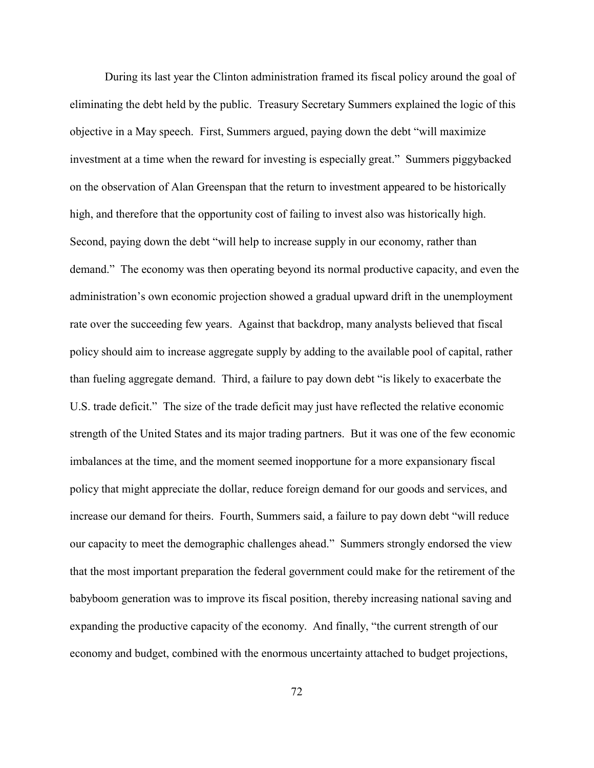During its last year the Clinton administration framed its fiscal policy around the goal of eliminating the debt held by the public. Treasury Secretary Summers explained the logic of this objective in a May speech. First, Summers argued, paying down the debt "will maximize investment at a time when the reward for investing is especially great." Summers piggybacked on the observation of Alan Greenspan that the return to investment appeared to be historically high, and therefore that the opportunity cost of failing to invest also was historically high. Second, paying down the debt "will help to increase supply in our economy, rather than demand." The economy was then operating beyond its normal productive capacity, and even the administration's own economic projection showed a gradual upward drift in the unemployment rate over the succeeding few years. Against that backdrop, many analysts believed that fiscal policy should aim to increase aggregate supply by adding to the available pool of capital, rather than fueling aggregate demand. Third, a failure to pay down debt "is likely to exacerbate the U.S. trade deficit." The size of the trade deficit may just have reflected the relative economic strength of the United States and its major trading partners. But it was one of the few economic imbalances at the time, and the moment seemed inopportune for a more expansionary fiscal policy that might appreciate the dollar, reduce foreign demand for our goods and services, and increase our demand for theirs. Fourth, Summers said, a failure to pay down debt "will reduce our capacity to meet the demographic challenges ahead." Summers strongly endorsed the view that the most important preparation the federal government could make for the retirement of the babyboom generation was to improve its fiscal position, thereby increasing national saving and expanding the productive capacity of the economy. And finally, "the current strength of our economy and budget, combined with the enormous uncertainty attached to budget projections,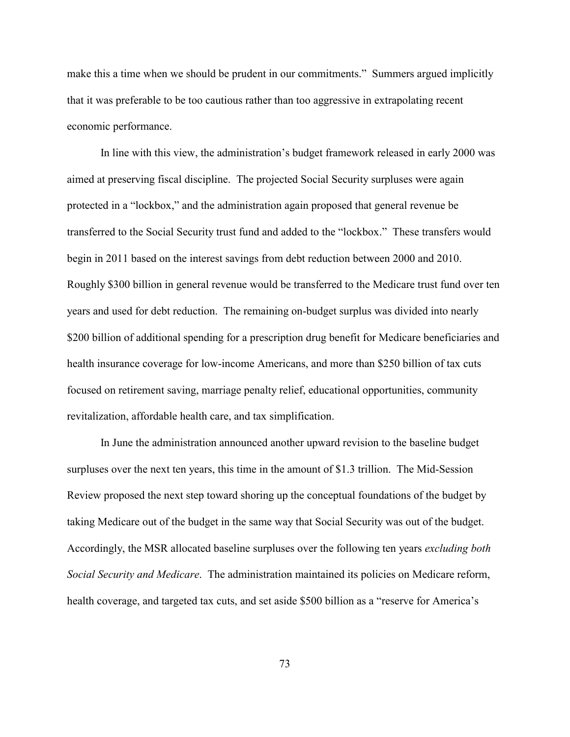make this a time when we should be prudent in our commitments." Summers argued implicitly that it was preferable to be too cautious rather than too aggressive in extrapolating recent economic performance.

In line with this view, the administration's budget framework released in early 2000 was aimed at preserving fiscal discipline. The projected Social Security surpluses were again protected in a "lockbox," and the administration again proposed that general revenue be transferred to the Social Security trust fund and added to the "lockbox." These transfers would begin in 2011 based on the interest savings from debt reduction between 2000 and 2010. Roughly $300 billion in general revenue would be transferred to the Medicare trust fund over ten years and used for debt reduction. The remaining on-budget surplus was divided into nearly $200 billion of additional spending for a prescription drug benefit for Medicare beneficiaries and health insurance coverage for low-income Americans, and more than $250 billion of tax cuts focused on retirement saving, marriage penalty relief, educational opportunities, community revitalization, affordable health care, and tax simplification.

In June the administration announced another upward revision to the baseline budget surpluses over the next ten years, this time in the amount of $1.3 trillion. The Mid-Session Review proposed the next step toward shoring up the conceptual foundations of the budget by taking Medicare out of the budget in the same way that Social Security was out of the budget. Accordingly, the MSR allocated baseline surpluses over the following ten years *excluding both Social Security and Medicare*. The administration maintained its policies on Medicare reform, health coverage, and targeted tax cuts, and set aside $500 billion as a "reserve for America's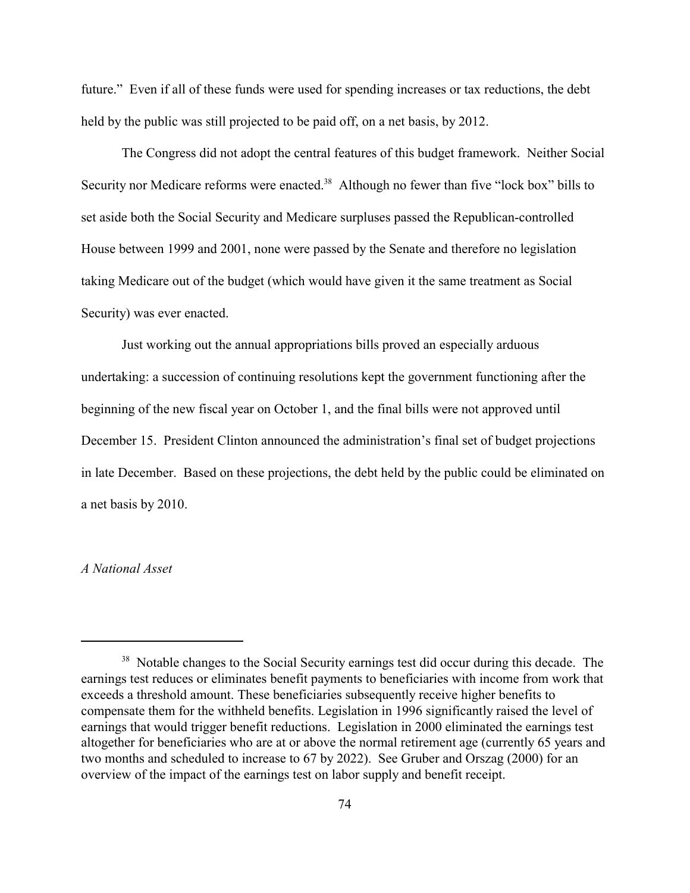future." Even if all of these funds were used for spending increases or tax reductions, the debt held by the public was still projected to be paid off, on a net basis, by 2012.

The Congress did not adopt the central features of this budget framework. Neither Social Security nor Medicare reforms were enacted.[38] Although no fewer than five "lock box" bills to set aside both the Social Security and Medicare surpluses passed the Republican-controlled House between 1999 and 2001, none were passed by the Senate and therefore no legislation taking Medicare out of the budget (which would have given it the same treatment as Social Security) was ever enacted.

Just working out the annual appropriations bills proved an especially arduous undertaking: a succession of continuing resolutions kept the government functioning after the beginning of the new fiscal year on October 1, and the final bills were not approved until December 15. President Clinton announced the administration's final set of budget projections in late December. Based on these projections, the debt held by the public could be eliminated on a net basis by 2010.

*A National Asset*

---

[38] Notable changes to the Social Security earnings test did occur during this decade. The earnings test reduces or eliminates benefit payments to beneficiaries with income from work that exceeds a threshold amount. These beneficiaries subsequently receive higher benefits to compensate them for the withheld benefits. Legislation in 1996 significantly raised the level of earnings that would trigger benefit reductions. Legislation in 2000 eliminated the earnings test altogether for beneficiaries who are at or above the normal retirement age (currently 65 years and two months and scheduled to increase to 67 by 2022). See Gruber and Orszag (2000) for an overview of the impact of the earnings test on labor supply and benefit receipt.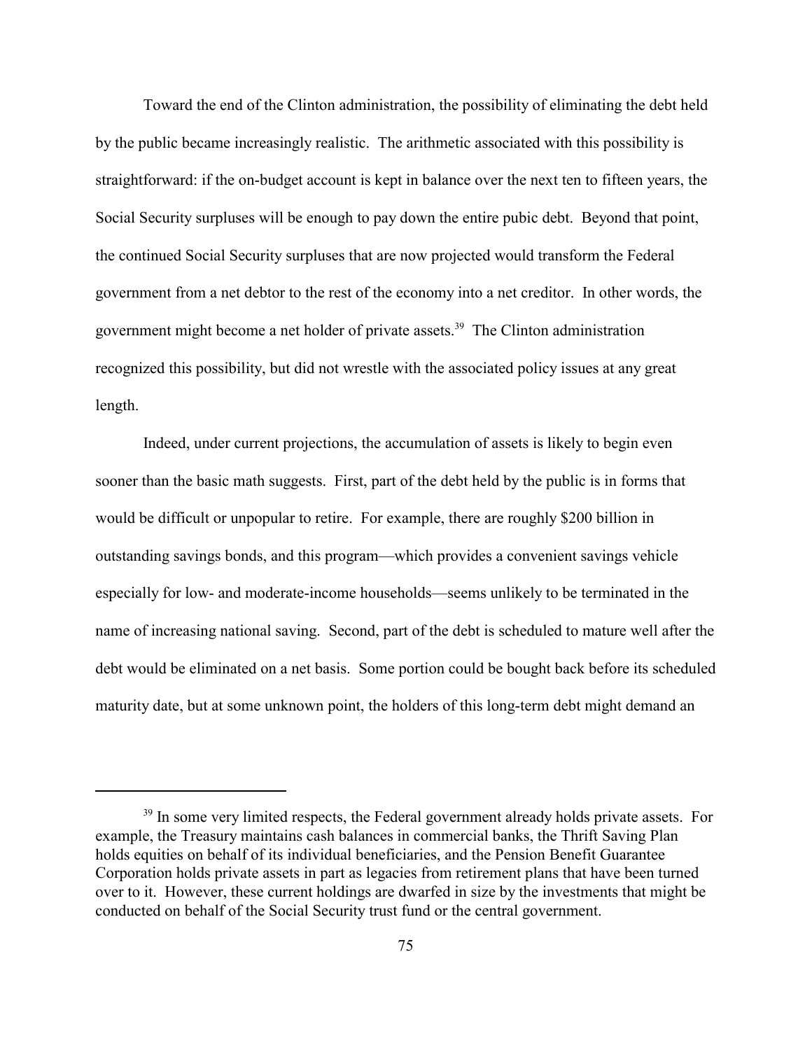Toward the end of the Clinton administration, the possibility of eliminating the debt held by the public became increasingly realistic. The arithmetic associated with this possibility is straightforward: if the on-budget account is kept in balance over the next ten to fifteen years, the Social Security surpluses will be enough to pay down the entire pubic debt. Beyond that point, the continued Social Security surpluses that are now projected would transform the Federal government from a net debtor to the rest of the economy into a net creditor. In other words, the government might become a net holder of private assets.[39] The Clinton administration recognized this possibility, but did not wrestle with the associated policy issues at any great length.

Indeed, under current projections, the accumulation of assets is likely to begin even sooner than the basic math suggests. First, part of the debt held by the public is in forms that would be difficult or unpopular to retire. For example, there are roughly $200 billion in outstanding savings bonds, and this program—which provides a convenient savings vehicle especially for low- and moderate-income households—seems unlikely to be terminated in the name of increasing national saving. Second, part of the debt is scheduled to mature well after the debt would be eliminated on a net basis. Some portion could be bought back before its scheduled maturity date, but at some unknown point, the holders of this long-term debt might demand an

---

[39] In some very limited respects, the Federal government already holds private assets. For example, the Treasury maintains cash balances in commercial banks, the Thrift Saving Plan holds equities on behalf of its individual beneficiaries, and the Pension Benefit Guarantee Corporation holds private assets in part as legacies from retirement plans that have been turned over to it. However, these current holdings are dwarfed in size by the investments that might be conducted on behalf of the Social Security trust fund or the central government.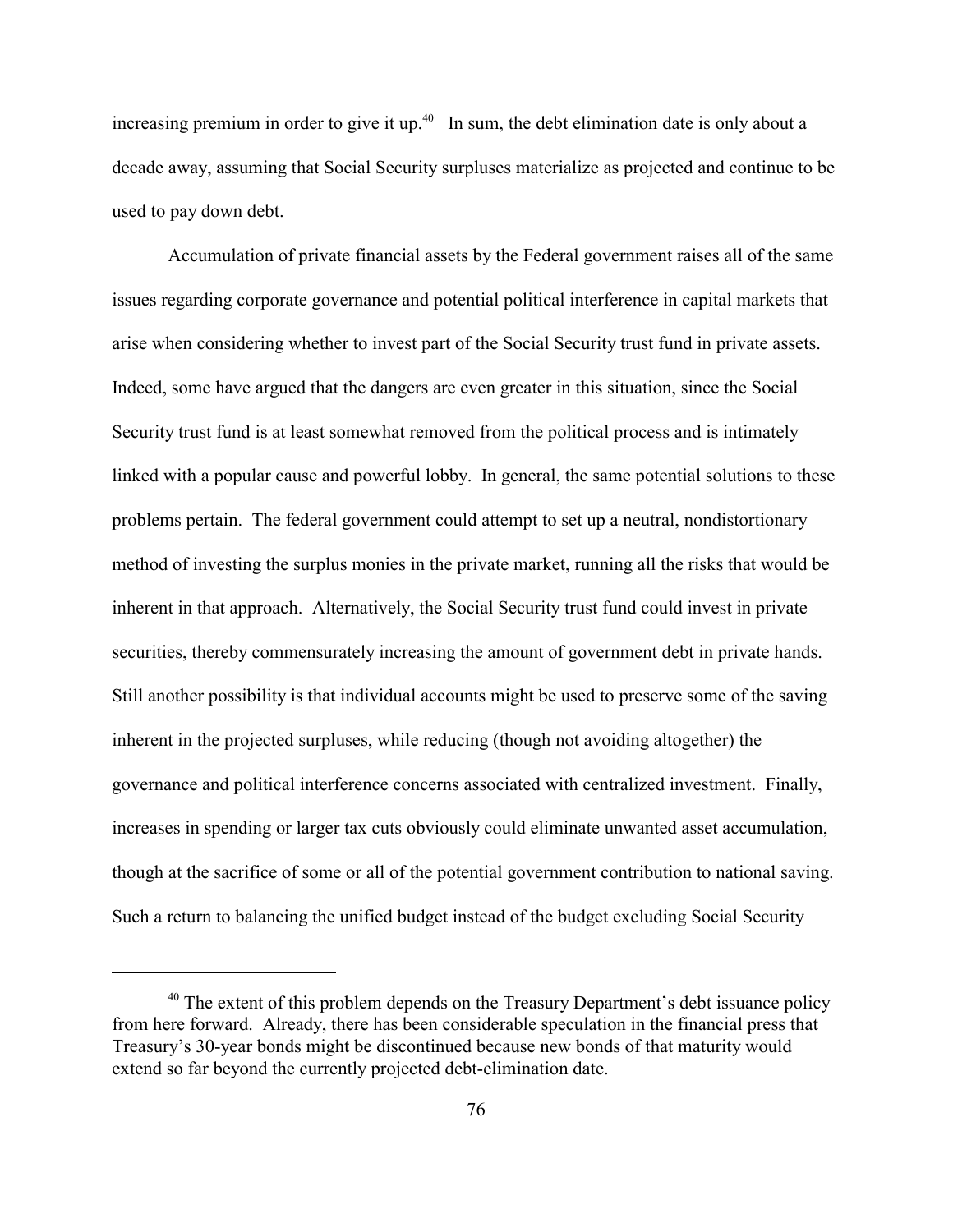increasing premium in order to give it up.[40] In sum, the debt elimination date is only about a decade away, assuming that Social Security surpluses materialize as projected and continue to be used to pay down debt.

Accumulation of private financial assets by the Federal government raises all of the same issues regarding corporate governance and potential political interference in capital markets that arise when considering whether to invest part of the Social Security trust fund in private assets. Indeed, some have argued that the dangers are even greater in this situation, since the Social Security trust fund is at least somewhat removed from the political process and is intimately linked with a popular cause and powerful lobby. In general, the same potential solutions to these problems pertain. The federal government could attempt to set up a neutral, nondistortionary method of investing the surplus monies in the private market, running all the risks that would be inherent in that approach. Alternatively, the Social Security trust fund could invest in private securities, thereby commensurately increasing the amount of government debt in private hands. Still another possibility is that individual accounts might be used to preserve some of the saving inherent in the projected surpluses, while reducing (though not avoiding altogether) the governance and political interference concerns associated with centralized investment. Finally, increases in spending or larger tax cuts obviously could eliminate unwanted asset accumulation, though at the sacrifice of some or all of the potential government contribution to national saving. Such a return to balancing the unified budget instead of the budget excluding Social Security

[40] The extent of this problem depends on the Treasury Department's debt issuance policy from here forward. Already, there has been considerable speculation in the financial press that Treasury's 30-year bonds might be discontinued because new bonds of that maturity would extend so far beyond the currently projected debt-elimination date.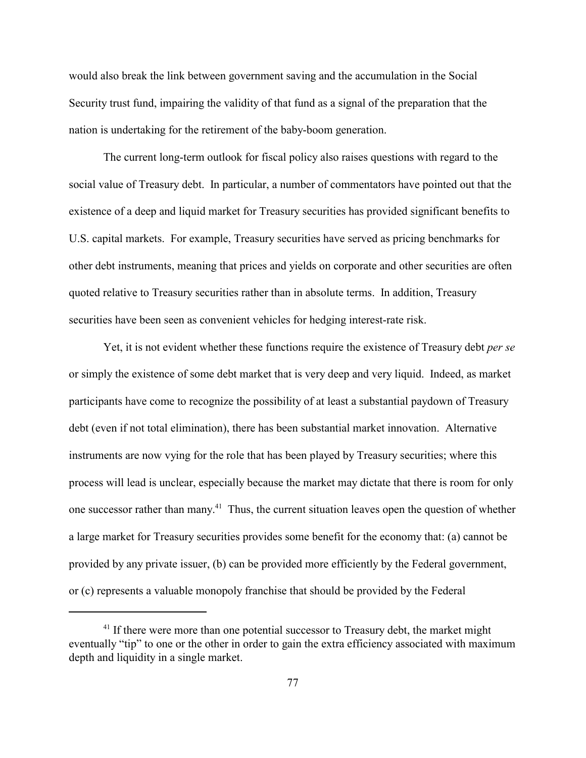would also break the link between government saving and the accumulation in the Social Security trust fund, impairing the validity of that fund as a signal of the preparation that the nation is undertaking for the retirement of the baby-boom generation.

The current long-term outlook for fiscal policy also raises questions with regard to the social value of Treasury debt. In particular, a number of commentators have pointed out that the existence of a deep and liquid market for Treasury securities has provided significant benefits to U.S. capital markets. For example, Treasury securities have served as pricing benchmarks for other debt instruments, meaning that prices and yields on corporate and other securities are often quoted relative to Treasury securities rather than in absolute terms. In addition, Treasury securities have been seen as convenient vehicles for hedging interest-rate risk.

Yet, it is not evident whether these functions require the existence of Treasury debt *per se* or simply the existence of some debt market that is very deep and very liquid. Indeed, as market participants have come to recognize the possibility of at least a substantial paydown of Treasury debt (even if not total elimination), there has been substantial market innovation. Alternative instruments are now vying for the role that has been played by Treasury securities; where this process will lead is unclear, especially because the market may dictate that there is room for only one successor rather than many.[41] Thus, the current situation leaves open the question of whether a large market for Treasury securities provides some benefit for the economy that: (a) cannot be provided by any private issuer, (b) can be provided more efficiently by the Federal government, or (c) represents a valuable monopoly franchise that should be provided by the Federal

[41] If there were more than one potential successor to Treasury debt, the market might eventually "tip" to one or the other in order to gain the extra efficiency associated with maximum depth and liquidity in a single market.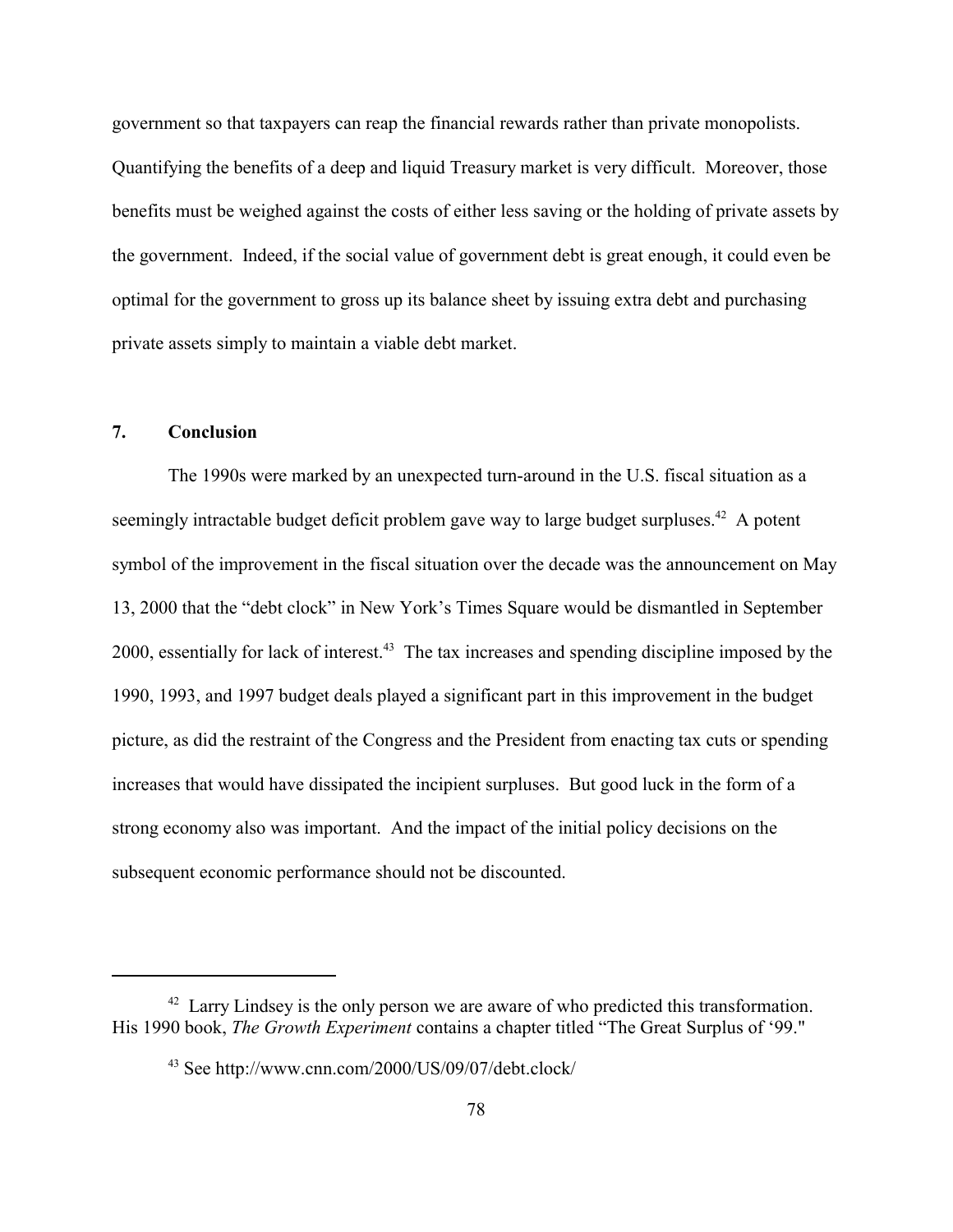government so that taxpayers can reap the financial rewards rather than private monopolists. Quantifying the benefits of a deep and liquid Treasury market is very difficult. Moreover, those benefits must be weighed against the costs of either less saving or the holding of private assets by the government. Indeed, if the social value of government debt is great enough, it could even be optimal for the government to gross up its balance sheet by issuing extra debt and purchasing private assets simply to maintain a viable debt market.

## 7. Conclusion

The 1990s were marked by an unexpected turn-around in the U.S. fiscal situation as a seemingly intractable budget deficit problem gave way to large budget surpluses.[42] A potent symbol of the improvement in the fiscal situation over the decade was the announcement on May 13, 2000 that the "debt clock" in New York's Times Square would be dismantled in September 2000, essentially for lack of interest.[43] The tax increases and spending discipline imposed by the 1990, 1993, and 1997 budget deals played a significant part in this improvement in the budget picture, as did the restraint of the Congress and the President from enacting tax cuts or spending increases that would have dissipated the incipient surpluses. But good luck in the form of a strong economy also was important. And the impact of the initial policy decisions on the subsequent economic performance should not be discounted.

---

[42] Larry Lindsey is the only person we are aware of who predicted this transformation. His 1990 book, *The Growth Experiment* contains a chapter titled "The Great Surplus of '99."

[43] See http://www.cnn.com/2000/US/09/07/debt.clock/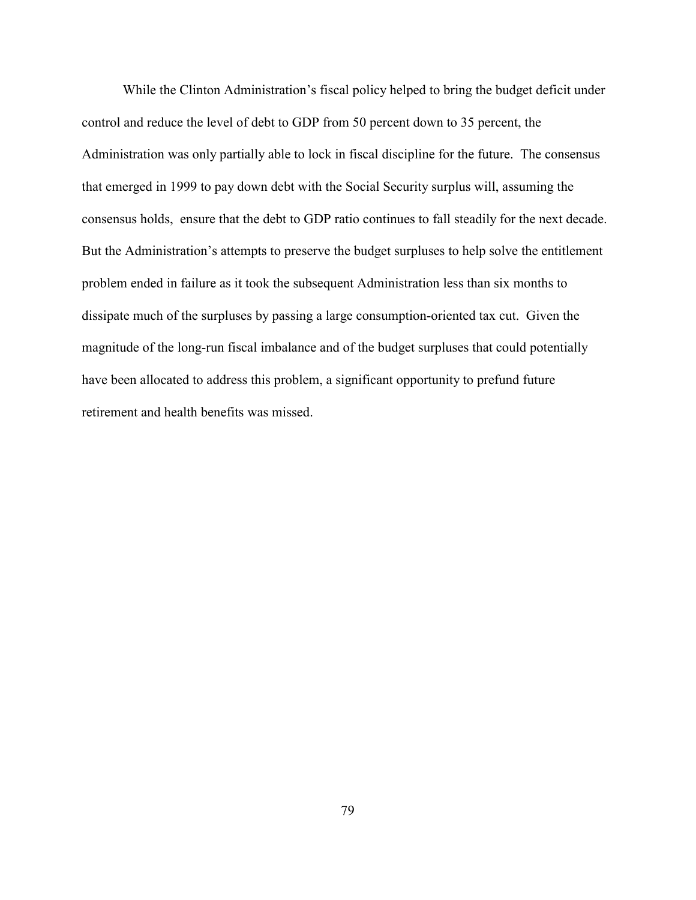While the Clinton Administration's fiscal policy helped to bring the budget deficit under control and reduce the level of debt to GDP from 50 percent down to 35 percent, the Administration was only partially able to lock in fiscal discipline for the future. The consensus that emerged in 1999 to pay down debt with the Social Security surplus will, assuming the consensus holds, ensure that the debt to GDP ratio continues to fall steadily for the next decade. But the Administration's attempts to preserve the budget surpluses to help solve the entitlement problem ended in failure as it took the subsequent Administration less than six months to dissipate much of the surpluses by passing a large consumption-oriented tax cut. Given the magnitude of the long-run fiscal imbalance and of the budget surpluses that could potentially have been allocated to address this problem, a significant opportunity to prefund future retirement and health benefits was missed.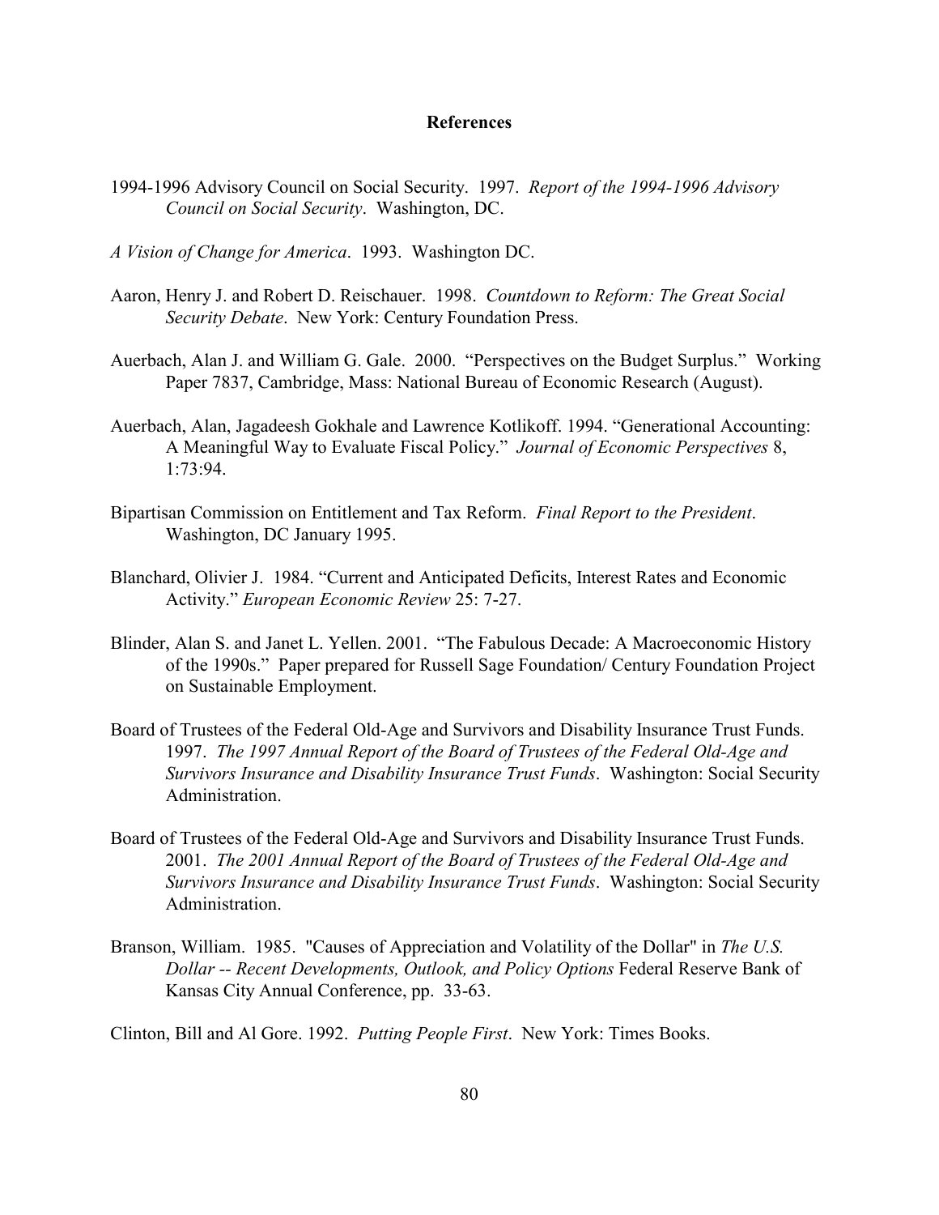## References

1994-1996 Advisory Council on Social Security. 1997. *Report of the 1994-1996 Advisory Council on Social Security*. Washington, DC.

*A Vision of Change for America*. 1993. Washington DC.

Aaron, Henry J. and Robert D. Reischauer. 1998. *Countdown to Reform: The Great Social Security Debate*. New York: Century Foundation Press.

Auerbach, Alan J. and William G. Gale. 2000. "Perspectives on the Budget Surplus." Working Paper 7837, Cambridge, Mass: National Bureau of Economic Research (August).

Auerbach, Alan, Jagadeesh Gokhale and Lawrence Kotlikoff. 1994. "Generational Accounting: A Meaningful Way to Evaluate Fiscal Policy." *Journal of Economic Perspectives* 8, 1:73:94.

Bipartisan Commission on Entitlement and Tax Reform. *Final Report to the President*. Washington, DC January 1995.

Blanchard, Olivier J. 1984. "Current and Anticipated Deficits, Interest Rates and Economic Activity." *European Economic Review* 25: 7-27.

Blinder, Alan S. and Janet L. Yellen. 2001. "The Fabulous Decade: A Macroeconomic History of the 1990s." Paper prepared for Russell Sage Foundation/ Century Foundation Project on Sustainable Employment.

Board of Trustees of the Federal Old-Age and Survivors and Disability Insurance Trust Funds. 1997. *The 1997 Annual Report of the Board of Trustees of the Federal Old-Age and Survivors Insurance and Disability Insurance Trust Funds*. Washington: Social Security Administration.

Board of Trustees of the Federal Old-Age and Survivors and Disability Insurance Trust Funds. 2001. *The 2001 Annual Report of the Board of Trustees of the Federal Old-Age and Survivors Insurance and Disability Insurance Trust Funds*. Washington: Social Security Administration.

Branson, William. 1985. "Causes of Appreciation and Volatility of the Dollar" in *The U.S. Dollar -- Recent Developments, Outlook, and Policy Options* Federal Reserve Bank of Kansas City Annual Conference, pp. 33-63.

Clinton, Bill and Al Gore. 1992. *Putting People First*. New York: Times Books.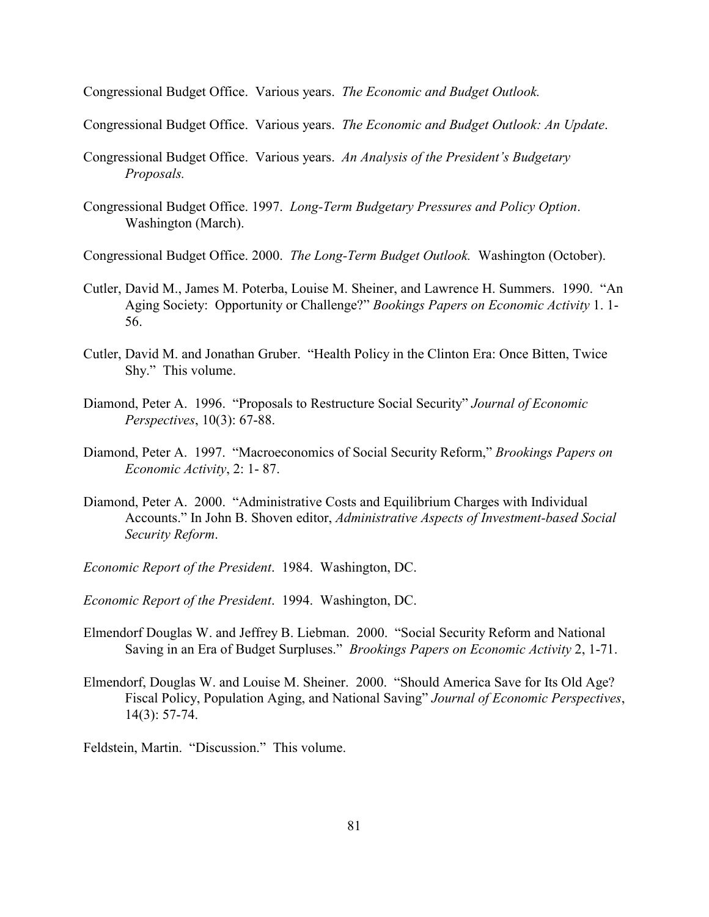Congressional Budget Office. Various years. *The Economic and Budget Outlook.*

Congressional Budget Office. Various years. *The Economic and Budget Outlook: An Update*.

Congressional Budget Office. Various years. *An Analysis of the President's Budgetary Proposals.*

Congressional Budget Office. 1997. *Long-Term Budgetary Pressures and Policy Option*. Washington (March).

Congressional Budget Office. 2000. *The Long-Term Budget Outlook.* Washington (October).

Cutler, David M., James M. Poterba, Louise M. Sheiner, and Lawrence H. Summers. 1990. "An Aging Society: Opportunity or Challenge?" *Bookings Papers on Economic Activity* 1. 1-56.

Cutler, David M. and Jonathan Gruber. "Health Policy in the Clinton Era: Once Bitten, Twice Shy." This volume.

Diamond, Peter A. 1996. "Proposals to Restructure Social Security" *Journal of Economic Perspectives*, 10(3): 67-88.

Diamond, Peter A. 1997. "Macroeconomics of Social Security Reform," *Brookings Papers on Economic Activity*, 2: 1- 87.

Diamond, Peter A. 2000. "Administrative Costs and Equilibrium Charges with Individual Accounts." In John B. Shoven editor, *Administrative Aspects of Investment-based Social Security Reform*.

*Economic Report of the President*. 1984. Washington, DC.

*Economic Report of the President*. 1994. Washington, DC.

Elmendorf Douglas W. and Jeffrey B. Liebman. 2000. "Social Security Reform and National Saving in an Era of Budget Surpluses." *Brookings Papers on Economic Activity* 2, 1-71.

Elmendorf, Douglas W. and Louise M. Sheiner. 2000. "Should America Save for Its Old Age? Fiscal Policy, Population Aging, and National Saving" *Journal of Economic Perspectives*, 14(3): 57-74.

Feldstein, Martin. "Discussion." This volume.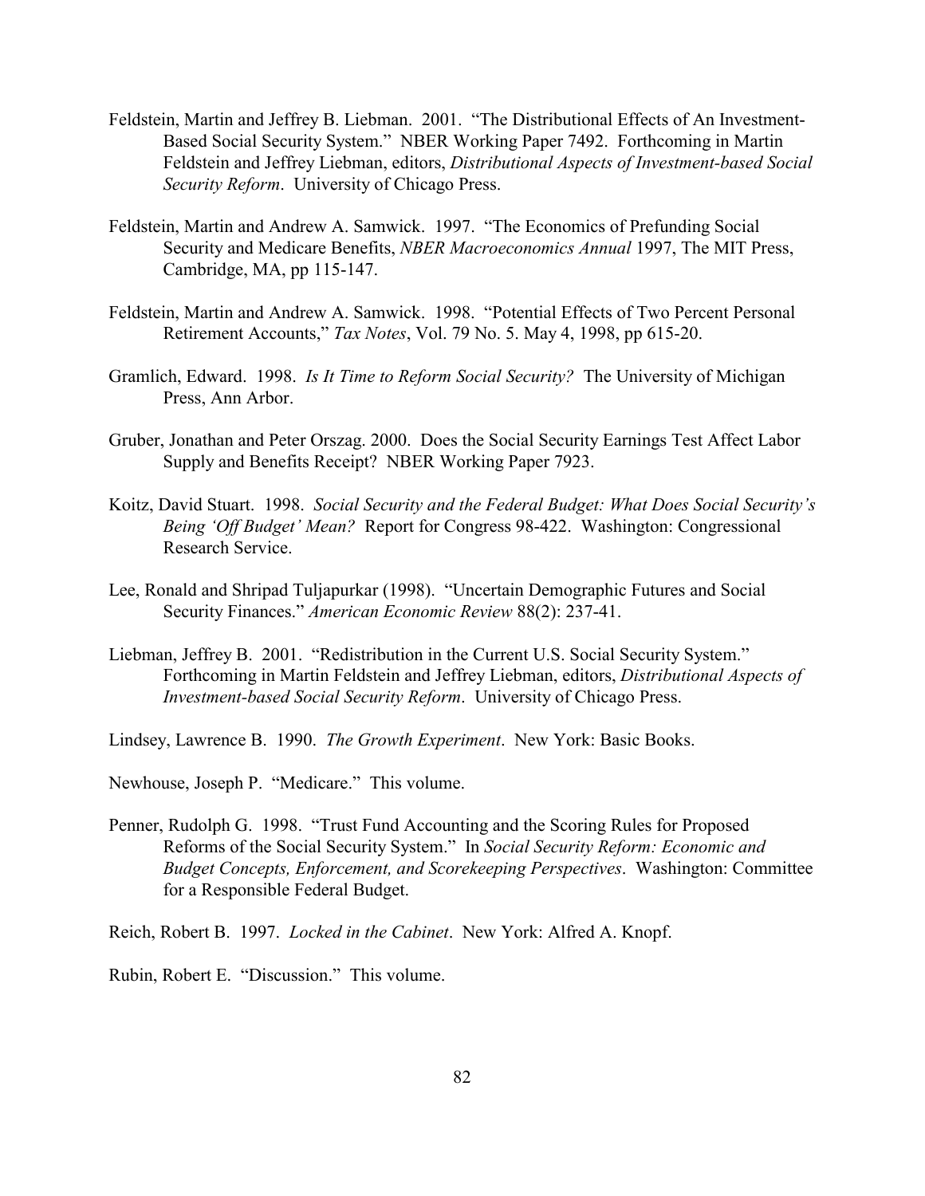Feldstein, Martin and Jeffrey B. Liebman. 2001. "The Distributional Effects of An Investment-Based Social Security System." NBER Working Paper 7492. Forthcoming in Martin Feldstein and Jeffrey Liebman, editors, *Distributional Aspects of Investment-based Social Security Reform*. University of Chicago Press.

Feldstein, Martin and Andrew A. Samwick. 1997. "The Economics of Prefunding Social Security and Medicare Benefits, *NBER Macroeconomics Annual* 1997, The MIT Press, Cambridge, MA, pp 115-147.

Feldstein, Martin and Andrew A. Samwick. 1998. "Potential Effects of Two Percent Personal Retirement Accounts," *Tax Notes*, Vol. 79 No. 5. May 4, 1998, pp 615-20.

Gramlich, Edward. 1998. *Is It Time to Reform Social Security?* The University of Michigan Press, Ann Arbor.

Gruber, Jonathan and Peter Orszag. 2000. Does the Social Security Earnings Test Affect Labor Supply and Benefits Receipt? NBER Working Paper 7923.

Koitz, David Stuart. 1998. *Social Security and the Federal Budget: What Does Social Security's Being 'Off Budget' Mean?* Report for Congress 98-422. Washington: Congressional Research Service.

Lee, Ronald and Shripad Tuljapurkar (1998). "Uncertain Demographic Futures and Social Security Finances." *American Economic Review* 88(2): 237-41.

Liebman, Jeffrey B. 2001. "Redistribution in the Current U.S. Social Security System." Forthcoming in Martin Feldstein and Jeffrey Liebman, editors, *Distributional Aspects of Investment-based Social Security Reform*. University of Chicago Press.

Lindsey, Lawrence B. 1990. *The Growth Experiment*. New York: Basic Books.

Newhouse, Joseph P. "Medicare." This volume.

Penner, Rudolph G. 1998. "Trust Fund Accounting and the Scoring Rules for Proposed Reforms of the Social Security System." In *Social Security Reform: Economic and Budget Concepts, Enforcement, and Scorekeeping Perspectives*. Washington: Committee for a Responsible Federal Budget.

Reich, Robert B. 1997. *Locked in the Cabinet*. New York: Alfred A. Knopf.

Rubin, Robert E. "Discussion." This volume.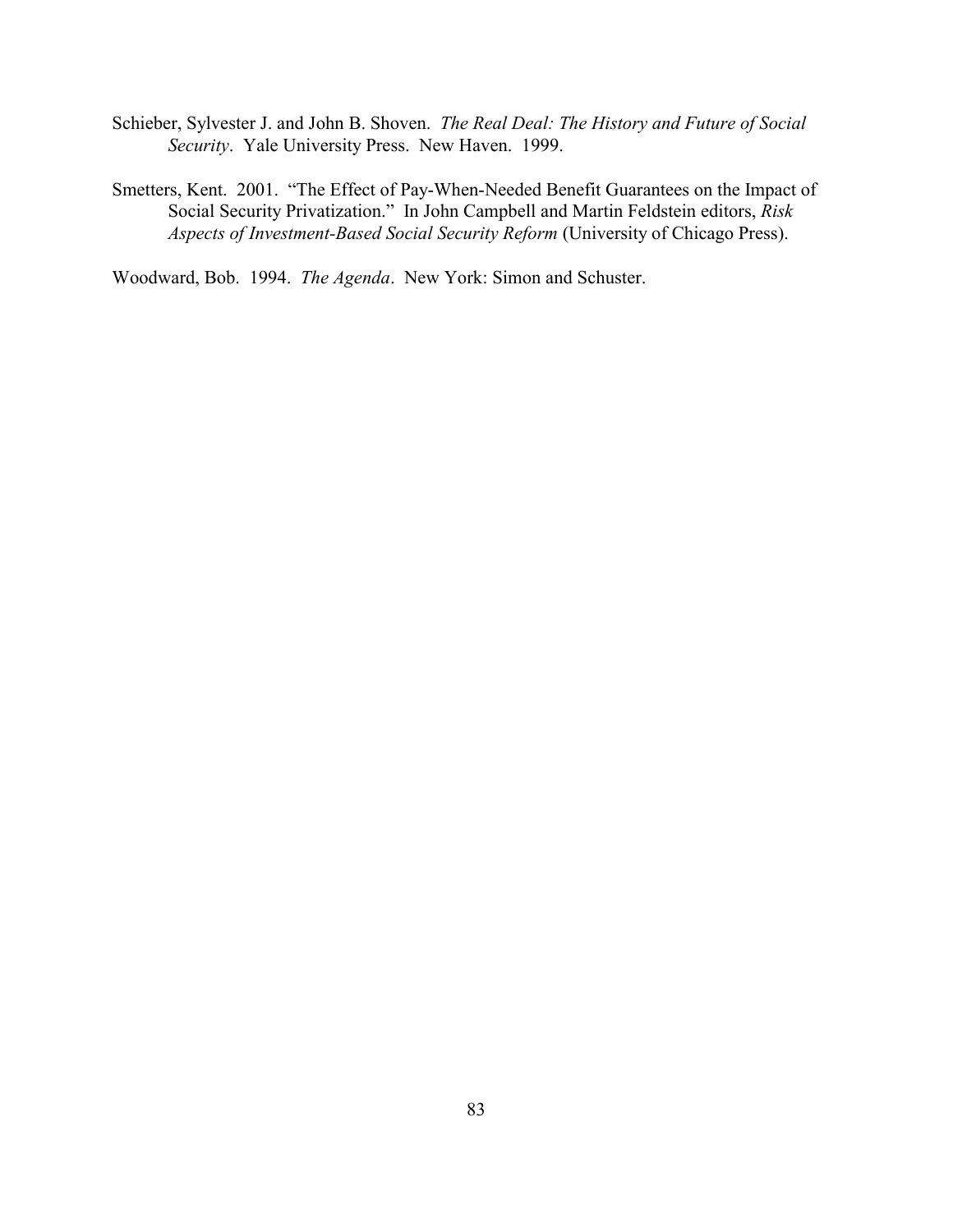Schieber, Sylvester J. and John B. Shoven. *The Real Deal: The History and Future of Social Security*. Yale University Press. New Haven. 1999.

Smetters, Kent. 2001. "The Effect of Pay-When-Needed Benefit Guarantees on the Impact of Social Security Privatization." In John Campbell and Martin Feldstein editors, *Risk Aspects of Investment-Based Social Security Reform* (University of Chicago Press).

Woodward, Bob. 1994. *The Agenda*. New York: Simon and Schuster.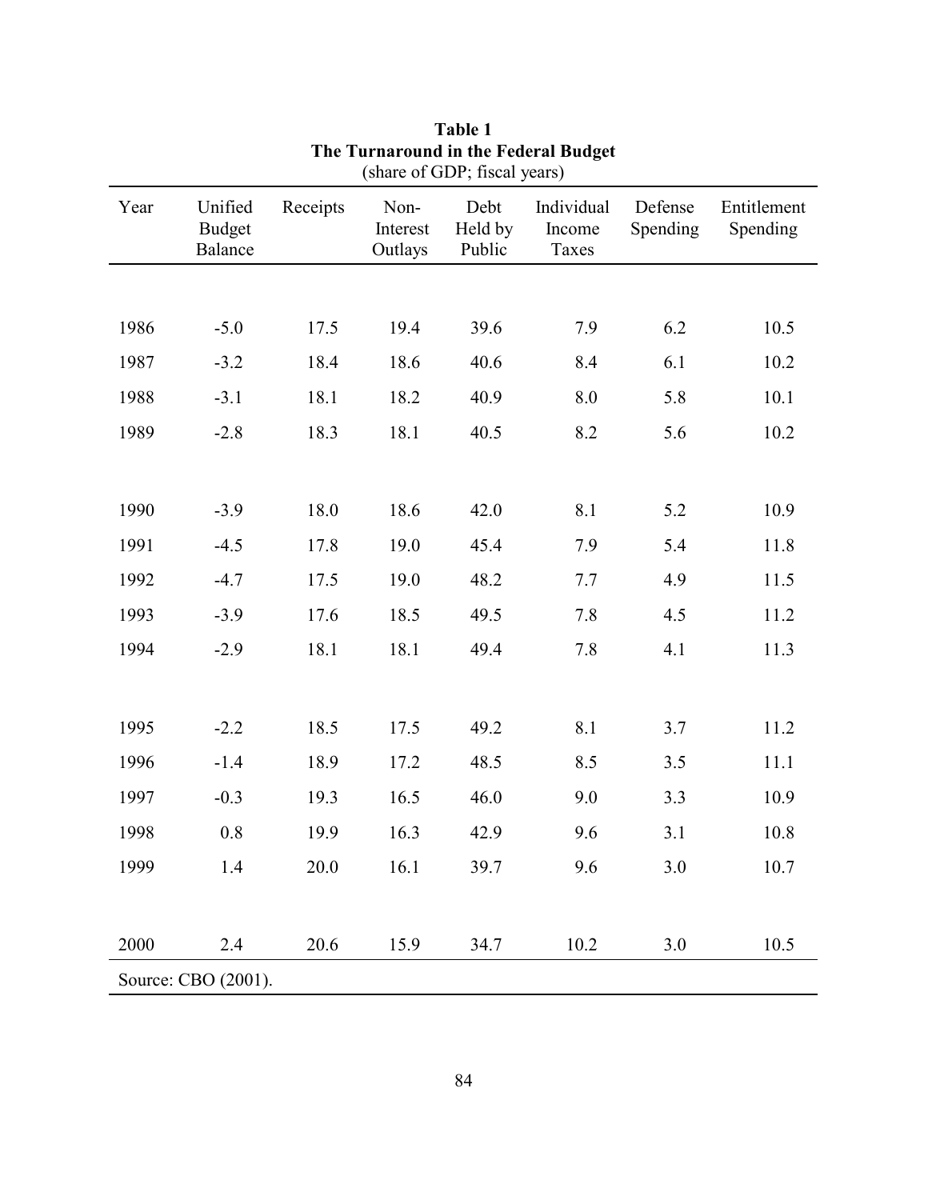**Table 1**
**The Turnaround in the Federal Budget**
(share of GDP; fiscal years)

| Year | Unified Budget Balance | Receipts | Non-Interest Outlays | Debt Held by Public | Individual Income Taxes | Defense Spending | Entitlement Spending |
|---|---|---|---|---|---|---|---|
| 1986 | -5.0 | 17.5 | 19.4 | 39.6 | 7.9 | 6.2 | 10.5 |
| 1987 | -3.2 | 18.4 | 18.6 | 40.6 | 8.4 | 6.1 | 10.2 |
| 1988 | -3.1 | 18.1 | 18.2 | 40.9 | 8.0 | 5.8 | 10.1 |
| 1989 | -2.8 | 18.3 | 18.1 | 40.5 | 8.2 | 5.6 | 10.2 |
| 1990 | -3.9 | 18.0 | 18.6 | 42.0 | 8.1 | 5.2 | 10.9 |
| 1991 | -4.5 | 17.8 | 19.0 | 45.4 | 7.9 | 5.4 | 11.8 |
| 1992 | -4.7 | 17.5 | 19.0 | 48.2 | 7.7 | 4.9 | 11.5 |
| 1993 | -3.9 | 17.6 | 18.5 | 49.5 | 7.8 | 4.5 | 11.2 |
| 1994 | -2.9 | 18.1 | 18.1 | 49.4 | 7.8 | 4.1 | 11.3 |
| 1995 | -2.2 | 18.5 | 17.5 | 49.2 | 8.1 | 3.7 | 11.2 |
| 1996 | -1.4 | 18.9 | 17.2 | 48.5 | 8.5 | 3.5 | 11.1 |
| 1997 | -0.3 | 19.3 | 16.5 | 46.0 | 9.0 | 3.3 | 10.9 |
| 1998 | 0.8 | 19.9 | 16.3 | 42.9 | 9.6 | 3.1 | 10.8 |
| 1999 | 1.4 | 20.0 | 16.1 | 39.7 | 9.6 | 3.0 | 10.7 |
| 2000 | 2.4 | 20.6 | 15.9 | 34.7 | 10.2 | 3.0 | 10.5 |

Source: CBO (2001).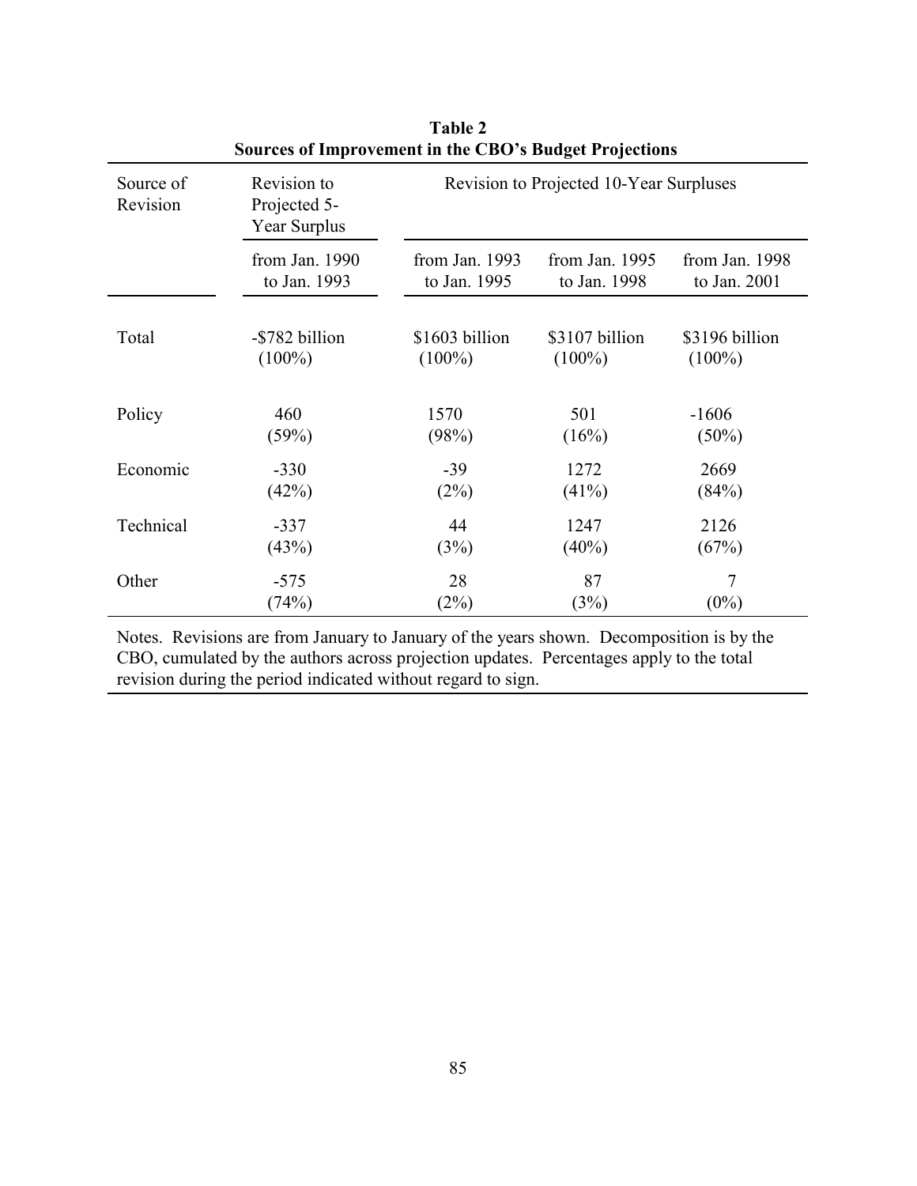**Table 2**
**Sources of Improvement in the CBO's Budget Projections**

| Source of Revision | Revision to Projected 5-Year Surplus | Revision to Projected 10-Year Surpluses | | |
|---|---|---|---|---|
| | from Jan. 1990 to Jan. 1993 | from Jan. 1993 to Jan. 1995 | from Jan. 1995 to Jan. 1998 | from Jan. 1998 to Jan. 2001 |
| Total | -$782 billion (100%) | $1603 billion (100%) | $3107 billion (100%) | $3196 billion (100%) |
| Policy | 460 (59%) | 1570 (98%) | 501 (16%) | -1606 (50%) |
| Economic | -330 (42%) | -39 (2%) | 1272 (41%) | 2669 (84%) |
| Technical | -337 (43%) | 44 (3%) | 1247 (40%) | 2126 (67%) |
| Other | -575 (74%) | 28 (2%) | 87 (3%) | 7 (0%) |

Notes. Revisions are from January to January of the years shown. Decomposition is by the CBO, cumulated by the authors across projection updates. Percentages apply to the total revision during the period indicated without regard to sign.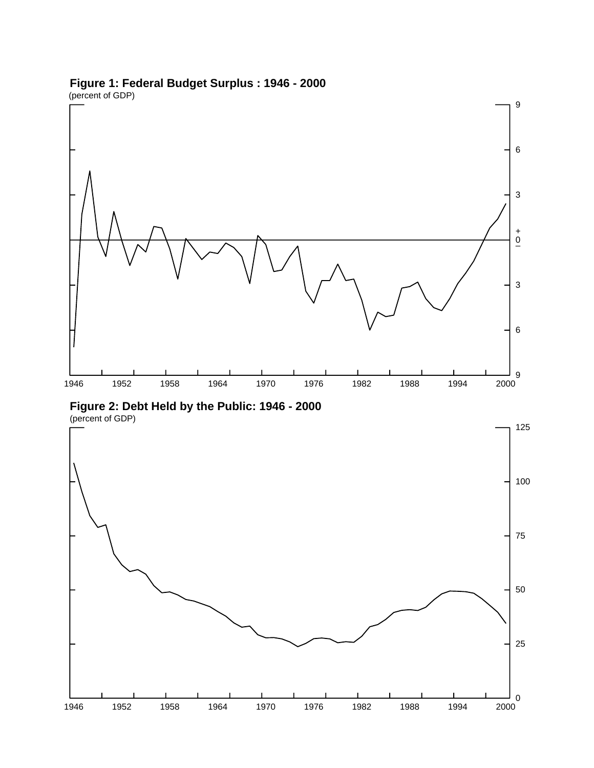**Figure 1: Federal Budget Surplus : 1946 - 2000**

(percent of GDP)

**Figure 2: Debt Held by the Public: 1946 - 2000**

(percent of GDP)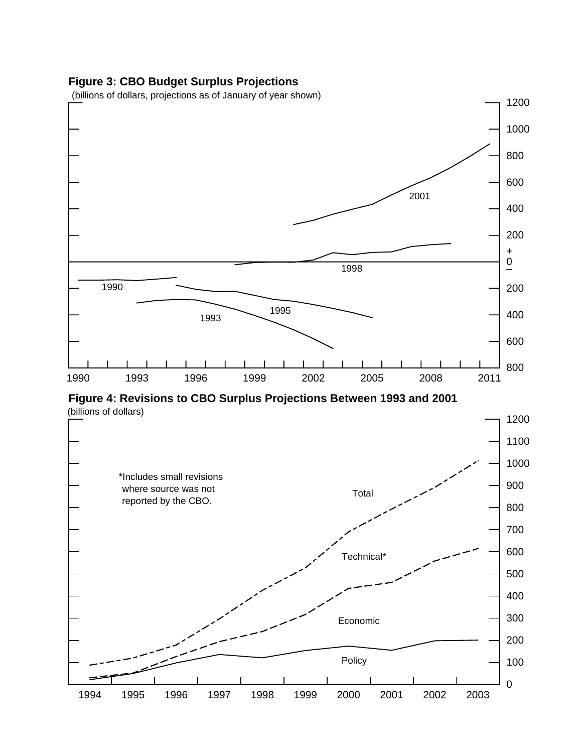**Figure 3: CBO Budget Surplus Projections**

(billions of dollars, projections as of January of year shown)

**Figure 4: Revisions to CBO Surplus Projections Between 1993 and 2001**

(billions of dollars)

*Includes small revisions where source was not reported by the CBO.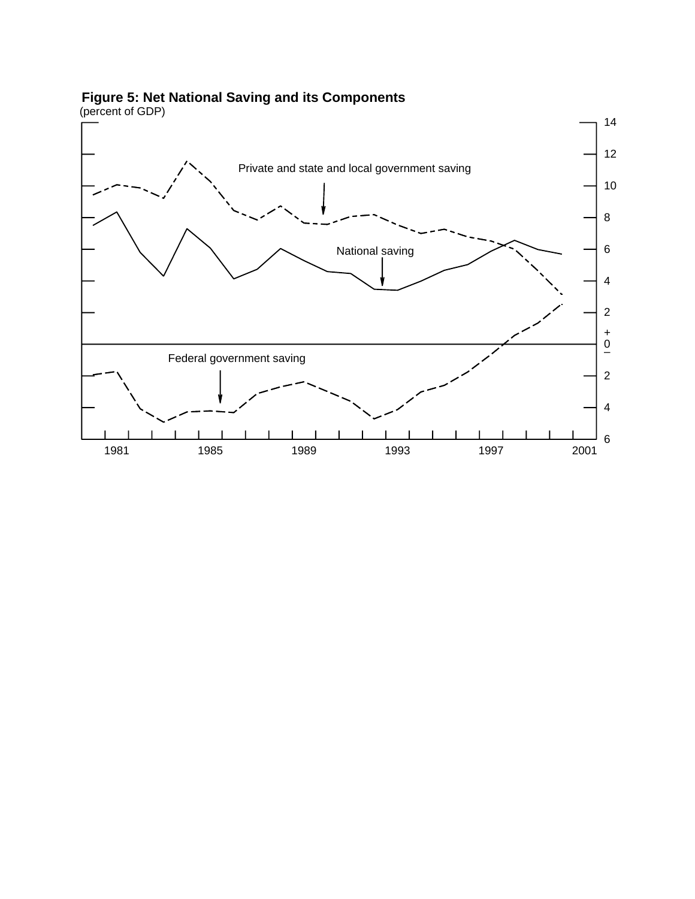**Figure 5: Net National Saving and its Components**

(percent of GDP)

Private and state and local government saving

National saving

Federal government saving

14
12
10
8
6
4
2
+
0
−
2
4
6

1981
1985
1989
1993
1997
2001